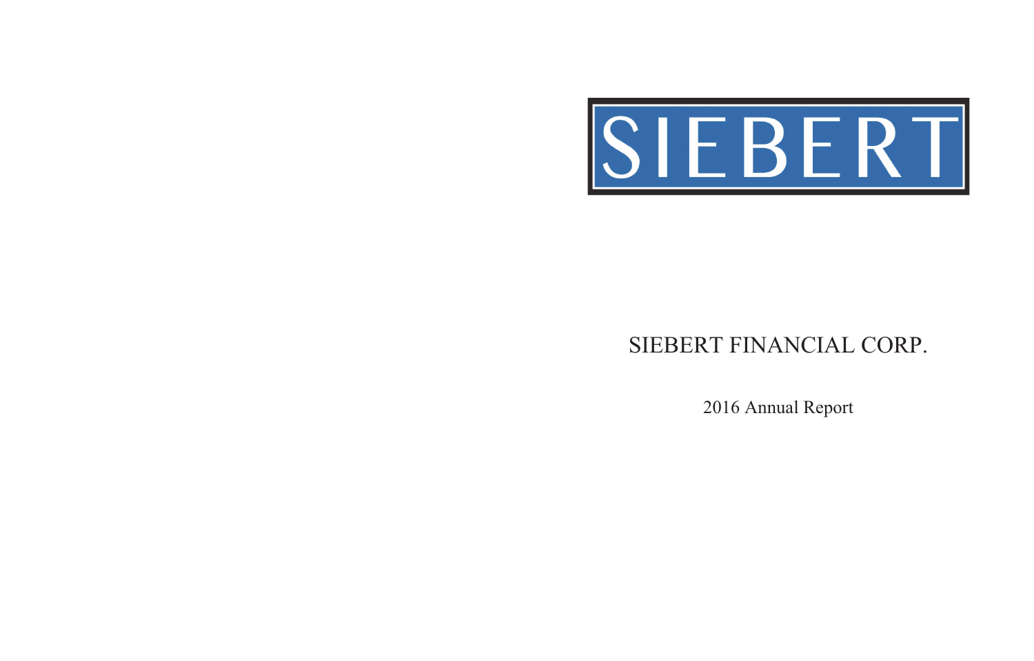SIEBERT

# SIEBERT FINANCIAL CORP.

2016 Annual Report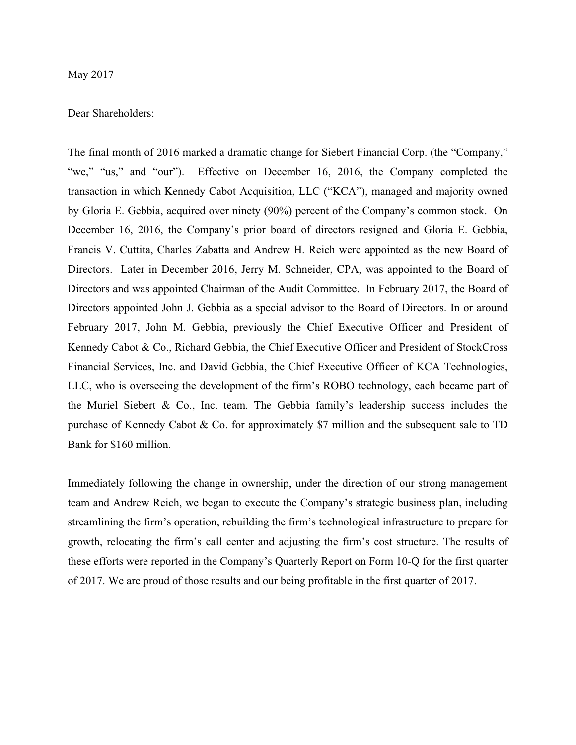May 2017

Dear Shareholders:

The final month of 2016 marked a dramatic change for Siebert Financial Corp. (the "Company," "we," "us," and "our"). Effective on December 16, 2016, the Company completed the transaction in which Kennedy Cabot Acquisition, LLC ("KCA"), managed and majority owned by Gloria E. Gebbia, acquired over ninety (90%) percent of the Company's common stock. On December 16, 2016, the Company's prior board of directors resigned and Gloria E. Gebbia, Francis V. Cuttita, Charles Zabatta and Andrew H. Reich were appointed as the new Board of Directors. Later in December 2016, Jerry M. Schneider, CPA, was appointed to the Board of Directors and was appointed Chairman of the Audit Committee. In February 2017, the Board of Directors appointed John J. Gebbia as a special advisor to the Board of Directors. In or around February 2017, John M. Gebbia, previously the Chief Executive Officer and President of Kennedy Cabot & Co., Richard Gebbia, the Chief Executive Officer and President of StockCross Financial Services, Inc. and David Gebbia, the Chief Executive Officer of KCA Technologies, LLC, who is overseeing the development of the firm's ROBO technology, each became part of the Muriel Siebert & Co., Inc. team. The Gebbia family's leadership success includes the purchase of Kennedy Cabot & Co. for approximately $7 million and the subsequent sale to TD Bank for $160 million.

Immediately following the change in ownership, under the direction of our strong management team and Andrew Reich, we began to execute the Company's strategic business plan, including streamlining the firm's operation, rebuilding the firm's technological infrastructure to prepare for growth, relocating the firm's call center and adjusting the firm's cost structure. The results of these efforts were reported in the Company's Quarterly Report on Form 10-Q for the first quarter of 2017. We are proud of those results and our being profitable in the first quarter of 2017.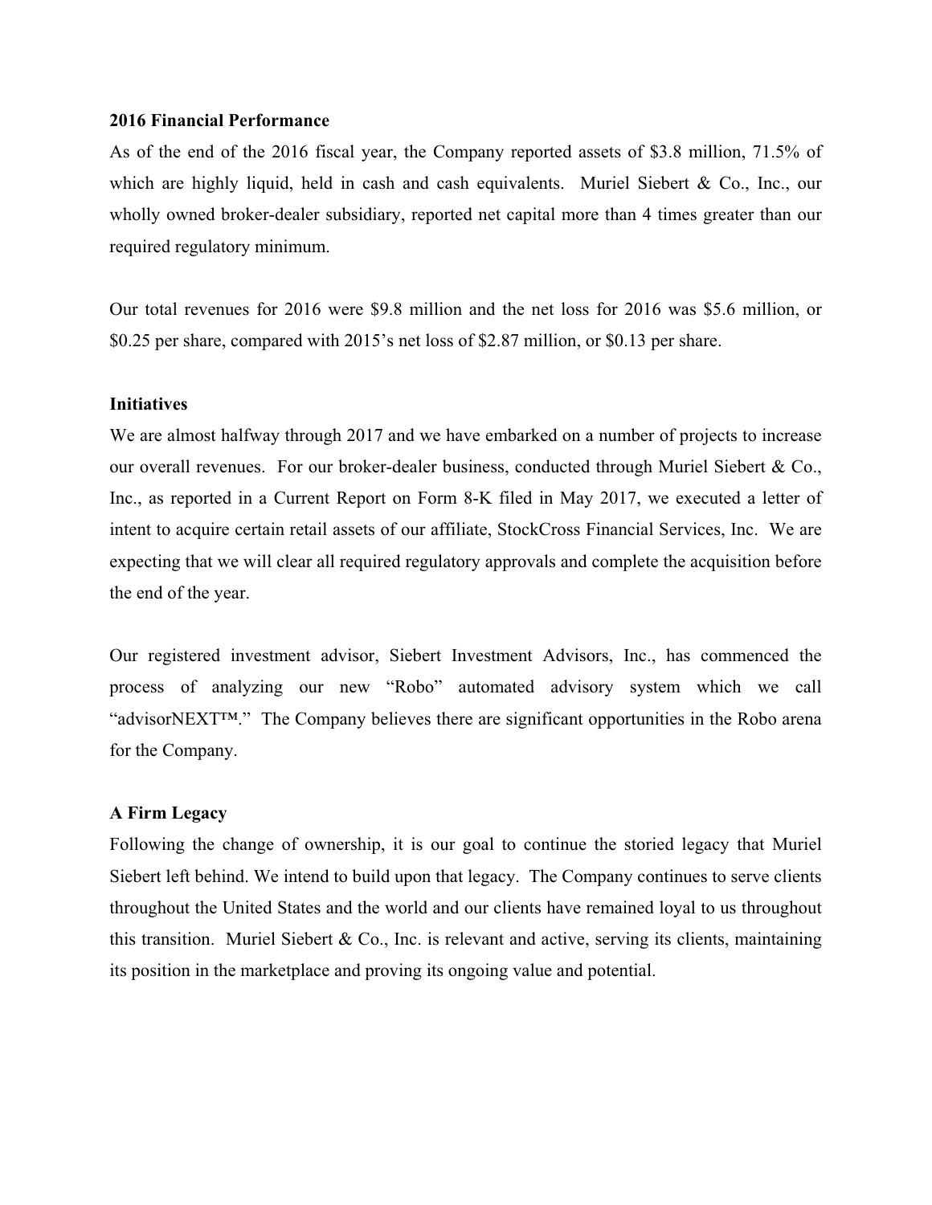**2016 Financial Performance**

As of the end of the 2016 fiscal year, the Company reported assets of $3.8 million, 71.5% of which are highly liquid, held in cash and cash equivalents. Muriel Siebert & Co., Inc., our wholly owned broker-dealer subsidiary, reported net capital more than 4 times greater than our required regulatory minimum.

Our total revenues for 2016 were $9.8 million and the net loss for 2016 was $5.6 million, or $0.25 per share, compared with 2015's net loss of $2.87 million, or $0.13 per share.

**Initiatives**

We are almost halfway through 2017 and we have embarked on a number of projects to increase our overall revenues. For our broker-dealer business, conducted through Muriel Siebert & Co., Inc., as reported in a Current Report on Form 8-K filed in May 2017, we executed a letter of intent to acquire certain retail assets of our affiliate, StockCross Financial Services, Inc. We are expecting that we will clear all required regulatory approvals and complete the acquisition before the end of the year.

Our registered investment advisor, Siebert Investment Advisors, Inc., has commenced the process of analyzing our new "Robo" automated advisory system which we call "advisorNEXT™." The Company believes there are significant opportunities in the Robo arena for the Company.

**A Firm Legacy**

Following the change of ownership, it is our goal to continue the storied legacy that Muriel Siebert left behind. We intend to build upon that legacy. The Company continues to serve clients throughout the United States and the world and our clients have remained loyal to us throughout this transition. Muriel Siebert & Co., Inc. is relevant and active, serving its clients, maintaining its position in the marketplace and proving its ongoing value and potential.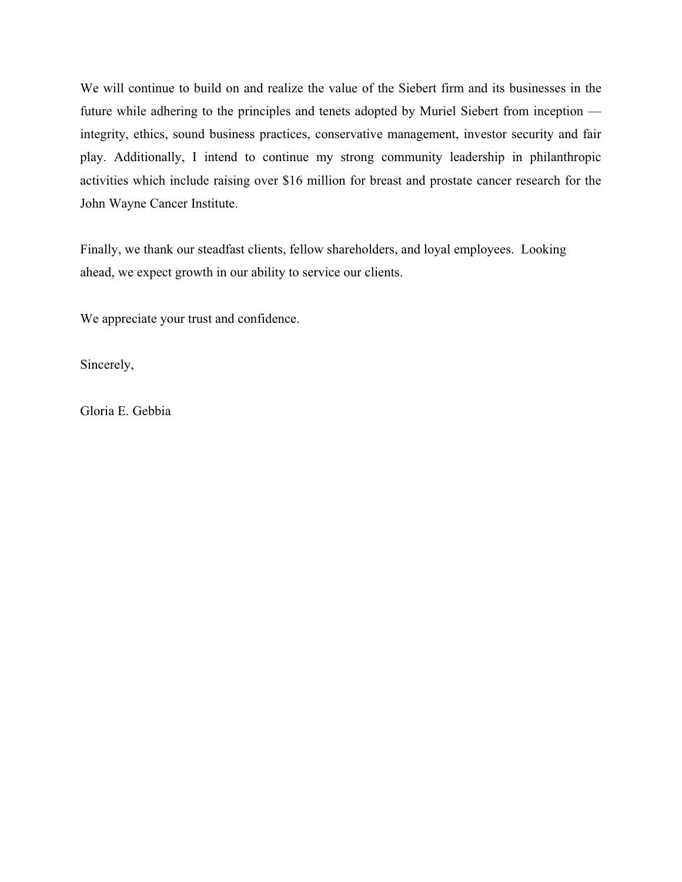We will continue to build on and realize the value of the Siebert firm and its businesses in the future while adhering to the principles and tenets adopted by Muriel Siebert from inception — integrity, ethics, sound business practices, conservative management, investor security and fair play. Additionally, I intend to continue my strong community leadership in philanthropic activities which include raising over $16 million for breast and prostate cancer research for the John Wayne Cancer Institute.

Finally, we thank our steadfast clients, fellow shareholders, and loyal employees. Looking ahead, we expect growth in our ability to service our clients.

We appreciate your trust and confidence.

Sincerely,

Gloria E. Gebbia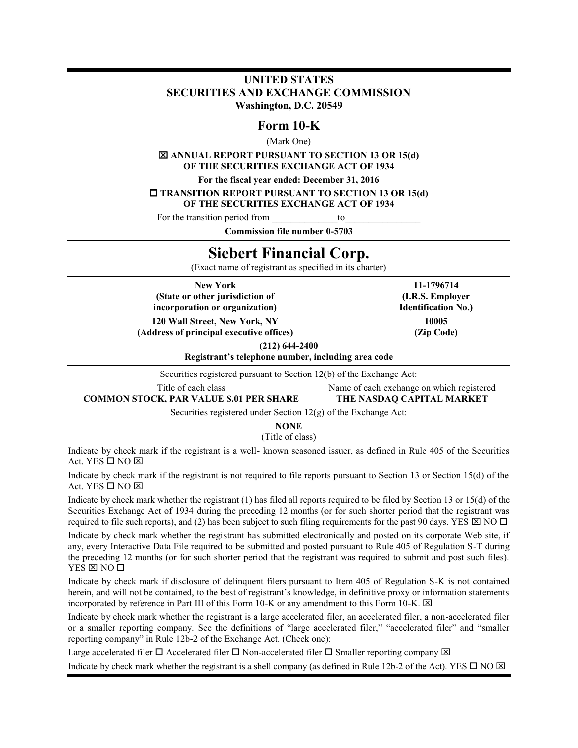# UNITED STATES
# SECURITIES AND EXCHANGE COMMISSION

**Washington, D.C. 20549**

## Form 10-K

(Mark One)

☒ **ANNUAL REPORT PURSUANT TO SECTION 13 OR 15(d) OF THE SECURITIES EXCHANGE ACT OF 1934**

**For the fiscal year ended: December 31, 2016**

☐ **TRANSITION REPORT PURSUANT TO SECTION 13 OR 15(d) OF THE SECURITIES EXCHANGE ACT OF 1934**

For the transition period from ______________to________________

**Commission file number 0-5703**

# Siebert Financial Corp.

(Exact name of registrant as specified in its charter)

| | |
|---|---|
| **New York**<br>**(State or other jurisdiction of incorporation or organization)** | **11-1796714**<br>**(I.R.S. Employer Identification No.)** |
| **120 Wall Street, New York, NY**<br>**(Address of principal executive offices)** | **10005**<br>**(Zip Code)** |

**(212) 644-2400**

**Registrant's telephone number, including area code**

Securities registered pursuant to Section 12(b) of the Exchange Act:

| Title of each class | Name of each exchange on which registered |
|---|---|
| **COMMON STOCK, PAR VALUE $.01 PER SHARE** | **THE NASDAQ CAPITAL MARKET** |

Securities registered under Section 12(g) of the Exchange Act:

**NONE**

(Title of class)

Indicate by check mark if the registrant is a well- known seasoned issuer, as defined in Rule 405 of the Securities Act. YES ☐ NO ☒

Indicate by check mark if the registrant is not required to file reports pursuant to Section 13 or Section 15(d) of the Act. YES ☐ NO ☒

Indicate by check mark whether the registrant (1) has filed all reports required to be filed by Section 13 or 15(d) of the Securities Exchange Act of 1934 during the preceding 12 months (or for such shorter period that the registrant was required to file such reports), and (2) has been subject to such filing requirements for the past 90 days. YES ☒ NO ☐

Indicate by check mark whether the registrant has submitted electronically and posted on its corporate Web site, if any, every Interactive Data File required to be submitted and posted pursuant to Rule 405 of Regulation S-T during the preceding 12 months (or for such shorter period that the registrant was required to submit and post such files). YES ☒ NO ☐

Indicate by check mark if disclosure of delinquent filers pursuant to Item 405 of Regulation S-K is not contained herein, and will not be contained, to the best of registrant's knowledge, in definitive proxy or information statements incorporated by reference in Part III of this Form 10-K or any amendment to this Form 10-K. ☒

Indicate by check mark whether the registrant is a large accelerated filer, an accelerated filer, a non-accelerated filer or a smaller reporting company. See the definitions of "large accelerated filer," "accelerated filer" and "smaller reporting company" in Rule 12b-2 of the Exchange Act. (Check one):

Large accelerated filer ☐ Accelerated filer ☐ Non-accelerated filer ☐ Smaller reporting company ☒

Indicate by check mark whether the registrant is a shell company (as defined in Rule 12b-2 of the Act). YES ☐ NO ☒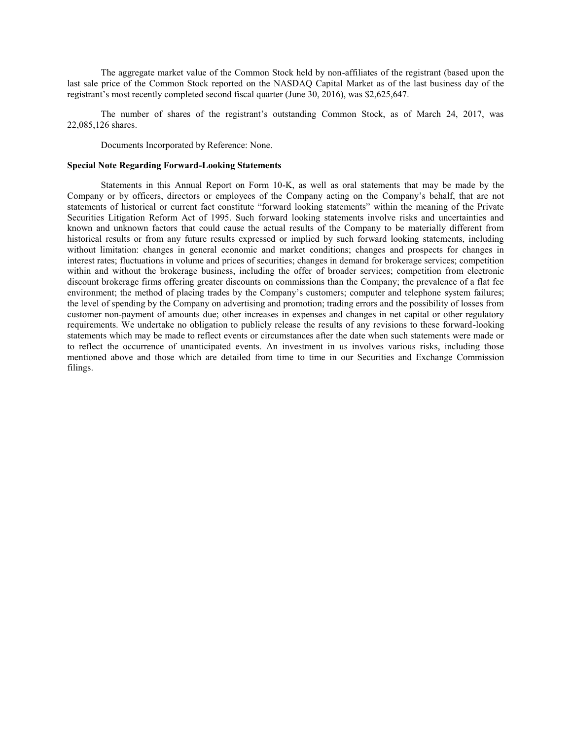The aggregate market value of the Common Stock held by non-affiliates of the registrant (based upon the last sale price of the Common Stock reported on the NASDAQ Capital Market as of the last business day of the registrant's most recently completed second fiscal quarter (June 30, 2016), was $2,625,647.

The number of shares of the registrant's outstanding Common Stock, as of March 24, 2017, was 22,085,126 shares.

Documents Incorporated by Reference: None.

**Special Note Regarding Forward-Looking Statements**

Statements in this Annual Report on Form 10-K, as well as oral statements that may be made by the Company or by officers, directors or employees of the Company acting on the Company's behalf, that are not statements of historical or current fact constitute "forward looking statements" within the meaning of the Private Securities Litigation Reform Act of 1995. Such forward looking statements involve risks and uncertainties and known and unknown factors that could cause the actual results of the Company to be materially different from historical results or from any future results expressed or implied by such forward looking statements, including without limitation: changes in general economic and market conditions; changes and prospects for changes in interest rates; fluctuations in volume and prices of securities; changes in demand for brokerage services; competition within and without the brokerage business, including the offer of broader services; competition from electronic discount brokerage firms offering greater discounts on commissions than the Company; the prevalence of a flat fee environment; the method of placing trades by the Company's customers; computer and telephone system failures; the level of spending by the Company on advertising and promotion; trading errors and the possibility of losses from customer non-payment of amounts due; other increases in expenses and changes in net capital or other regulatory requirements. We undertake no obligation to publicly release the results of any revisions to these forward-looking statements which may be made to reflect events or circumstances after the date when such statements were made or to reflect the occurrence of unanticipated events. An investment in us involves various risks, including those mentioned above and those which are detailed from time to time in our Securities and Exchange Commission filings.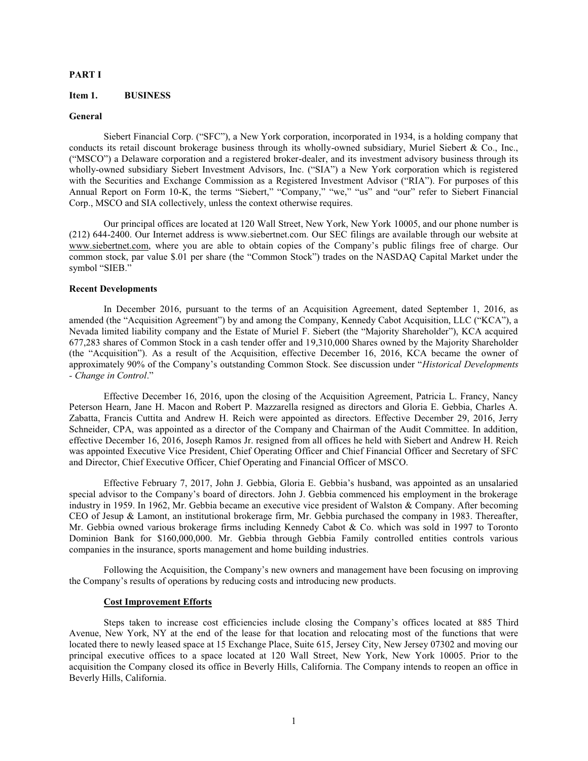# PART I

## Item 1. BUSINESS

### General

Siebert Financial Corp. ("SFC"), a New York corporation, incorporated in 1934, is a holding company that conducts its retail discount brokerage business through its wholly-owned subsidiary, Muriel Siebert & Co., Inc., ("MSCO") a Delaware corporation and a registered broker-dealer, and its investment advisory business through its wholly-owned subsidiary Siebert Investment Advisors, Inc. ("SIA") a New York corporation which is registered with the Securities and Exchange Commission as a Registered Investment Advisor ("RIA"). For purposes of this Annual Report on Form 10-K, the terms "Siebert," "Company," "we," "us" and "our" refer to Siebert Financial Corp., MSCO and SIA collectively, unless the context otherwise requires.

Our principal offices are located at 120 Wall Street, New York, New York 10005, and our phone number is (212) 644-2400. Our Internet address is www.siebertnet.com. Our SEC filings are available through our website at www.siebertnet.com, where you are able to obtain copies of the Company's public filings free of charge. Our common stock, par value $.01 per share (the "Common Stock") trades on the NASDAQ Capital Market under the symbol "SIEB."

### Recent Developments

In December 2016, pursuant to the terms of an Acquisition Agreement, dated September 1, 2016, as amended (the "Acquisition Agreement") by and among the Company, Kennedy Cabot Acquisition, LLC ("KCA"), a Nevada limited liability company and the Estate of Muriel F. Siebert (the "Majority Shareholder"), KCA acquired 677,283 shares of Common Stock in a cash tender offer and 19,310,000 Shares owned by the Majority Shareholder (the "Acquisition"). As a result of the Acquisition, effective December 16, 2016, KCA became the owner of approximately 90% of the Company's outstanding Common Stock. See discussion under "*Historical Developments - Change in Control*."

Effective December 16, 2016, upon the closing of the Acquisition Agreement, Patricia L. Francy, Nancy Peterson Hearn, Jane H. Macon and Robert P. Mazzarella resigned as directors and Gloria E. Gebbia, Charles A. Zabatta, Francis Cuttita and Andrew H. Reich were appointed as directors. Effective December 29, 2016, Jerry Schneider, CPA, was appointed as a director of the Company and Chairman of the Audit Committee. In addition, effective December 16, 2016, Joseph Ramos Jr. resigned from all offices he held with Siebert and Andrew H. Reich was appointed Executive Vice President, Chief Operating Officer and Chief Financial Officer and Secretary of SFC and Director, Chief Executive Officer, Chief Operating and Financial Officer of MSCO.

Effective February 7, 2017, John J. Gebbia, Gloria E. Gebbia's husband, was appointed as an unsalaried special advisor to the Company's board of directors. John J. Gebbia commenced his employment in the brokerage industry in 1959. In 1962, Mr. Gebbia became an executive vice president of Walston & Company. After becoming CEO of Jesup & Lamont, an institutional brokerage firm, Mr. Gebbia purchased the company in 1983. Thereafter, Mr. Gebbia owned various brokerage firms including Kennedy Cabot & Co. which was sold in 1997 to Toronto Dominion Bank for $160,000,000. Mr. Gebbia through Gebbia Family controlled entities controls various companies in the insurance, sports management and home building industries.

Following the Acquisition, the Company's new owners and management have been focusing on improving the Company's results of operations by reducing costs and introducing new products.

#### Cost Improvement Efforts

Steps taken to increase cost efficiencies include closing the Company's offices located at 885 Third Avenue, New York, NY at the end of the lease for that location and relocating most of the functions that were located there to newly leased space at 15 Exchange Place, Suite 615, Jersey City, New Jersey 07302 and moving our principal executive offices to a space located at 120 Wall Street, New York, New York 10005. Prior to the acquisition the Company closed its office in Beverly Hills, California. The Company intends to reopen an office in Beverly Hills, California.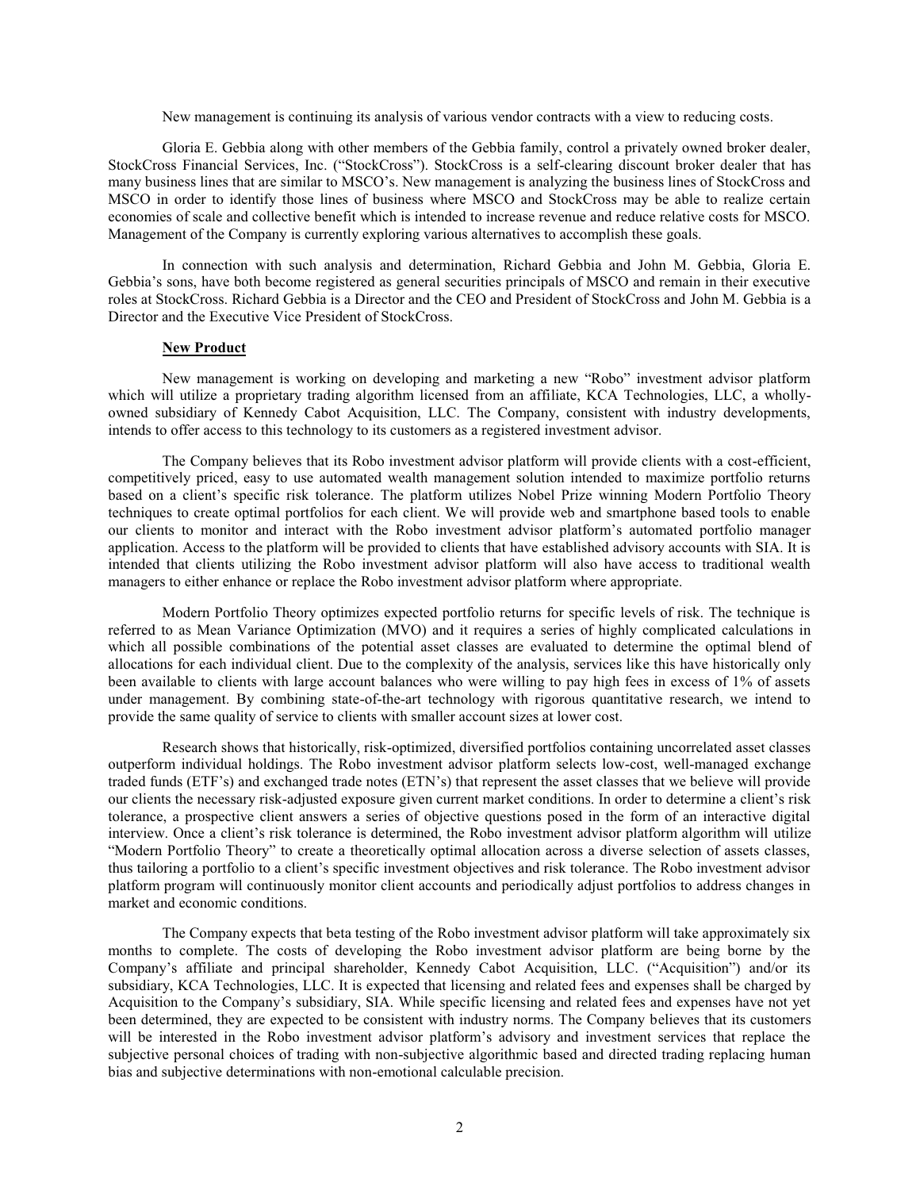New management is continuing its analysis of various vendor contracts with a view to reducing costs.

Gloria E. Gebbia along with other members of the Gebbia family, control a privately owned broker dealer, StockCross Financial Services, Inc. ("StockCross"). StockCross is a self-clearing discount broker dealer that has many business lines that are similar to MSCO's. New management is analyzing the business lines of StockCross and MSCO in order to identify those lines of business where MSCO and StockCross may be able to realize certain economies of scale and collective benefit which is intended to increase revenue and reduce relative costs for MSCO. Management of the Company is currently exploring various alternatives to accomplish these goals.

In connection with such analysis and determination, Richard Gebbia and John M. Gebbia, Gloria E. Gebbia's sons, have both become registered as general securities principals of MSCO and remain in their executive roles at StockCross. Richard Gebbia is a Director and the CEO and President of StockCross and John M. Gebbia is a Director and the Executive Vice President of StockCross.

**New Product**

New management is working on developing and marketing a new "Robo" investment advisor platform which will utilize a proprietary trading algorithm licensed from an affiliate, KCA Technologies, LLC, a wholly-owned subsidiary of Kennedy Cabot Acquisition, LLC. The Company, consistent with industry developments, intends to offer access to this technology to its customers as a registered investment advisor.

The Company believes that its Robo investment advisor platform will provide clients with a cost-efficient, competitively priced, easy to use automated wealth management solution intended to maximize portfolio returns based on a client's specific risk tolerance. The platform utilizes Nobel Prize winning Modern Portfolio Theory techniques to create optimal portfolios for each client. We will provide web and smartphone based tools to enable our clients to monitor and interact with the Robo investment advisor platform's automated portfolio manager application. Access to the platform will be provided to clients that have established advisory accounts with SIA. It is intended that clients utilizing the Robo investment advisor platform will also have access to traditional wealth managers to either enhance or replace the Robo investment advisor platform where appropriate.

Modern Portfolio Theory optimizes expected portfolio returns for specific levels of risk. The technique is referred to as Mean Variance Optimization (MVO) and it requires a series of highly complicated calculations in which all possible combinations of the potential asset classes are evaluated to determine the optimal blend of allocations for each individual client. Due to the complexity of the analysis, services like this have historically only been available to clients with large account balances who were willing to pay high fees in excess of 1% of assets under management. By combining state-of-the-art technology with rigorous quantitative research, we intend to provide the same quality of service to clients with smaller account sizes at lower cost.

Research shows that historically, risk-optimized, diversified portfolios containing uncorrelated asset classes outperform individual holdings. The Robo investment advisor platform selects low-cost, well-managed exchange traded funds (ETF's) and exchanged trade notes (ETN's) that represent the asset classes that we believe will provide our clients the necessary risk-adjusted exposure given current market conditions. In order to determine a client's risk tolerance, a prospective client answers a series of objective questions posed in the form of an interactive digital interview. Once a client's risk tolerance is determined, the Robo investment advisor platform algorithm will utilize "Modern Portfolio Theory" to create a theoretically optimal allocation across a diverse selection of assets classes, thus tailoring a portfolio to a client's specific investment objectives and risk tolerance. The Robo investment advisor platform program will continuously monitor client accounts and periodically adjust portfolios to address changes in market and economic conditions.

The Company expects that beta testing of the Robo investment advisor platform will take approximately six months to complete. The costs of developing the Robo investment advisor platform are being borne by the Company's affiliate and principal shareholder, Kennedy Cabot Acquisition, LLC. ("Acquisition") and/or its subsidiary, KCA Technologies, LLC. It is expected that licensing and related fees and expenses shall be charged by Acquisition to the Company's subsidiary, SIA. While specific licensing and related fees and expenses have not yet been determined, they are expected to be consistent with industry norms. The Company believes that its customers will be interested in the Robo investment advisor platform's advisory and investment services that replace the subjective personal choices of trading with non-subjective algorithmic based and directed trading replacing human bias and subjective determinations with non-emotional calculable precision.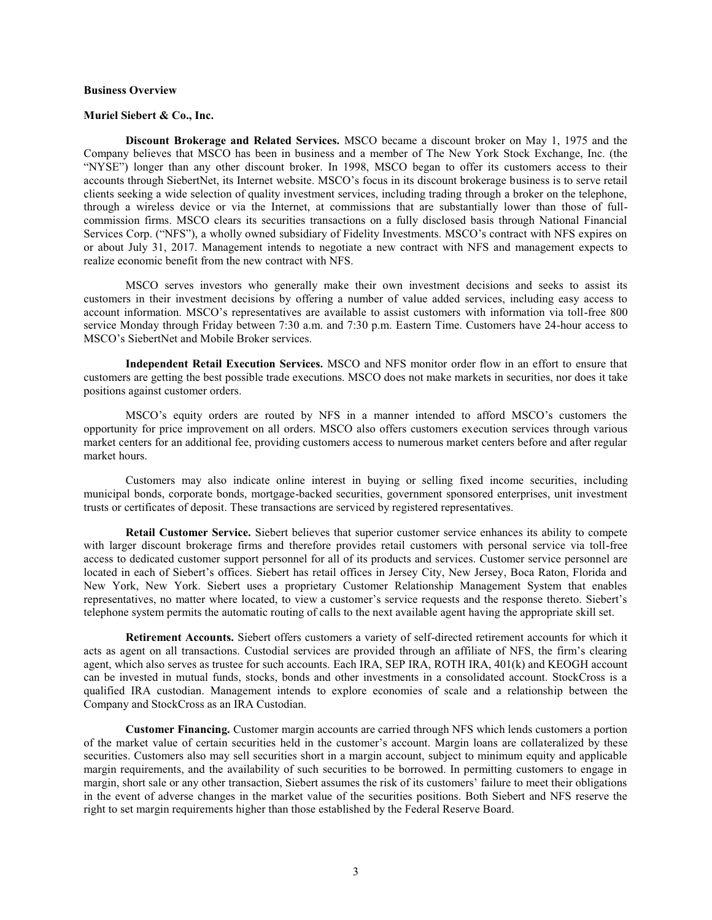**Business Overview**

**Muriel Siebert & Co., Inc.**

**Discount Brokerage and Related Services.** MSCO became a discount broker on May 1, 1975 and the Company believes that MSCO has been in business and a member of The New York Stock Exchange, Inc. (the "NYSE") longer than any other discount broker. In 1998, MSCO began to offer its customers access to their accounts through SiebertNet, its Internet website. MSCO's focus in its discount brokerage business is to serve retail clients seeking a wide selection of quality investment services, including trading through a broker on the telephone, through a wireless device or via the Internet, at commissions that are substantially lower than those of full-commission firms. MSCO clears its securities transactions on a fully disclosed basis through National Financial Services Corp. ("NFS"), a wholly owned subsidiary of Fidelity Investments. MSCO's contract with NFS expires on or about July 31, 2017. Management intends to negotiate a new contract with NFS and management expects to realize economic benefit from the new contract with NFS.

MSCO serves investors who generally make their own investment decisions and seeks to assist its customers in their investment decisions by offering a number of value added services, including easy access to account information. MSCO's representatives are available to assist customers with information via toll-free 800 service Monday through Friday between 7:30 a.m. and 7:30 p.m. Eastern Time. Customers have 24-hour access to MSCO's SiebertNet and Mobile Broker services.

**Independent Retail Execution Services.** MSCO and NFS monitor order flow in an effort to ensure that customers are getting the best possible trade executions. MSCO does not make markets in securities, nor does it take positions against customer orders.

MSCO's equity orders are routed by NFS in a manner intended to afford MSCO's customers the opportunity for price improvement on all orders. MSCO also offers customers execution services through various market centers for an additional fee, providing customers access to numerous market centers before and after regular market hours.

Customers may also indicate online interest in buying or selling fixed income securities, including municipal bonds, corporate bonds, mortgage-backed securities, government sponsored enterprises, unit investment trusts or certificates of deposit. These transactions are serviced by registered representatives.

**Retail Customer Service.** Siebert believes that superior customer service enhances its ability to compete with larger discount brokerage firms and therefore provides retail customers with personal service via toll-free access to dedicated customer support personnel for all of its products and services. Customer service personnel are located in each of Siebert's offices. Siebert has retail offices in Jersey City, New Jersey, Boca Raton, Florida and New York, New York. Siebert uses a proprietary Customer Relationship Management System that enables representatives, no matter where located, to view a customer's service requests and the response thereto. Siebert's telephone system permits the automatic routing of calls to the next available agent having the appropriate skill set.

**Retirement Accounts.** Siebert offers customers a variety of self-directed retirement accounts for which it acts as agent on all transactions. Custodial services are provided through an affiliate of NFS, the firm's clearing agent, which also serves as trustee for such accounts. Each IRA, SEP IRA, ROTH IRA, 401(k) and KEOGH account can be invested in mutual funds, stocks, bonds and other investments in a consolidated account. StockCross is a qualified IRA custodian. Management intends to explore economies of scale and a relationship between the Company and StockCross as an IRA Custodian.

**Customer Financing.** Customer margin accounts are carried through NFS which lends customers a portion of the market value of certain securities held in the customer's account. Margin loans are collateralized by these securities. Customers also may sell securities short in a margin account, subject to minimum equity and applicable margin requirements, and the availability of such securities to be borrowed. In permitting customers to engage in margin, short sale or any other transaction, Siebert assumes the risk of its customers' failure to meet their obligations in the event of adverse changes in the market value of the securities positions. Both Siebert and NFS reserve the right to set margin requirements higher than those established by the Federal Reserve Board.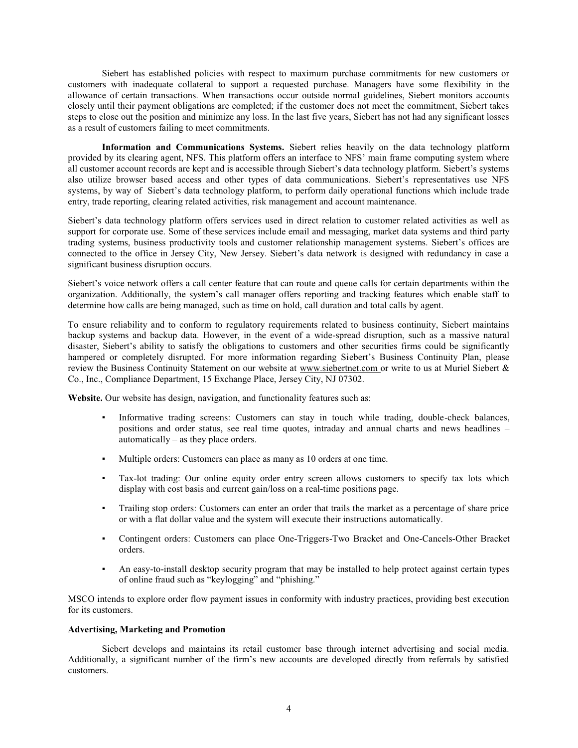Siebert has established policies with respect to maximum purchase commitments for new customers or customers with inadequate collateral to support a requested purchase. Managers have some flexibility in the allowance of certain transactions. When transactions occur outside normal guidelines, Siebert monitors accounts closely until their payment obligations are completed; if the customer does not meet the commitment, Siebert takes steps to close out the position and minimize any loss. In the last five years, Siebert has not had any significant losses as a result of customers failing to meet commitments.

**Information and Communications Systems.** Siebert relies heavily on the data technology platform provided by its clearing agent, NFS. This platform offers an interface to NFS' main frame computing system where all customer account records are kept and is accessible through Siebert's data technology platform. Siebert's systems also utilize browser based access and other types of data communications. Siebert's representatives use NFS systems, by way of Siebert's data technology platform, to perform daily operational functions which include trade entry, trade reporting, clearing related activities, risk management and account maintenance.

Siebert's data technology platform offers services used in direct relation to customer related activities as well as support for corporate use. Some of these services include email and messaging, market data systems and third party trading systems, business productivity tools and customer relationship management systems. Siebert's offices are connected to the office in Jersey City, New Jersey. Siebert's data network is designed with redundancy in case a significant business disruption occurs.

Siebert's voice network offers a call center feature that can route and queue calls for certain departments within the organization. Additionally, the system's call manager offers reporting and tracking features which enable staff to determine how calls are being managed, such as time on hold, call duration and total calls by agent.

To ensure reliability and to conform to regulatory requirements related to business continuity, Siebert maintains backup systems and backup data. However, in the event of a wide-spread disruption, such as a massive natural disaster, Siebert's ability to satisfy the obligations to customers and other securities firms could be significantly hampered or completely disrupted. For more information regarding Siebert's Business Continuity Plan, please review the Business Continuity Statement on our website at www.siebertnet.com or write to us at Muriel Siebert & Co., Inc., Compliance Department, 15 Exchange Place, Jersey City, NJ 07302.

**Website.** Our website has design, navigation, and functionality features such as:

- Informative trading screens: Customers can stay in touch while trading, double-check balances, positions and order status, see real time quotes, intraday and annual charts and news headlines – automatically – as they place orders.
- Multiple orders: Customers can place as many as 10 orders at one time.
- Tax-lot trading: Our online equity order entry screen allows customers to specify tax lots which display with cost basis and current gain/loss on a real-time positions page.
- Trailing stop orders: Customers can enter an order that trails the market as a percentage of share price or with a flat dollar value and the system will execute their instructions automatically.
- Contingent orders: Customers can place One-Triggers-Two Bracket and One-Cancels-Other Bracket orders.
- An easy-to-install desktop security program that may be installed to help protect against certain types of online fraud such as "keylogging" and "phishing."

MSCO intends to explore order flow payment issues in conformity with industry practices, providing best execution for its customers.

**Advertising, Marketing and Promotion**

Siebert develops and maintains its retail customer base through internet advertising and social media. Additionally, a significant number of the firm's new accounts are developed directly from referrals by satisfied customers.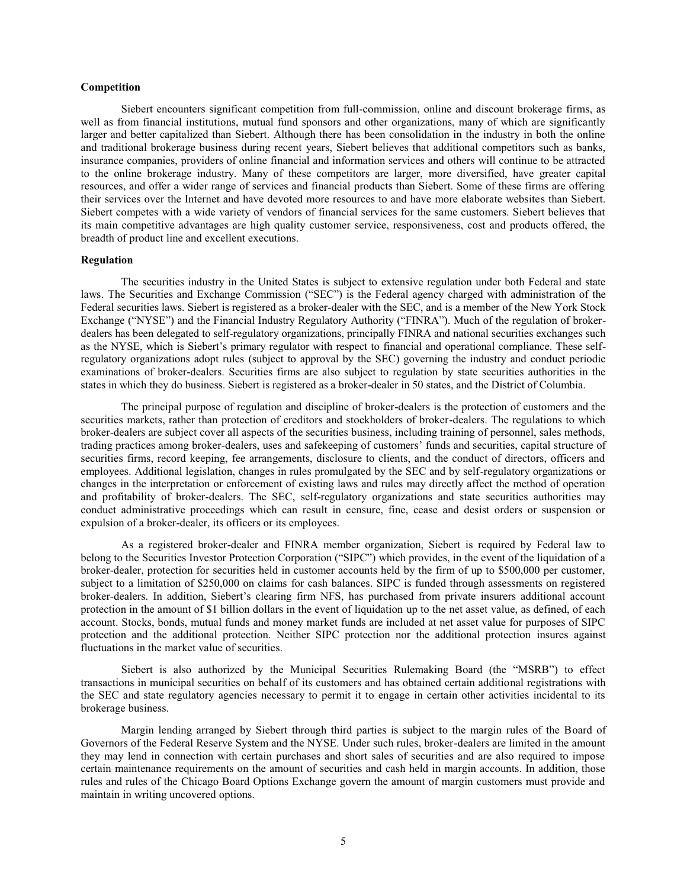**Competition**

Siebert encounters significant competition from full-commission, online and discount brokerage firms, as well as from financial institutions, mutual fund sponsors and other organizations, many of which are significantly larger and better capitalized than Siebert. Although there has been consolidation in the industry in both the online and traditional brokerage business during recent years, Siebert believes that additional competitors such as banks, insurance companies, providers of online financial and information services and others will continue to be attracted to the online brokerage industry. Many of these competitors are larger, more diversified, have greater capital resources, and offer a wider range of services and financial products than Siebert. Some of these firms are offering their services over the Internet and have devoted more resources to and have more elaborate websites than Siebert. Siebert competes with a wide variety of vendors of financial services for the same customers. Siebert believes that its main competitive advantages are high quality customer service, responsiveness, cost and products offered, the breadth of product line and excellent executions.

**Regulation**

The securities industry in the United States is subject to extensive regulation under both Federal and state laws. The Securities and Exchange Commission ("SEC") is the Federal agency charged with administration of the Federal securities laws. Siebert is registered as a broker-dealer with the SEC, and is a member of the New York Stock Exchange ("NYSE") and the Financial Industry Regulatory Authority ("FINRA"). Much of the regulation of broker-dealers has been delegated to self-regulatory organizations, principally FINRA and national securities exchanges such as the NYSE, which is Siebert's primary regulator with respect to financial and operational compliance. These self-regulatory organizations adopt rules (subject to approval by the SEC) governing the industry and conduct periodic examinations of broker-dealers. Securities firms are also subject to regulation by state securities authorities in the states in which they do business. Siebert is registered as a broker-dealer in 50 states, and the District of Columbia.

The principal purpose of regulation and discipline of broker-dealers is the protection of customers and the securities markets, rather than protection of creditors and stockholders of broker-dealers. The regulations to which broker-dealers are subject cover all aspects of the securities business, including training of personnel, sales methods, trading practices among broker-dealers, uses and safekeeping of customers' funds and securities, capital structure of securities firms, record keeping, fee arrangements, disclosure to clients, and the conduct of directors, officers and employees. Additional legislation, changes in rules promulgated by the SEC and by self-regulatory organizations or changes in the interpretation or enforcement of existing laws and rules may directly affect the method of operation and profitability of broker-dealers. The SEC, self-regulatory organizations and state securities authorities may conduct administrative proceedings which can result in censure, fine, cease and desist orders or suspension or expulsion of a broker-dealer, its officers or its employees.

As a registered broker-dealer and FINRA member organization, Siebert is required by Federal law to belong to the Securities Investor Protection Corporation ("SIPC") which provides, in the event of the liquidation of a broker-dealer, protection for securities held in customer accounts held by the firm of up to $500,000 per customer, subject to a limitation of $250,000 on claims for cash balances. SIPC is funded through assessments on registered broker-dealers. In addition, Siebert's clearing firm NFS, has purchased from private insurers additional account protection in the amount of $1 billion dollars in the event of liquidation up to the net asset value, as defined, of each account. Stocks, bonds, mutual funds and money market funds are included at net asset value for purposes of SIPC protection and the additional protection. Neither SIPC protection nor the additional protection insures against fluctuations in the market value of securities.

Siebert is also authorized by the Municipal Securities Rulemaking Board (the "MSRB") to effect transactions in municipal securities on behalf of its customers and has obtained certain additional registrations with the SEC and state regulatory agencies necessary to permit it to engage in certain other activities incidental to its brokerage business.

Margin lending arranged by Siebert through third parties is subject to the margin rules of the Board of Governors of the Federal Reserve System and the NYSE. Under such rules, broker-dealers are limited in the amount they may lend in connection with certain purchases and short sales of securities and are also required to impose certain maintenance requirements on the amount of securities and cash held in margin accounts. In addition, those rules and rules of the Chicago Board Options Exchange govern the amount of margin customers must provide and maintain in writing uncovered options.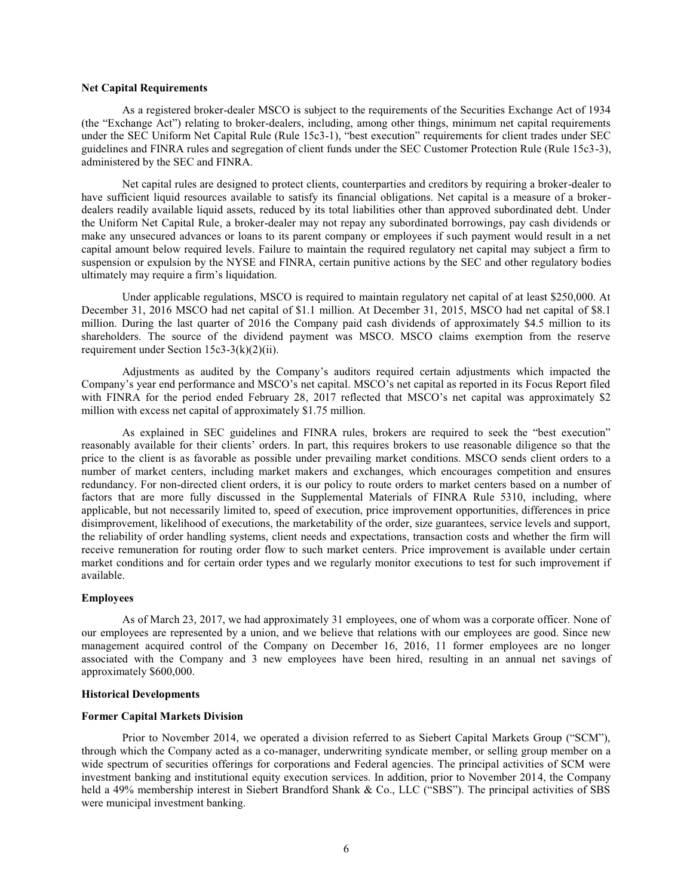**Net Capital Requirements**

As a registered broker-dealer MSCO is subject to the requirements of the Securities Exchange Act of 1934 (the "Exchange Act") relating to broker-dealers, including, among other things, minimum net capital requirements under the SEC Uniform Net Capital Rule (Rule 15c3-1), "best execution" requirements for client trades under SEC guidelines and FINRA rules and segregation of client funds under the SEC Customer Protection Rule (Rule 15c3-3), administered by the SEC and FINRA.

Net capital rules are designed to protect clients, counterparties and creditors by requiring a broker-dealer to have sufficient liquid resources available to satisfy its financial obligations. Net capital is a measure of a broker-dealers readily available liquid assets, reduced by its total liabilities other than approved subordinated debt. Under the Uniform Net Capital Rule, a broker-dealer may not repay any subordinated borrowings, pay cash dividends or make any unsecured advances or loans to its parent company or employees if such payment would result in a net capital amount below required levels. Failure to maintain the required regulatory net capital may subject a firm to suspension or expulsion by the NYSE and FINRA, certain punitive actions by the SEC and other regulatory bodies ultimately may require a firm's liquidation.

Under applicable regulations, MSCO is required to maintain regulatory net capital of at least $250,000. At December 31, 2016 MSCO had net capital of $1.1 million. At December 31, 2015, MSCO had net capital of $8.1 million. During the last quarter of 2016 the Company paid cash dividends of approximately $4.5 million to its shareholders. The source of the dividend payment was MSCO. MSCO claims exemption from the reserve requirement under Section 15c3-3(k)(2)(ii).

Adjustments as audited by the Company's auditors required certain adjustments which impacted the Company's year end performance and MSCO's net capital. MSCO's net capital as reported in its Focus Report filed with FINRA for the period ended February 28, 2017 reflected that MSCO's net capital was approximately $2 million with excess net capital of approximately $1.75 million.

As explained in SEC guidelines and FINRA rules, brokers are required to seek the "best execution" reasonably available for their clients' orders. In part, this requires brokers to use reasonable diligence so that the price to the client is as favorable as possible under prevailing market conditions. MSCO sends client orders to a number of market centers, including market makers and exchanges, which encourages competition and ensures redundancy. For non-directed client orders, it is our policy to route orders to market centers based on a number of factors that are more fully discussed in the Supplemental Materials of FINRA Rule 5310, including, where applicable, but not necessarily limited to, speed of execution, price improvement opportunities, differences in price disimprovement, likelihood of executions, the marketability of the order, size guarantees, service levels and support, the reliability of order handling systems, client needs and expectations, transaction costs and whether the firm will receive remuneration for routing order flow to such market centers. Price improvement is available under certain market conditions and for certain order types and we regularly monitor executions to test for such improvement if available.

**Employees**

As of March 23, 2017, we had approximately 31 employees, one of whom was a corporate officer. None of our employees are represented by a union, and we believe that relations with our employees are good. Since new management acquired control of the Company on December 16, 2016, 11 former employees are no longer associated with the Company and 3 new employees have been hired, resulting in an annual net savings of approximately $600,000.

**Historical Developments**

**Former Capital Markets Division**

Prior to November 2014, we operated a division referred to as Siebert Capital Markets Group ("SCM"), through which the Company acted as a co-manager, underwriting syndicate member, or selling group member on a wide spectrum of securities offerings for corporations and Federal agencies. The principal activities of SCM were investment banking and institutional equity execution services. In addition, prior to November 2014, the Company held a 49% membership interest in Siebert Brandford Shank & Co., LLC ("SBS"). The principal activities of SBS were municipal investment banking.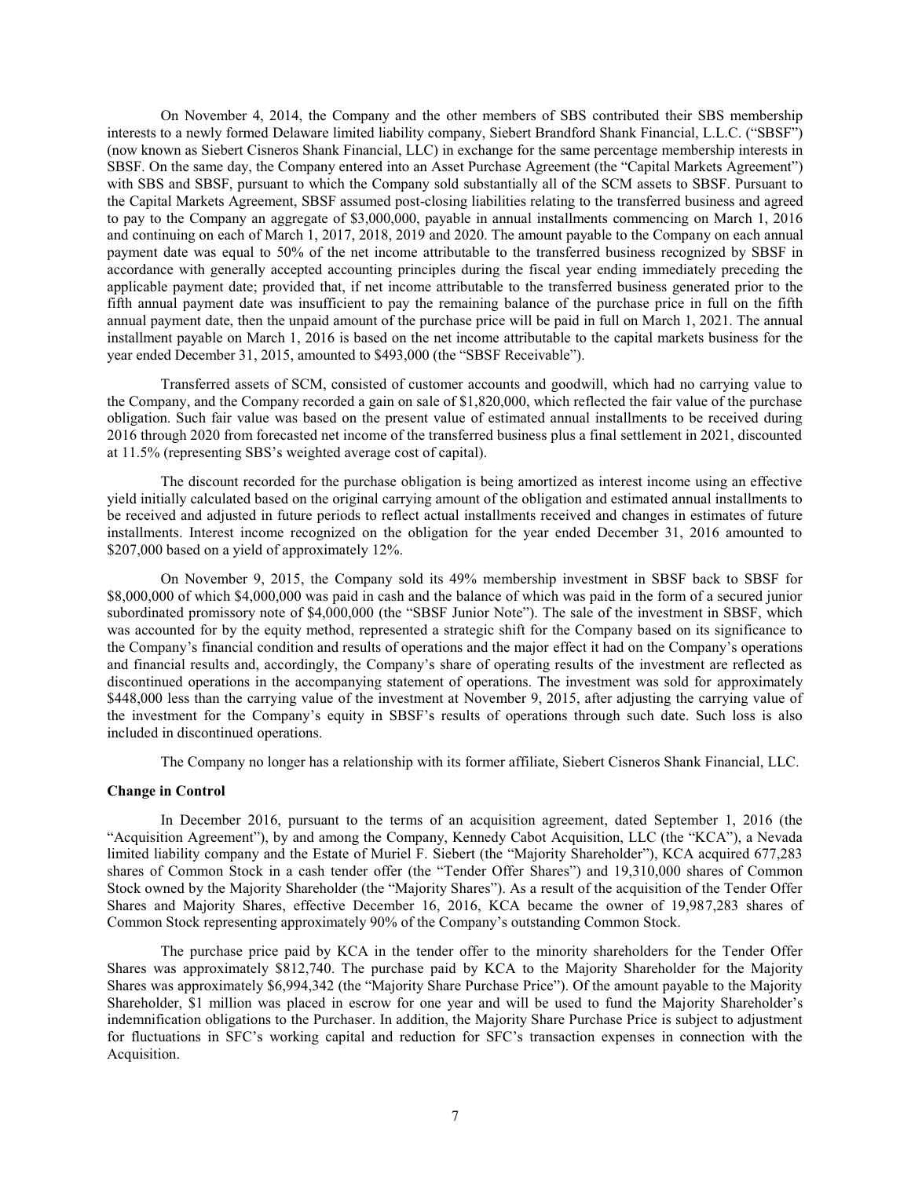On November 4, 2014, the Company and the other members of SBS contributed their SBS membership interests to a newly formed Delaware limited liability company, Siebert Brandford Shank Financial, L.L.C. ("SBSF") (now known as Siebert Cisneros Shank Financial, LLC) in exchange for the same percentage membership interests in SBSF. On the same day, the Company entered into an Asset Purchase Agreement (the "Capital Markets Agreement") with SBS and SBSF, pursuant to which the Company sold substantially all of the SCM assets to SBSF. Pursuant to the Capital Markets Agreement, SBSF assumed post-closing liabilities relating to the transferred business and agreed to pay to the Company an aggregate of $3,000,000, payable in annual installments commencing on March 1, 2016 and continuing on each of March 1, 2017, 2018, 2019 and 2020. The amount payable to the Company on each annual payment date was equal to 50% of the net income attributable to the transferred business recognized by SBSF in accordance with generally accepted accounting principles during the fiscal year ending immediately preceding the applicable payment date; provided that, if net income attributable to the transferred business generated prior to the fifth annual payment date was insufficient to pay the remaining balance of the purchase price in full on the fifth annual payment date, then the unpaid amount of the purchase price will be paid in full on March 1, 2021. The annual installment payable on March 1, 2016 is based on the net income attributable to the capital markets business for the year ended December 31, 2015, amounted to $493,000 (the "SBSF Receivable").

Transferred assets of SCM, consisted of customer accounts and goodwill, which had no carrying value to the Company, and the Company recorded a gain on sale of $1,820,000, which reflected the fair value of the purchase obligation. Such fair value was based on the present value of estimated annual installments to be received during 2016 through 2020 from forecasted net income of the transferred business plus a final settlement in 2021, discounted at 11.5% (representing SBS's weighted average cost of capital).

The discount recorded for the purchase obligation is being amortized as interest income using an effective yield initially calculated based on the original carrying amount of the obligation and estimated annual installments to be received and adjusted in future periods to reflect actual installments received and changes in estimates of future installments. Interest income recognized on the obligation for the year ended December 31, 2016 amounted to $207,000 based on a yield of approximately 12%.

On November 9, 2015, the Company sold its 49% membership investment in SBSF back to SBSF for $8,000,000 of which $4,000,000 was paid in cash and the balance of which was paid in the form of a secured junior subordinated promissory note of $4,000,000 (the "SBSF Junior Note"). The sale of the investment in SBSF, which was accounted for by the equity method, represented a strategic shift for the Company based on its significance to the Company's financial condition and results of operations and the major effect it had on the Company's operations and financial results and, accordingly, the Company's share of operating results of the investment are reflected as discontinued operations in the accompanying statement of operations. The investment was sold for approximately $448,000 less than the carrying value of the investment at November 9, 2015, after adjusting the carrying value of the investment for the Company's equity in SBSF's results of operations through such date. Such loss is also included in discontinued operations.

The Company no longer has a relationship with its former affiliate, Siebert Cisneros Shank Financial, LLC.

**Change in Control**

In December 2016, pursuant to the terms of an acquisition agreement, dated September 1, 2016 (the "Acquisition Agreement"), by and among the Company, Kennedy Cabot Acquisition, LLC (the "KCA"), a Nevada limited liability company and the Estate of Muriel F. Siebert (the "Majority Shareholder"), KCA acquired 677,283 shares of Common Stock in a cash tender offer (the "Tender Offer Shares") and 19,310,000 shares of Common Stock owned by the Majority Shareholder (the "Majority Shares"). As a result of the acquisition of the Tender Offer Shares and Majority Shares, effective December 16, 2016, KCA became the owner of 19,987,283 shares of Common Stock representing approximately 90% of the Company's outstanding Common Stock.

The purchase price paid by KCA in the tender offer to the minority shareholders for the Tender Offer Shares was approximately $812,740. The purchase paid by KCA to the Majority Shareholder for the Majority Shares was approximately $6,994,342 (the "Majority Share Purchase Price"). Of the amount payable to the Majority Shareholder, $1 million was placed in escrow for one year and will be used to fund the Majority Shareholder's indemnification obligations to the Purchaser. In addition, the Majority Share Purchase Price is subject to adjustment for fluctuations in SFC's working capital and reduction for SFC's transaction expenses in connection with the Acquisition.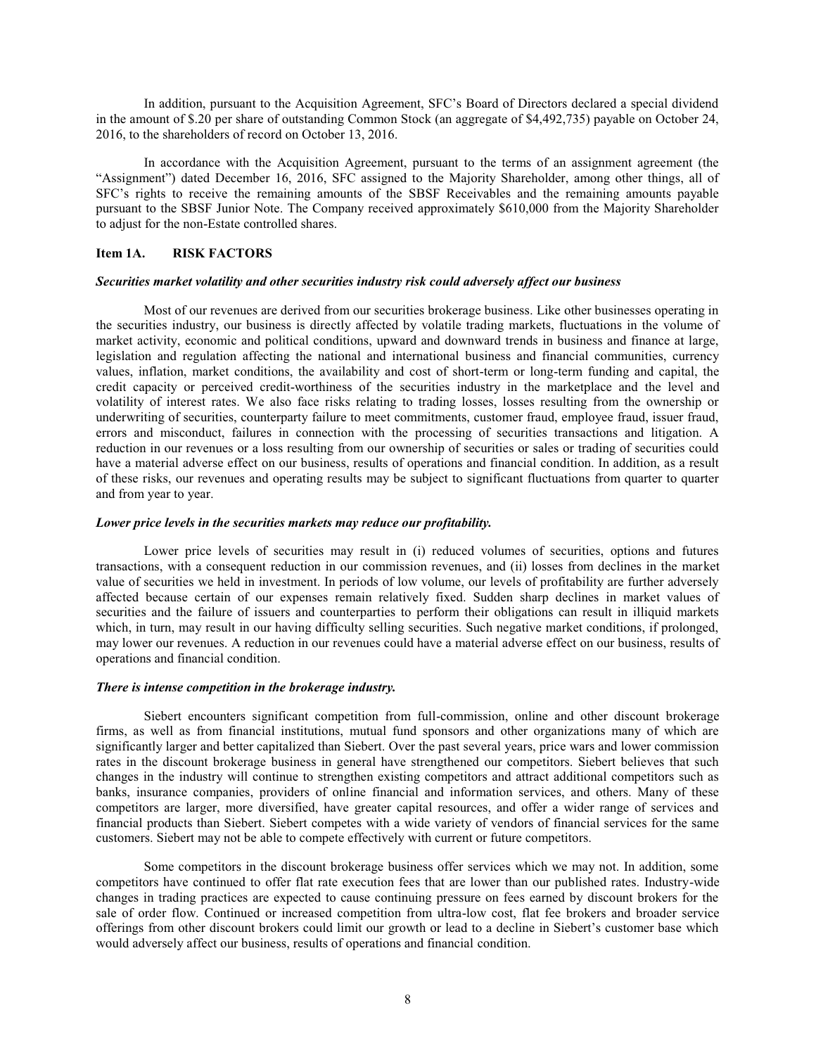In addition, pursuant to the Acquisition Agreement, SFC's Board of Directors declared a special dividend in the amount of $.20 per share of outstanding Common Stock (an aggregate of $4,492,735) payable on October 24, 2016, to the shareholders of record on October 13, 2016.

In accordance with the Acquisition Agreement, pursuant to the terms of an assignment agreement (the "Assignment") dated December 16, 2016, SFC assigned to the Majority Shareholder, among other things, all of SFC's rights to receive the remaining amounts of the SBSF Receivables and the remaining amounts payable pursuant to the SBSF Junior Note. The Company received approximately $610,000 from the Majority Shareholder to adjust for the non-Estate controlled shares.

## Item 1A. RISK FACTORS

***Securities market volatility and other securities industry risk could adversely affect our business***

Most of our revenues are derived from our securities brokerage business. Like other businesses operating in the securities industry, our business is directly affected by volatile trading markets, fluctuations in the volume of market activity, economic and political conditions, upward and downward trends in business and finance at large, legislation and regulation affecting the national and international business and financial communities, currency values, inflation, market conditions, the availability and cost of short-term or long-term funding and capital, the credit capacity or perceived credit-worthiness of the securities industry in the marketplace and the level and volatility of interest rates. We also face risks relating to trading losses, losses resulting from the ownership or underwriting of securities, counterparty failure to meet commitments, customer fraud, employee fraud, issuer fraud, errors and misconduct, failures in connection with the processing of securities transactions and litigation. A reduction in our revenues or a loss resulting from our ownership of securities or sales or trading of securities could have a material adverse effect on our business, results of operations and financial condition. In addition, as a result of these risks, our revenues and operating results may be subject to significant fluctuations from quarter to quarter and from year to year.

***Lower price levels in the securities markets may reduce our profitability.***

Lower price levels of securities may result in (i) reduced volumes of securities, options and futures transactions, with a consequent reduction in our commission revenues, and (ii) losses from declines in the market value of securities we held in investment. In periods of low volume, our levels of profitability are further adversely affected because certain of our expenses remain relatively fixed. Sudden sharp declines in market values of securities and the failure of issuers and counterparties to perform their obligations can result in illiquid markets which, in turn, may result in our having difficulty selling securities. Such negative market conditions, if prolonged, may lower our revenues. A reduction in our revenues could have a material adverse effect on our business, results of operations and financial condition.

***There is intense competition in the brokerage industry.***

Siebert encounters significant competition from full-commission, online and other discount brokerage firms, as well as from financial institutions, mutual fund sponsors and other organizations many of which are significantly larger and better capitalized than Siebert. Over the past several years, price wars and lower commission rates in the discount brokerage business in general have strengthened our competitors. Siebert believes that such changes in the industry will continue to strengthen existing competitors and attract additional competitors such as banks, insurance companies, providers of online financial and information services, and others. Many of these competitors are larger, more diversified, have greater capital resources, and offer a wider range of services and financial products than Siebert. Siebert competes with a wide variety of vendors of financial services for the same customers. Siebert may not be able to compete effectively with current or future competitors.

Some competitors in the discount brokerage business offer services which we may not. In addition, some competitors have continued to offer flat rate execution fees that are lower than our published rates. Industry-wide changes in trading practices are expected to cause continuing pressure on fees earned by discount brokers for the sale of order flow. Continued or increased competition from ultra-low cost, flat fee brokers and broader service offerings from other discount brokers could limit our growth or lead to a decline in Siebert's customer base which would adversely affect our business, results of operations and financial condition.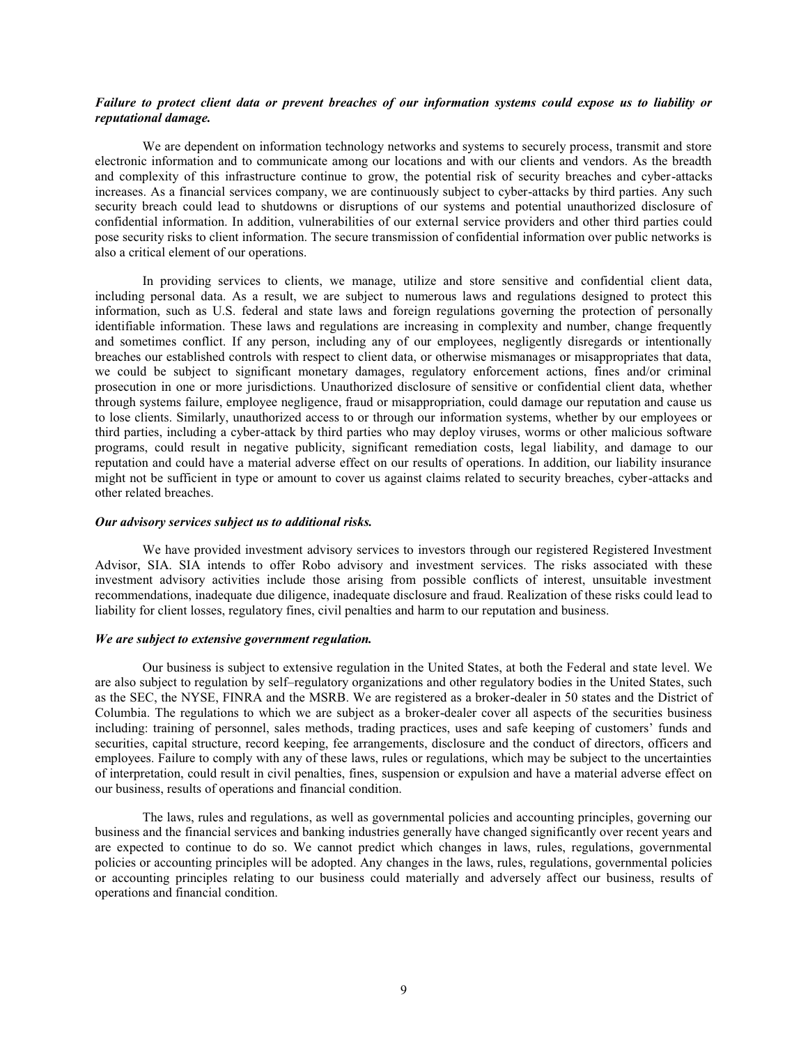***Failure to protect client data or prevent breaches of our information systems could expose us to liability or reputational damage.***

We are dependent on information technology networks and systems to securely process, transmit and store electronic information and to communicate among our locations and with our clients and vendors. As the breadth and complexity of this infrastructure continue to grow, the potential risk of security breaches and cyber-attacks increases. As a financial services company, we are continuously subject to cyber-attacks by third parties. Any such security breach could lead to shutdowns or disruptions of our systems and potential unauthorized disclosure of confidential information. In addition, vulnerabilities of our external service providers and other third parties could pose security risks to client information. The secure transmission of confidential information over public networks is also a critical element of our operations.

In providing services to clients, we manage, utilize and store sensitive and confidential client data, including personal data. As a result, we are subject to numerous laws and regulations designed to protect this information, such as U.S. federal and state laws and foreign regulations governing the protection of personally identifiable information. These laws and regulations are increasing in complexity and number, change frequently and sometimes conflict. If any person, including any of our employees, negligently disregards or intentionally breaches our established controls with respect to client data, or otherwise mismanages or misappropriates that data, we could be subject to significant monetary damages, regulatory enforcement actions, fines and/or criminal prosecution in one or more jurisdictions. Unauthorized disclosure of sensitive or confidential client data, whether through systems failure, employee negligence, fraud or misappropriation, could damage our reputation and cause us to lose clients. Similarly, unauthorized access to or through our information systems, whether by our employees or third parties, including a cyber-attack by third parties who may deploy viruses, worms or other malicious software programs, could result in negative publicity, significant remediation costs, legal liability, and damage to our reputation and could have a material adverse effect on our results of operations. In addition, our liability insurance might not be sufficient in type or amount to cover us against claims related to security breaches, cyber-attacks and other related breaches.

***Our advisory services subject us to additional risks.***

We have provided investment advisory services to investors through our registered Registered Investment Advisor, SIA. SIA intends to offer Robo advisory and investment services. The risks associated with these investment advisory activities include those arising from possible conflicts of interest, unsuitable investment recommendations, inadequate due diligence, inadequate disclosure and fraud. Realization of these risks could lead to liability for client losses, regulatory fines, civil penalties and harm to our reputation and business.

***We are subject to extensive government regulation.***

Our business is subject to extensive regulation in the United States, at both the Federal and state level. We are also subject to regulation by self–regulatory organizations and other regulatory bodies in the United States, such as the SEC, the NYSE, FINRA and the MSRB. We are registered as a broker-dealer in 50 states and the District of Columbia. The regulations to which we are subject as a broker-dealer cover all aspects of the securities business including: training of personnel, sales methods, trading practices, uses and safe keeping of customers' funds and securities, capital structure, record keeping, fee arrangements, disclosure and the conduct of directors, officers and employees. Failure to comply with any of these laws, rules or regulations, which may be subject to the uncertainties of interpretation, could result in civil penalties, fines, suspension or expulsion and have a material adverse effect on our business, results of operations and financial condition.

The laws, rules and regulations, as well as governmental policies and accounting principles, governing our business and the financial services and banking industries generally have changed significantly over recent years and are expected to continue to do so. We cannot predict which changes in laws, rules, regulations, governmental policies or accounting principles will be adopted. Any changes in the laws, rules, regulations, governmental policies or accounting principles relating to our business could materially and adversely affect our business, results of operations and financial condition.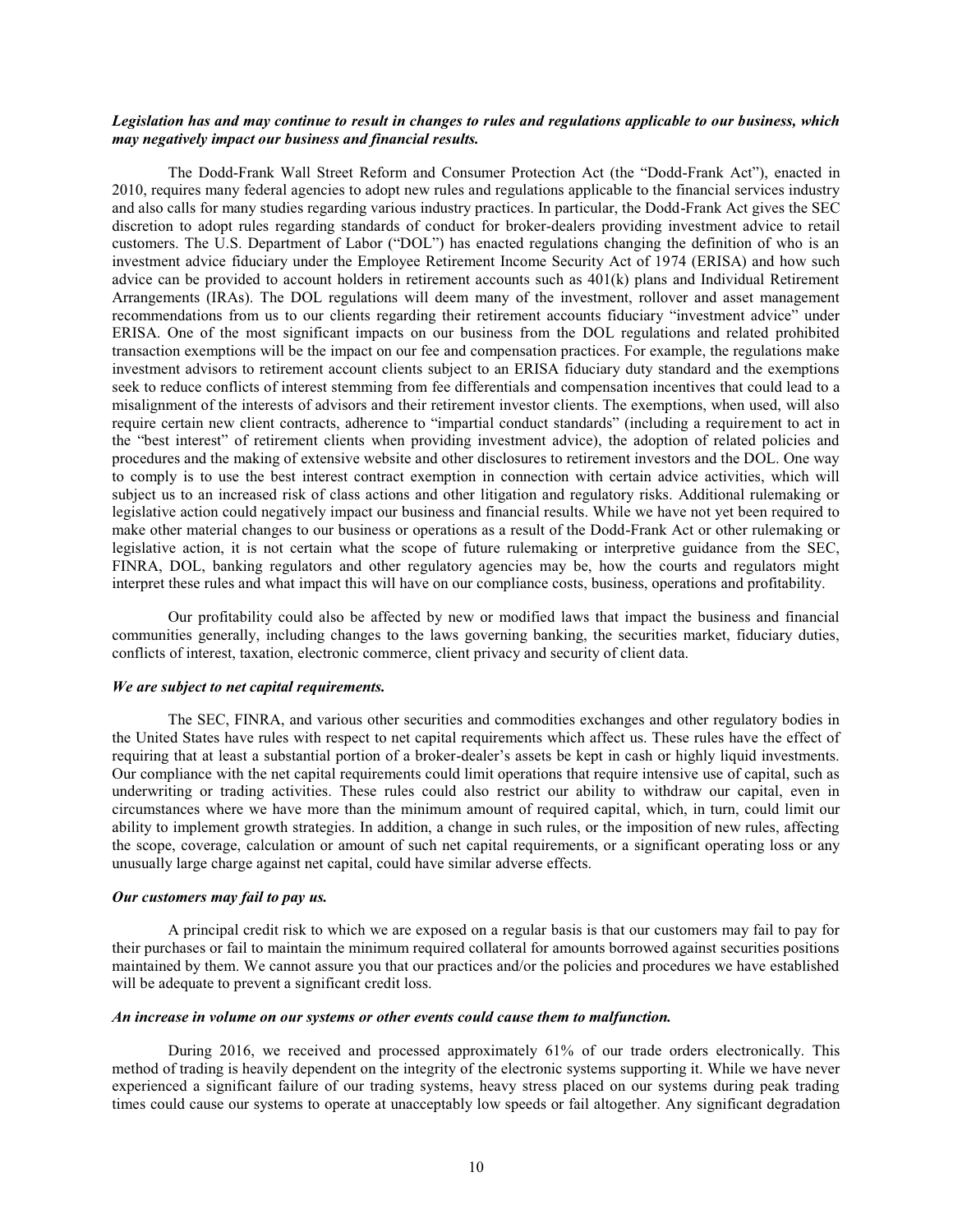***Legislation has and may continue to result in changes to rules and regulations applicable to our business, which may negatively impact our business and financial results.***

The Dodd-Frank Wall Street Reform and Consumer Protection Act (the "Dodd-Frank Act"), enacted in 2010, requires many federal agencies to adopt new rules and regulations applicable to the financial services industry and also calls for many studies regarding various industry practices. In particular, the Dodd-Frank Act gives the SEC discretion to adopt rules regarding standards of conduct for broker-dealers providing investment advice to retail customers. The U.S. Department of Labor ("DOL") has enacted regulations changing the definition of who is an investment advice fiduciary under the Employee Retirement Income Security Act of 1974 (ERISA) and how such advice can be provided to account holders in retirement accounts such as 401(k) plans and Individual Retirement Arrangements (IRAs). The DOL regulations will deem many of the investment, rollover and asset management recommendations from us to our clients regarding their retirement accounts fiduciary "investment advice" under ERISA. One of the most significant impacts on our business from the DOL regulations and related prohibited transaction exemptions will be the impact on our fee and compensation practices. For example, the regulations make investment advisors to retirement account clients subject to an ERISA fiduciary duty standard and the exemptions seek to reduce conflicts of interest stemming from fee differentials and compensation incentives that could lead to a misalignment of the interests of advisors and their retirement investor clients. The exemptions, when used, will also require certain new client contracts, adherence to "impartial conduct standards" (including a requirement to act in the "best interest" of retirement clients when providing investment advice), the adoption of related policies and procedures and the making of extensive website and other disclosures to retirement investors and the DOL. One way to comply is to use the best interest contract exemption in connection with certain advice activities, which will subject us to an increased risk of class actions and other litigation and regulatory risks. Additional rulemaking or legislative action could negatively impact our business and financial results. While we have not yet been required to make other material changes to our business or operations as a result of the Dodd-Frank Act or other rulemaking or legislative action, it is not certain what the scope of future rulemaking or interpretive guidance from the SEC, FINRA, DOL, banking regulators and other regulatory agencies may be, how the courts and regulators might interpret these rules and what impact this will have on our compliance costs, business, operations and profitability.

Our profitability could also be affected by new or modified laws that impact the business and financial communities generally, including changes to the laws governing banking, the securities market, fiduciary duties, conflicts of interest, taxation, electronic commerce, client privacy and security of client data.

***We are subject to net capital requirements.***

The SEC, FINRA, and various other securities and commodities exchanges and other regulatory bodies in the United States have rules with respect to net capital requirements which affect us. These rules have the effect of requiring that at least a substantial portion of a broker-dealer's assets be kept in cash or highly liquid investments. Our compliance with the net capital requirements could limit operations that require intensive use of capital, such as underwriting or trading activities. These rules could also restrict our ability to withdraw our capital, even in circumstances where we have more than the minimum amount of required capital, which, in turn, could limit our ability to implement growth strategies. In addition, a change in such rules, or the imposition of new rules, affecting the scope, coverage, calculation or amount of such net capital requirements, or a significant operating loss or any unusually large charge against net capital, could have similar adverse effects.

***Our customers may fail to pay us.***

A principal credit risk to which we are exposed on a regular basis is that our customers may fail to pay for their purchases or fail to maintain the minimum required collateral for amounts borrowed against securities positions maintained by them. We cannot assure you that our practices and/or the policies and procedures we have established will be adequate to prevent a significant credit loss.

***An increase in volume on our systems or other events could cause them to malfunction.***

During 2016, we received and processed approximately 61% of our trade orders electronically. This method of trading is heavily dependent on the integrity of the electronic systems supporting it. While we have never experienced a significant failure of our trading systems, heavy stress placed on our systems during peak trading times could cause our systems to operate at unacceptably low speeds or fail altogether. Any significant degradation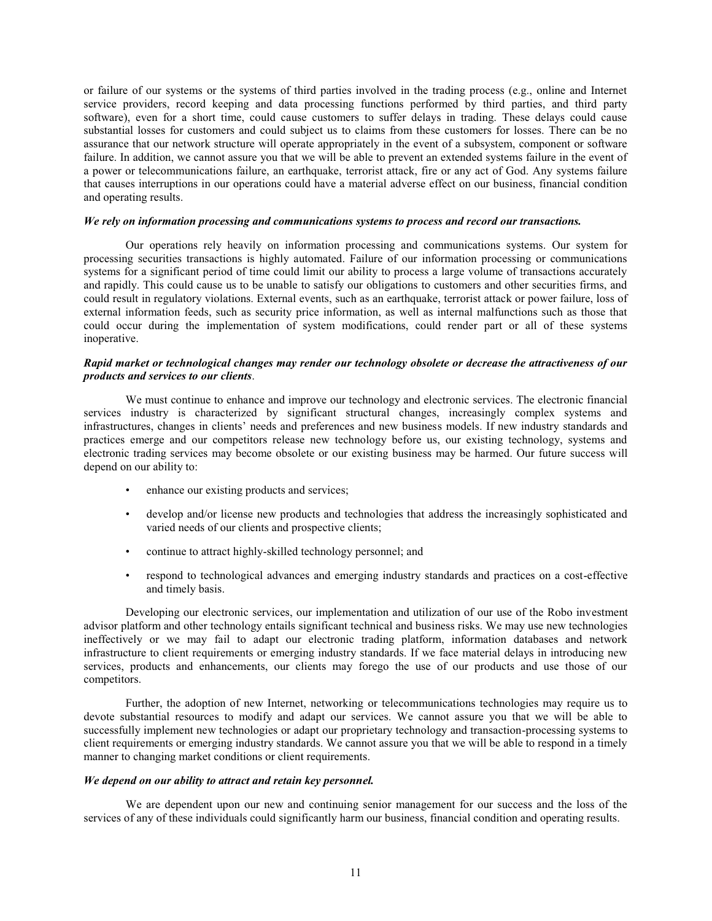or failure of our systems or the systems of third parties involved in the trading process (e.g., online and Internet service providers, record keeping and data processing functions performed by third parties, and third party software), even for a short time, could cause customers to suffer delays in trading. These delays could cause substantial losses for customers and could subject us to claims from these customers for losses. There can be no assurance that our network structure will operate appropriately in the event of a subsystem, component or software failure. In addition, we cannot assure you that we will be able to prevent an extended systems failure in the event of a power or telecommunications failure, an earthquake, terrorist attack, fire or any act of God. Any systems failure that causes interruptions in our operations could have a material adverse effect on our business, financial condition and operating results.

***We rely on information processing and communications systems to process and record our transactions.***

Our operations rely heavily on information processing and communications systems. Our system for processing securities transactions is highly automated. Failure of our information processing or communications systems for a significant period of time could limit our ability to process a large volume of transactions accurately and rapidly. This could cause us to be unable to satisfy our obligations to customers and other securities firms, and could result in regulatory violations. External events, such as an earthquake, terrorist attack or power failure, loss of external information feeds, such as security price information, as well as internal malfunctions such as those that could occur during the implementation of system modifications, could render part or all of these systems inoperative.

***Rapid market or technological changes may render our technology obsolete or decrease the attractiveness of our products and services to our clients*.**

We must continue to enhance and improve our technology and electronic services. The electronic financial services industry is characterized by significant structural changes, increasingly complex systems and infrastructures, changes in clients' needs and preferences and new business models. If new industry standards and practices emerge and our competitors release new technology before us, our existing technology, systems and electronic trading services may become obsolete or our existing business may be harmed. Our future success will depend on our ability to:

- enhance our existing products and services;
- develop and/or license new products and technologies that address the increasingly sophisticated and varied needs of our clients and prospective clients;
- continue to attract highly-skilled technology personnel; and
- respond to technological advances and emerging industry standards and practices on a cost-effective and timely basis.

Developing our electronic services, our implementation and utilization of our use of the Robo investment advisor platform and other technology entails significant technical and business risks. We may use new technologies ineffectively or we may fail to adapt our electronic trading platform, information databases and network infrastructure to client requirements or emerging industry standards. If we face material delays in introducing new services, products and enhancements, our clients may forego the use of our products and use those of our competitors.

Further, the adoption of new Internet, networking or telecommunications technologies may require us to devote substantial resources to modify and adapt our services. We cannot assure you that we will be able to successfully implement new technologies or adapt our proprietary technology and transaction-processing systems to client requirements or emerging industry standards. We cannot assure you that we will be able to respond in a timely manner to changing market conditions or client requirements.

***We depend on our ability to attract and retain key personnel.***

We are dependent upon our new and continuing senior management for our success and the loss of the services of any of these individuals could significantly harm our business, financial condition and operating results.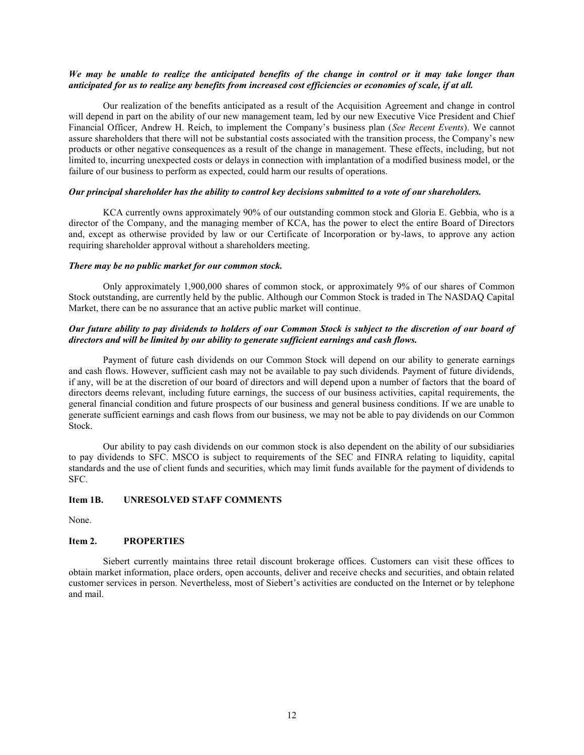***We may be unable to realize the anticipated benefits of the change in control or it may take longer than anticipated for us to realize any benefits from increased cost efficiencies or economies of scale, if at all.***

Our realization of the benefits anticipated as a result of the Acquisition Agreement and change in control will depend in part on the ability of our new management team, led by our new Executive Vice President and Chief Financial Officer, Andrew H. Reich, to implement the Company's business plan (*See Recent Events*). We cannot assure shareholders that there will not be substantial costs associated with the transition process, the Company's new products or other negative consequences as a result of the change in management. These effects, including, but not limited to, incurring unexpected costs or delays in connection with implantation of a modified business model, or the failure of our business to perform as expected, could harm our results of operations.

***Our principal shareholder has the ability to control key decisions submitted to a vote of our shareholders.***

KCA currently owns approximately 90% of our outstanding common stock and Gloria E. Gebbia, who is a director of the Company, and the managing member of KCA, has the power to elect the entire Board of Directors and, except as otherwise provided by law or our Certificate of Incorporation or by-laws, to approve any action requiring shareholder approval without a shareholders meeting.

***There may be no public market for our common stock.***

Only approximately 1,900,000 shares of common stock, or approximately 9% of our shares of Common Stock outstanding, are currently held by the public. Although our Common Stock is traded in The NASDAQ Capital Market, there can be no assurance that an active public market will continue.

***Our future ability to pay dividends to holders of our Common Stock is subject to the discretion of our board of directors and will be limited by our ability to generate sufficient earnings and cash flows.***

Payment of future cash dividends on our Common Stock will depend on our ability to generate earnings and cash flows. However, sufficient cash may not be available to pay such dividends. Payment of future dividends, if any, will be at the discretion of our board of directors and will depend upon a number of factors that the board of directors deems relevant, including future earnings, the success of our business activities, capital requirements, the general financial condition and future prospects of our business and general business conditions. If we are unable to generate sufficient earnings and cash flows from our business, we may not be able to pay dividends on our Common Stock.

Our ability to pay cash dividends on our common stock is also dependent on the ability of our subsidiaries to pay dividends to SFC. MSCO is subject to requirements of the SEC and FINRA relating to liquidity, capital standards and the use of client funds and securities, which may limit funds available for the payment of dividends to SFC.

## Item 1B. UNRESOLVED STAFF COMMENTS

None.

## Item 2. PROPERTIES

Siebert currently maintains three retail discount brokerage offices. Customers can visit these offices to obtain market information, place orders, open accounts, deliver and receive checks and securities, and obtain related customer services in person. Nevertheless, most of Siebert's activities are conducted on the Internet or by telephone and mail.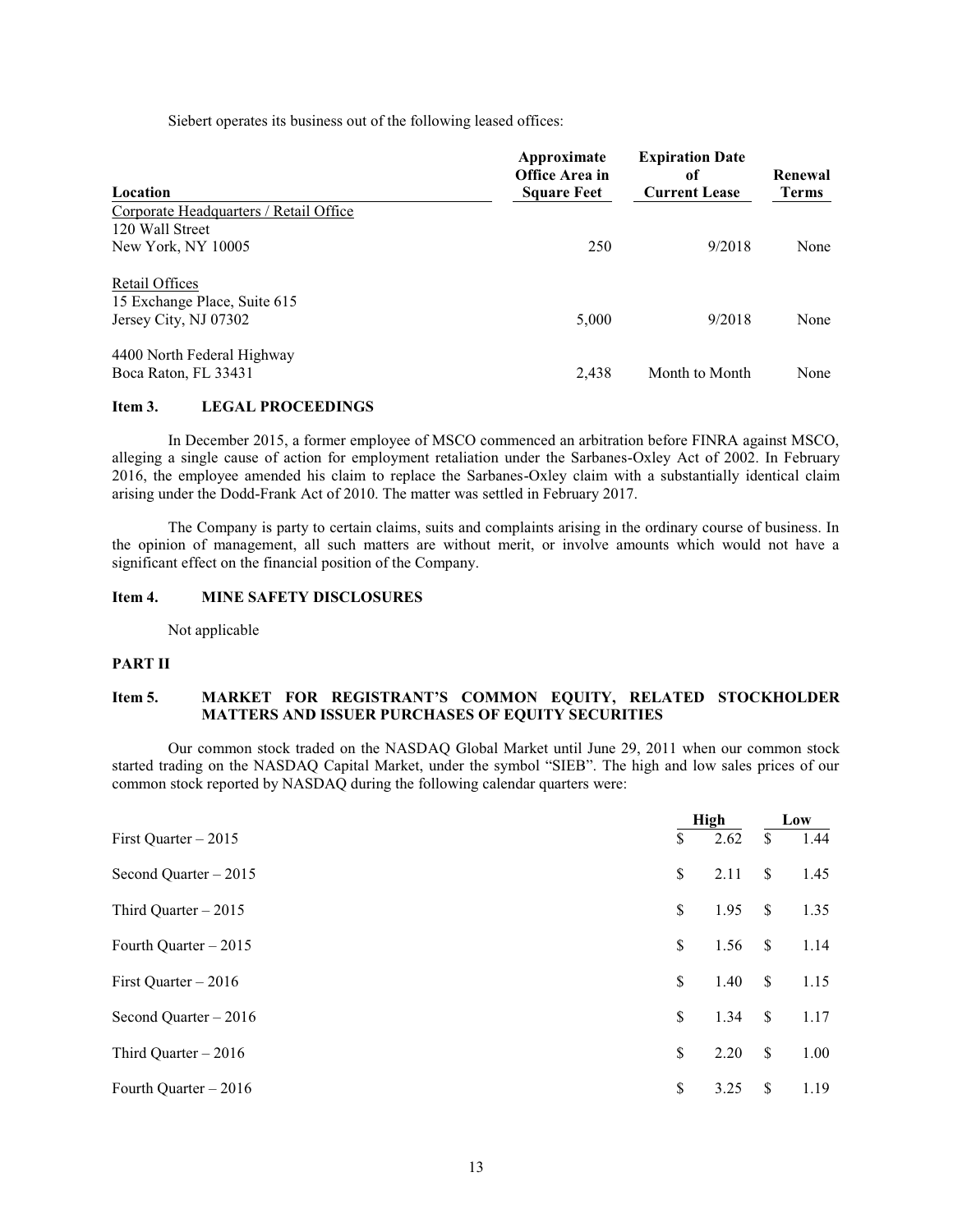Siebert operates its business out of the following leased offices:

| Location | Approximate Office Area in Square Feet | Expiration Date of Current Lease | Renewal Terms |
|---|---|---|---|
| Corporate Headquarters / Retail Office<br>120 Wall Street<br>New York, NY 10005 | 250 | 9/2018 | None |
| Retail Offices<br>15 Exchange Place, Suite 615<br>Jersey City, NJ 07302 | 5,000 | 9/2018 | None |
| 4400 North Federal Highway<br>Boca Raton, FL 33431 | 2,438 | Month to Month | None |

### Item 3. LEGAL PROCEEDINGS

In December 2015, a former employee of MSCO commenced an arbitration before FINRA against MSCO, alleging a single cause of action for employment retaliation under the Sarbanes-Oxley Act of 2002. In February 2016, the employee amended his claim to replace the Sarbanes-Oxley claim with a substantially identical claim arising under the Dodd-Frank Act of 2010. The matter was settled in February 2017.

The Company is party to certain claims, suits and complaints arising in the ordinary course of business. In the opinion of management, all such matters are without merit, or involve amounts which would not have a significant effect on the financial position of the Company.

### Item 4. MINE SAFETY DISCLOSURES

Not applicable

## PART II

### Item 5. MARKET FOR REGISTRANT'S COMMON EQUITY, RELATED STOCKHOLDER MATTERS AND ISSUER PURCHASES OF EQUITY SECURITIES

Our common stock traded on the NASDAQ Global Market until June 29, 2011 when our common stock started trading on the NASDAQ Capital Market, under the symbol "SIEB". The high and low sales prices of our common stock reported by NASDAQ during the following calendar quarters were:

| | High | Low |
|---|---|---|
| First Quarter – 2015 | $ 2.62 | $ 1.44 |
| Second Quarter – 2015 | $ 2.11 | $ 1.45 |
| Third Quarter – 2015 | $ 1.95 | $ 1.35 |
| Fourth Quarter – 2015 | $ 1.56 | $ 1.14 |
| First Quarter – 2016 | $ 1.40 | $ 1.15 |
| Second Quarter – 2016 | $ 1.34 | $ 1.17 |
| Third Quarter – 2016 | $ 2.20 | $ 1.00 |
| Fourth Quarter – 2016 | $ 3.25 | $ 1.19 |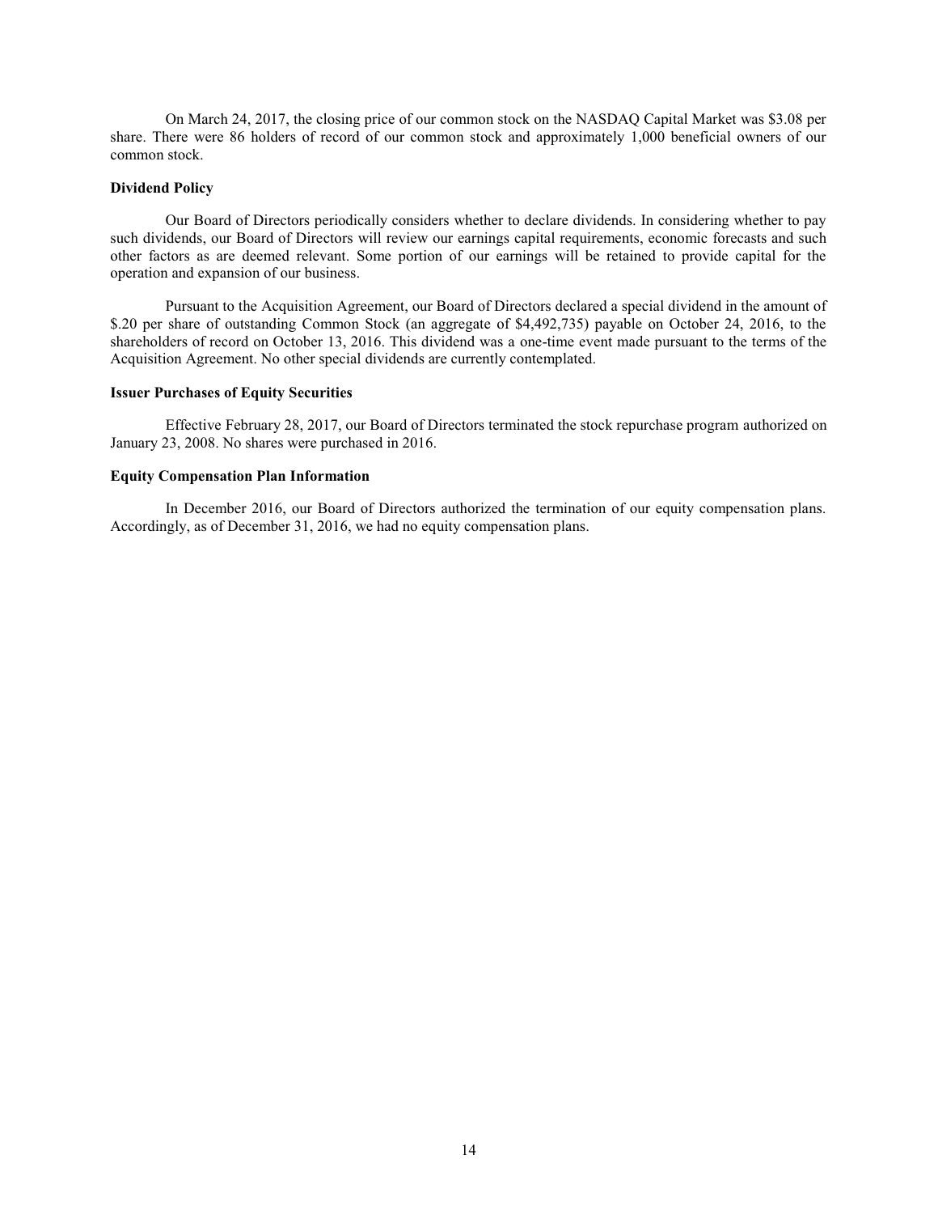On March 24, 2017, the closing price of our common stock on the NASDAQ Capital Market was $3.08 per share. There were 86 holders of record of our common stock and approximately 1,000 beneficial owners of our common stock.

**Dividend Policy**

Our Board of Directors periodically considers whether to declare dividends. In considering whether to pay such dividends, our Board of Directors will review our earnings capital requirements, economic forecasts and such other factors as are deemed relevant. Some portion of our earnings will be retained to provide capital for the operation and expansion of our business.

Pursuant to the Acquisition Agreement, our Board of Directors declared a special dividend in the amount of $.20 per share of outstanding Common Stock (an aggregate of $4,492,735) payable on October 24, 2016, to the shareholders of record on October 13, 2016. This dividend was a one-time event made pursuant to the terms of the Acquisition Agreement. No other special dividends are currently contemplated.

**Issuer Purchases of Equity Securities**

Effective February 28, 2017, our Board of Directors terminated the stock repurchase program authorized on January 23, 2008. No shares were purchased in 2016.

**Equity Compensation Plan Information**

In December 2016, our Board of Directors authorized the termination of our equity compensation plans. Accordingly, as of December 31, 2016, we had no equity compensation plans.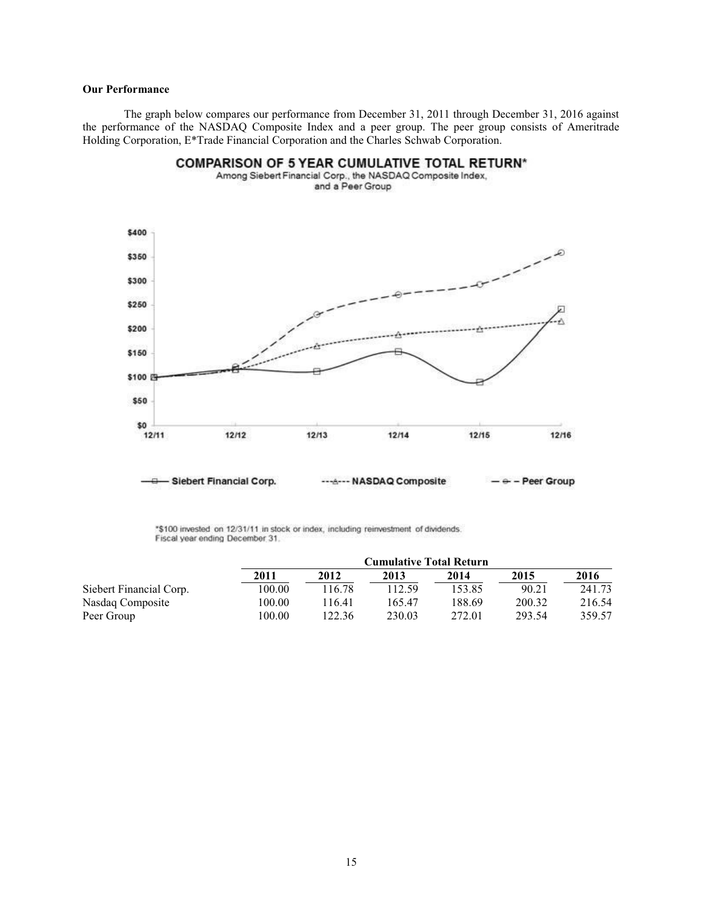**Our Performance**

The graph below compares our performance from December 31, 2011 through December 31, 2016 against the performance of the NASDAQ Composite Index and a peer group. The peer group consists of Ameritrade Holding Corporation, E*Trade Financial Corporation and the Charles Schwab Corporation.

**COMPARISON OF 5 YEAR CUMULATIVE TOTAL RETURN***

Among Siebert Financial Corp., the NASDAQ Composite Index, and a Peer Group

*$100 invested on 12/31/11 in stock or index, including reinvestment of dividends.
Fiscal year ending December 31.

| | Cumulative Total Return | | | | | |
|---|---|---|---|---|---|---|
| | **2011** | **2012** | **2013** | **2014** | **2015** | **2016** |
| Siebert Financial Corp. | 100.00 | 116.78 | 112.59 | 153.85 | 90.21 | 241.73 |
| Nasdaq Composite | 100.00 | 116.41 | 165.47 | 188.69 | 200.32 | 216.54 |
| Peer Group | 100.00 | 122.36 | 230.03 | 272.01 | 293.54 | 359.57 |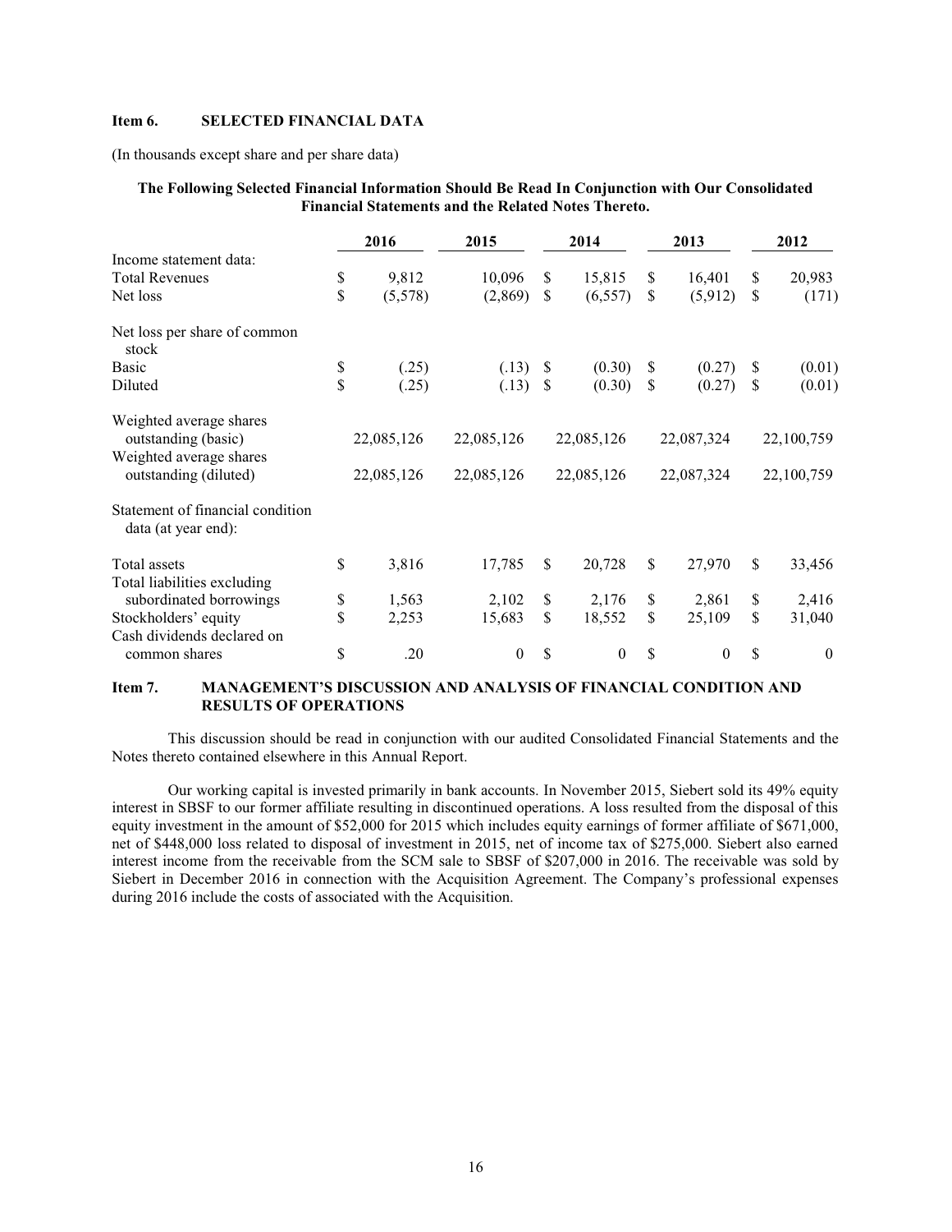## Item 6. SELECTED FINANCIAL DATA

(In thousands except share and per share data)

**The Following Selected Financial Information Should Be Read In Conjunction with Our Consolidated Financial Statements and the Related Notes Thereto.**

| | 2016 | 2015 | 2014 | 2013 | 2012 |
|---|---|---|---|---|---|
| Income statement data: | | | | | |
| Total Revenues | $ 9,812 | 10,096 | $ 15,815 | $ 16,401 | $ 20,983 |
| Net loss | $ (5,578) | (2,869) | $ (6,557) | $ (5,912) | $ (171) |
| Net loss per share of common stock | | | | | |
| Basic | $ (.25) | (.13) | $ (0.30) | $ (0.27) | $ (0.01) |
| Diluted | $ (.25) | (.13) | $ (0.30) | $ (0.27) | $ (0.01) |
| Weighted average shares outstanding (basic) | 22,085,126 | 22,085,126 | 22,085,126 | 22,087,324 | 22,100,759 |
| Weighted average shares outstanding (diluted) | 22,085,126 | 22,085,126 | 22,085,126 | 22,087,324 | 22,100,759 |
| Statement of financial condition data (at year end): | | | | | |
| Total assets | $ 3,816 | 17,785 | $ 20,728 | $ 27,970 | $ 33,456 |
| Total liabilities excluding subordinated borrowings | $ 1,563 | 2,102 | $ 2,176 | $ 2,861 | $ 2,416 |
| Stockholders' equity | $ 2,253 | 15,683 | $ 18,552 | $ 25,109 | $ 31,040 |
| Cash dividends declared on common shares | $ .20 | 0 | $ 0 | $ 0 | $ 0 |

## Item 7. MANAGEMENT'S DISCUSSION AND ANALYSIS OF FINANCIAL CONDITION AND RESULTS OF OPERATIONS

This discussion should be read in conjunction with our audited Consolidated Financial Statements and the Notes thereto contained elsewhere in this Annual Report.

Our working capital is invested primarily in bank accounts. In November 2015, Siebert sold its 49% equity interest in SBSF to our former affiliate resulting in discontinued operations. A loss resulted from the disposal of this equity investment in the amount of $52,000 for 2015 which includes equity earnings of former affiliate of $671,000, net of $448,000 loss related to disposal of investment in 2015, net of income tax of $275,000. Siebert also earned interest income from the receivable from the SCM sale to SBSF of $207,000 in 2016. The receivable was sold by Siebert in December 2016 in connection with the Acquisition Agreement. The Company's professional expenses during 2016 include the costs of associated with the Acquisition.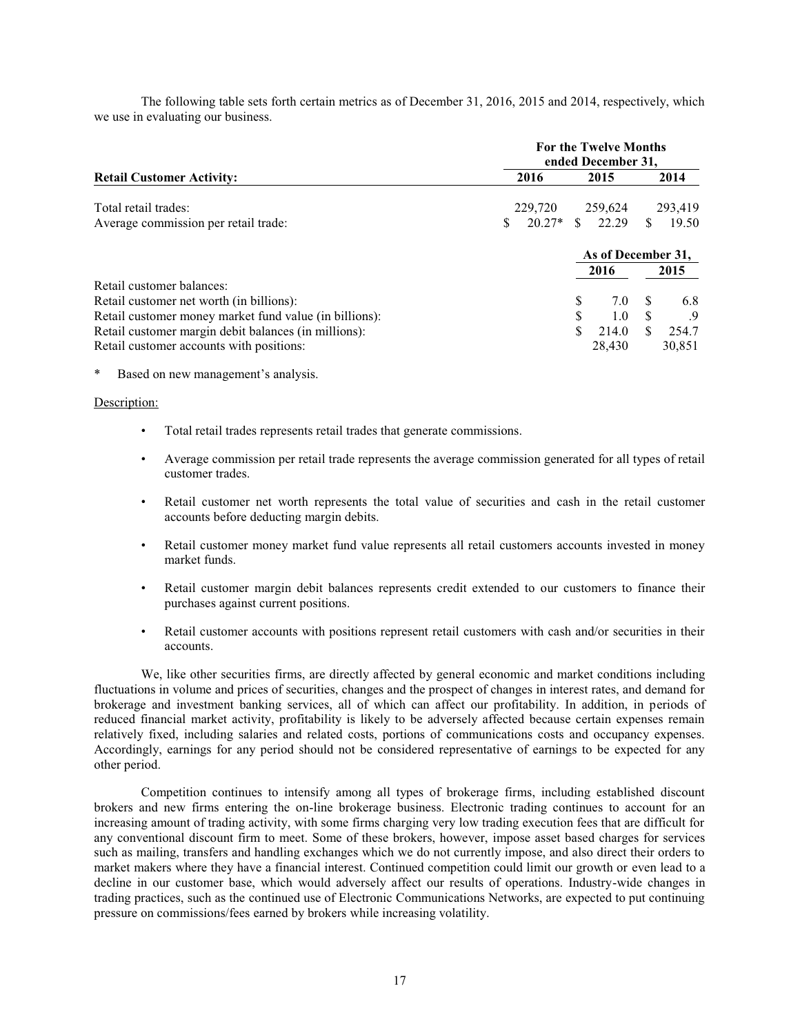The following table sets forth certain metrics as of December 31, 2016, 2015 and 2014, respectively, which we use in evaluating our business.

| Retail Customer Activity: | For the Twelve Months ended December 31, 2016 | 2015 | 2014 |
|---|---|---|---|
| Total retail trades: | 229,720 | 259,624 | 293,419 |
| Average commission per retail trade: | $ 20.27* | $ 22.29 | $ 19.50 |

| | As of December 31, 2016 | 2015 |
|---|---|---|
| Retail customer balances: | | |
| Retail customer net worth (in billions): | $ 7.0 | $ 6.8 |
| Retail customer money market fund value (in billions): | $ 1.0 | $ .9 |
| Retail customer margin debit balances (in millions): | $ 214.0 | $ 254.7 |
| Retail customer accounts with positions: | 28,430 | 30,851 |

\* Based on new management's analysis.

Description:

- Total retail trades represents retail trades that generate commissions.
- Average commission per retail trade represents the average commission generated for all types of retail customer trades.
- Retail customer net worth represents the total value of securities and cash in the retail customer accounts before deducting margin debits.
- Retail customer money market fund value represents all retail customers accounts invested in money market funds.
- Retail customer margin debit balances represents credit extended to our customers to finance their purchases against current positions.
- Retail customer accounts with positions represent retail customers with cash and/or securities in their accounts.

We, like other securities firms, are directly affected by general economic and market conditions including fluctuations in volume and prices of securities, changes and the prospect of changes in interest rates, and demand for brokerage and investment banking services, all of which can affect our profitability. In addition, in periods of reduced financial market activity, profitability is likely to be adversely affected because certain expenses remain relatively fixed, including salaries and related costs, portions of communications costs and occupancy expenses. Accordingly, earnings for any period should not be considered representative of earnings to be expected for any other period.

Competition continues to intensify among all types of brokerage firms, including established discount brokers and new firms entering the on-line brokerage business. Electronic trading continues to account for an increasing amount of trading activity, with some firms charging very low trading execution fees that are difficult for any conventional discount firm to meet. Some of these brokers, however, impose asset based charges for services such as mailing, transfers and handling exchanges which we do not currently impose, and also direct their orders to market makers where they have a financial interest. Continued competition could limit our growth or even lead to a decline in our customer base, which would adversely affect our results of operations. Industry-wide changes in trading practices, such as the continued use of Electronic Communications Networks, are expected to put continuing pressure on commissions/fees earned by brokers while increasing volatility.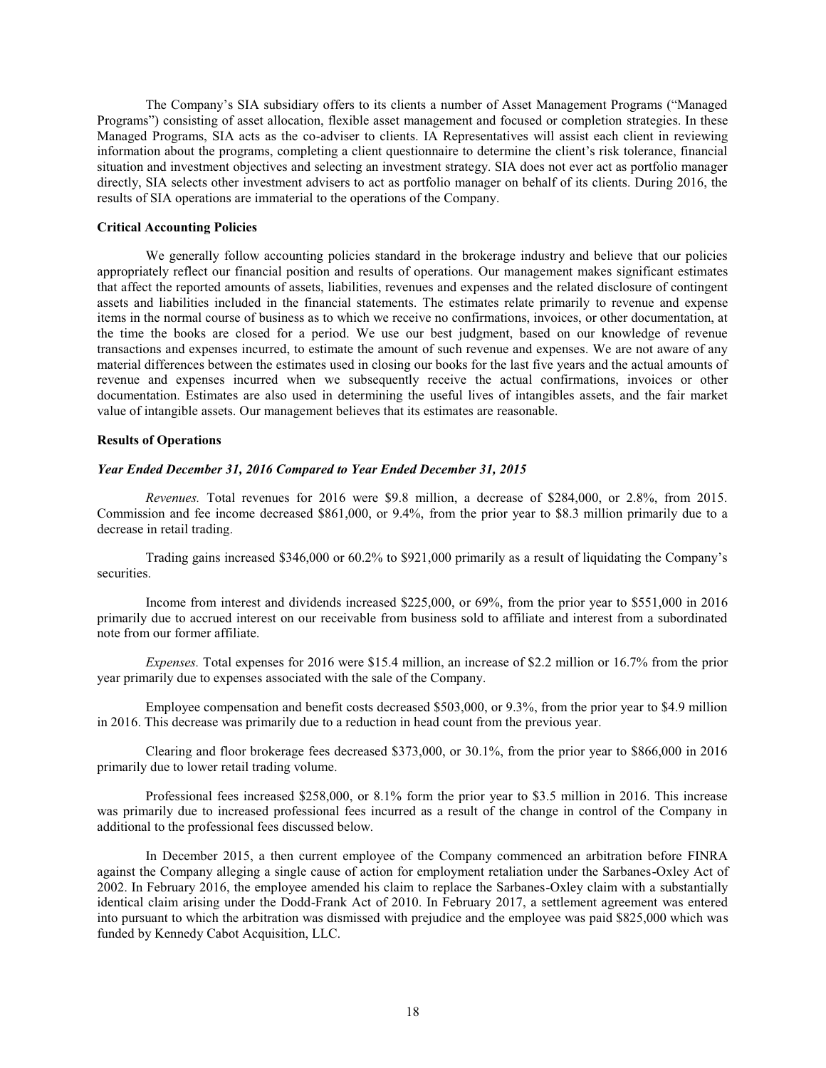The Company's SIA subsidiary offers to its clients a number of Asset Management Programs ("Managed Programs") consisting of asset allocation, flexible asset management and focused or completion strategies. In these Managed Programs, SIA acts as the co-adviser to clients. IA Representatives will assist each client in reviewing information about the programs, completing a client questionnaire to determine the client's risk tolerance, financial situation and investment objectives and selecting an investment strategy. SIA does not ever act as portfolio manager directly, SIA selects other investment advisers to act as portfolio manager on behalf of its clients. During 2016, the results of SIA operations are immaterial to the operations of the Company.

**Critical Accounting Policies**

We generally follow accounting policies standard in the brokerage industry and believe that our policies appropriately reflect our financial position and results of operations. Our management makes significant estimates that affect the reported amounts of assets, liabilities, revenues and expenses and the related disclosure of contingent assets and liabilities included in the financial statements. The estimates relate primarily to revenue and expense items in the normal course of business as to which we receive no confirmations, invoices, or other documentation, at the time the books are closed for a period. We use our best judgment, based on our knowledge of revenue transactions and expenses incurred, to estimate the amount of such revenue and expenses. We are not aware of any material differences between the estimates used in closing our books for the last five years and the actual amounts of revenue and expenses incurred when we subsequently receive the actual confirmations, invoices or other documentation. Estimates are also used in determining the useful lives of intangibles assets, and the fair market value of intangible assets. Our management believes that its estimates are reasonable.

**Results of Operations**

***Year Ended December 31, 2016 Compared to Year Ended December 31, 2015***

*Revenues.* Total revenues for 2016 were $9.8 million, a decrease of $284,000, or 2.8%, from 2015. Commission and fee income decreased $861,000, or 9.4%, from the prior year to $8.3 million primarily due to a decrease in retail trading.

Trading gains increased $346,000 or 60.2% to $921,000 primarily as a result of liquidating the Company's securities.

Income from interest and dividends increased $225,000, or 69%, from the prior year to $551,000 in 2016 primarily due to accrued interest on our receivable from business sold to affiliate and interest from a subordinated note from our former affiliate.

*Expenses.* Total expenses for 2016 were $15.4 million, an increase of $2.2 million or 16.7% from the prior year primarily due to expenses associated with the sale of the Company.

Employee compensation and benefit costs decreased $503,000, or 9.3%, from the prior year to $4.9 million in 2016. This decrease was primarily due to a reduction in head count from the previous year.

Clearing and floor brokerage fees decreased $373,000, or 30.1%, from the prior year to $866,000 in 2016 primarily due to lower retail trading volume.

Professional fees increased $258,000, or 8.1% form the prior year to $3.5 million in 2016. This increase was primarily due to increased professional fees incurred as a result of the change in control of the Company in additional to the professional fees discussed below.

In December 2015, a then current employee of the Company commenced an arbitration before FINRA against the Company alleging a single cause of action for employment retaliation under the Sarbanes-Oxley Act of 2002. In February 2016, the employee amended his claim to replace the Sarbanes-Oxley claim with a substantially identical claim arising under the Dodd-Frank Act of 2010. In February 2017, a settlement agreement was entered into pursuant to which the arbitration was dismissed with prejudice and the employee was paid $825,000 which was funded by Kennedy Cabot Acquisition, LLC.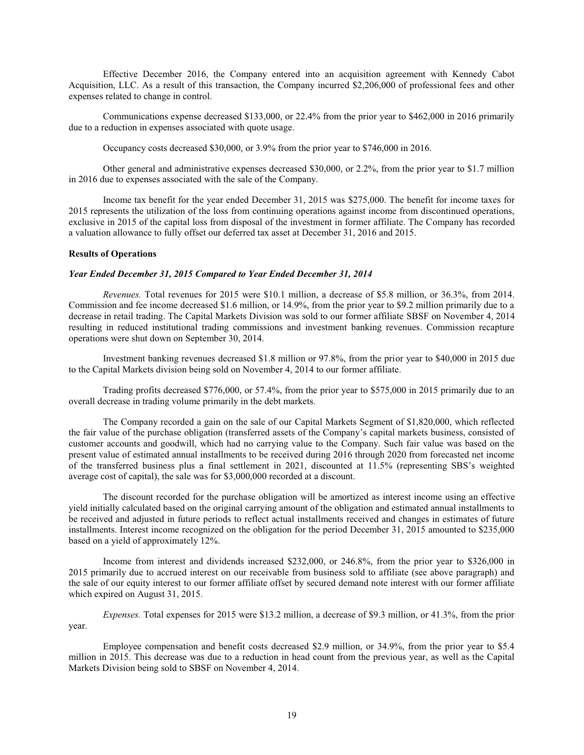Effective December 2016, the Company entered into an acquisition agreement with Kennedy Cabot Acquisition, LLC. As a result of this transaction, the Company incurred $2,206,000 of professional fees and other expenses related to change in control.

Communications expense decreased $133,000, or 22.4% from the prior year to $462,000 in 2016 primarily due to a reduction in expenses associated with quote usage.

Occupancy costs decreased $30,000, or 3.9% from the prior year to $746,000 in 2016.

Other general and administrative expenses decreased $30,000, or 2.2%, from the prior year to $1.7 million in 2016 due to expenses associated with the sale of the Company.

Income tax benefit for the year ended December 31, 2015 was $275,000. The benefit for income taxes for 2015 represents the utilization of the loss from continuing operations against income from discontinued operations, exclusive in 2015 of the capital loss from disposal of the investment in former affiliate. The Company has recorded a valuation allowance to fully offset our deferred tax asset at December 31, 2016 and 2015.

**Results of Operations**

***Year Ended December 31, 2015 Compared to Year Ended December 31, 2014***

*Revenues.* Total revenues for 2015 were $10.1 million, a decrease of $5.8 million, or 36.3%, from 2014. Commission and fee income decreased $1.6 million, or 14.9%, from the prior year to $9.2 million primarily due to a decrease in retail trading. The Capital Markets Division was sold to our former affiliate SBSF on November 4, 2014 resulting in reduced institutional trading commissions and investment banking revenues. Commission recapture operations were shut down on September 30, 2014.

Investment banking revenues decreased $1.8 million or 97.8%, from the prior year to $40,000 in 2015 due to the Capital Markets division being sold on November 4, 2014 to our former affiliate.

Trading profits decreased $776,000, or 57.4%, from the prior year to $575,000 in 2015 primarily due to an overall decrease in trading volume primarily in the debt markets.

The Company recorded a gain on the sale of our Capital Markets Segment of $1,820,000, which reflected the fair value of the purchase obligation (transferred assets of the Company's capital markets business, consisted of customer accounts and goodwill, which had no carrying value to the Company. Such fair value was based on the present value of estimated annual installments to be received during 2016 through 2020 from forecasted net income of the transferred business plus a final settlement in 2021, discounted at 11.5% (representing SBS's weighted average cost of capital), the sale was for $3,000,000 recorded at a discount.

The discount recorded for the purchase obligation will be amortized as interest income using an effective yield initially calculated based on the original carrying amount of the obligation and estimated annual installments to be received and adjusted in future periods to reflect actual installments received and changes in estimates of future installments. Interest income recognized on the obligation for the period December 31, 2015 amounted to $235,000 based on a yield of approximately 12%.

Income from interest and dividends increased $232,000, or 246.8%, from the prior year to $326,000 in 2015 primarily due to accrued interest on our receivable from business sold to affiliate (see above paragraph) and the sale of our equity interest to our former affiliate offset by secured demand note interest with our former affiliate which expired on August 31, 2015.

*Expenses.* Total expenses for 2015 were $13.2 million, a decrease of $9.3 million, or 41.3%, from the prior year.

Employee compensation and benefit costs decreased $2.9 million, or 34.9%, from the prior year to $5.4 million in 2015. This decrease was due to a reduction in head count from the previous year, as well as the Capital Markets Division being sold to SBSF on November 4, 2014.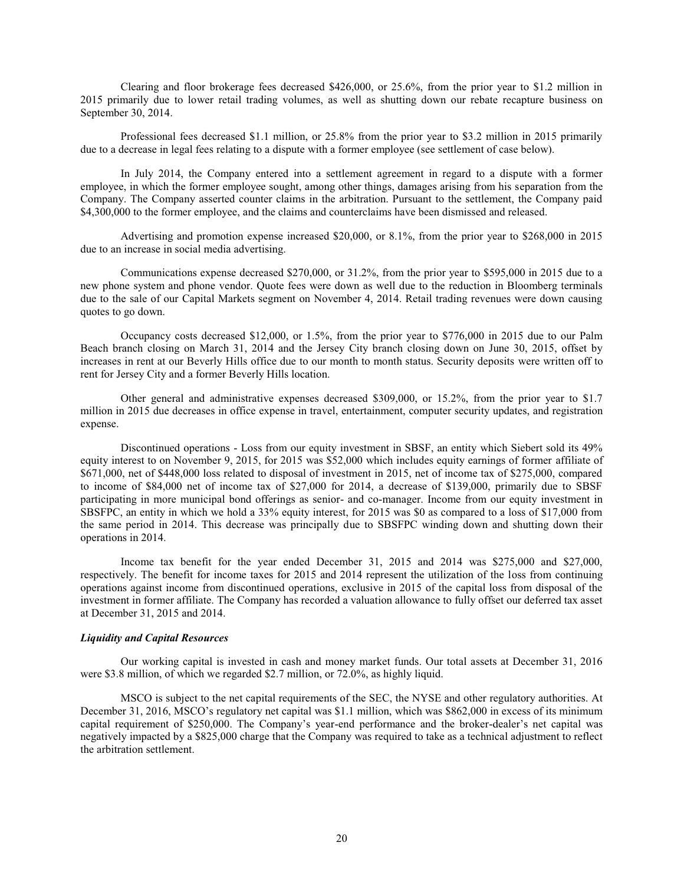Clearing and floor brokerage fees decreased $426,000, or 25.6%, from the prior year to $1.2 million in 2015 primarily due to lower retail trading volumes, as well as shutting down our rebate recapture business on September 30, 2014.

Professional fees decreased $1.1 million, or 25.8% from the prior year to $3.2 million in 2015 primarily due to a decrease in legal fees relating to a dispute with a former employee (see settlement of case below).

In July 2014, the Company entered into a settlement agreement in regard to a dispute with a former employee, in which the former employee sought, among other things, damages arising from his separation from the Company. The Company asserted counter claims in the arbitration. Pursuant to the settlement, the Company paid $4,300,000 to the former employee, and the claims and counterclaims have been dismissed and released.

Advertising and promotion expense increased $20,000, or 8.1%, from the prior year to $268,000 in 2015 due to an increase in social media advertising.

Communications expense decreased $270,000, or 31.2%, from the prior year to $595,000 in 2015 due to a new phone system and phone vendor. Quote fees were down as well due to the reduction in Bloomberg terminals due to the sale of our Capital Markets segment on November 4, 2014. Retail trading revenues were down causing quotes to go down.

Occupancy costs decreased $12,000, or 1.5%, from the prior year to $776,000 in 2015 due to our Palm Beach branch closing on March 31, 2014 and the Jersey City branch closing down on June 30, 2015, offset by increases in rent at our Beverly Hills office due to our month to month status. Security deposits were written off to rent for Jersey City and a former Beverly Hills location.

Other general and administrative expenses decreased $309,000, or 15.2%, from the prior year to $1.7 million in 2015 due decreases in office expense in travel, entertainment, computer security updates, and registration expense.

Discontinued operations - Loss from our equity investment in SBSF, an entity which Siebert sold its 49% equity interest to on November 9, 2015, for 2015 was $52,000 which includes equity earnings of former affiliate of $671,000, net of $448,000 loss related to disposal of investment in 2015, net of income tax of $275,000, compared to income of $84,000 net of income tax of $27,000 for 2014, a decrease of $139,000, primarily due to SBSF participating in more municipal bond offerings as senior- and co-manager. Income from our equity investment in SBSFPC, an entity in which we hold a 33% equity interest, for 2015 was $0 as compared to a loss of $17,000 from the same period in 2014. This decrease was principally due to SBSFPC winding down and shutting down their operations in 2014.

Income tax benefit for the year ended December 31, 2015 and 2014 was $275,000 and $27,000, respectively. The benefit for income taxes for 2015 and 2014 represent the utilization of the loss from continuing operations against income from discontinued operations, exclusive in 2015 of the capital loss from disposal of the investment in former affiliate. The Company has recorded a valuation allowance to fully offset our deferred tax asset at December 31, 2015 and 2014.

***Liquidity and Capital Resources***

Our working capital is invested in cash and money market funds. Our total assets at December 31, 2016 were $3.8 million, of which we regarded $2.7 million, or 72.0%, as highly liquid.

MSCO is subject to the net capital requirements of the SEC, the NYSE and other regulatory authorities. At December 31, 2016, MSCO's regulatory net capital was $1.1 million, which was $862,000 in excess of its minimum capital requirement of $250,000. The Company's year-end performance and the broker-dealer's net capital was negatively impacted by a $825,000 charge that the Company was required to take as a technical adjustment to reflect the arbitration settlement.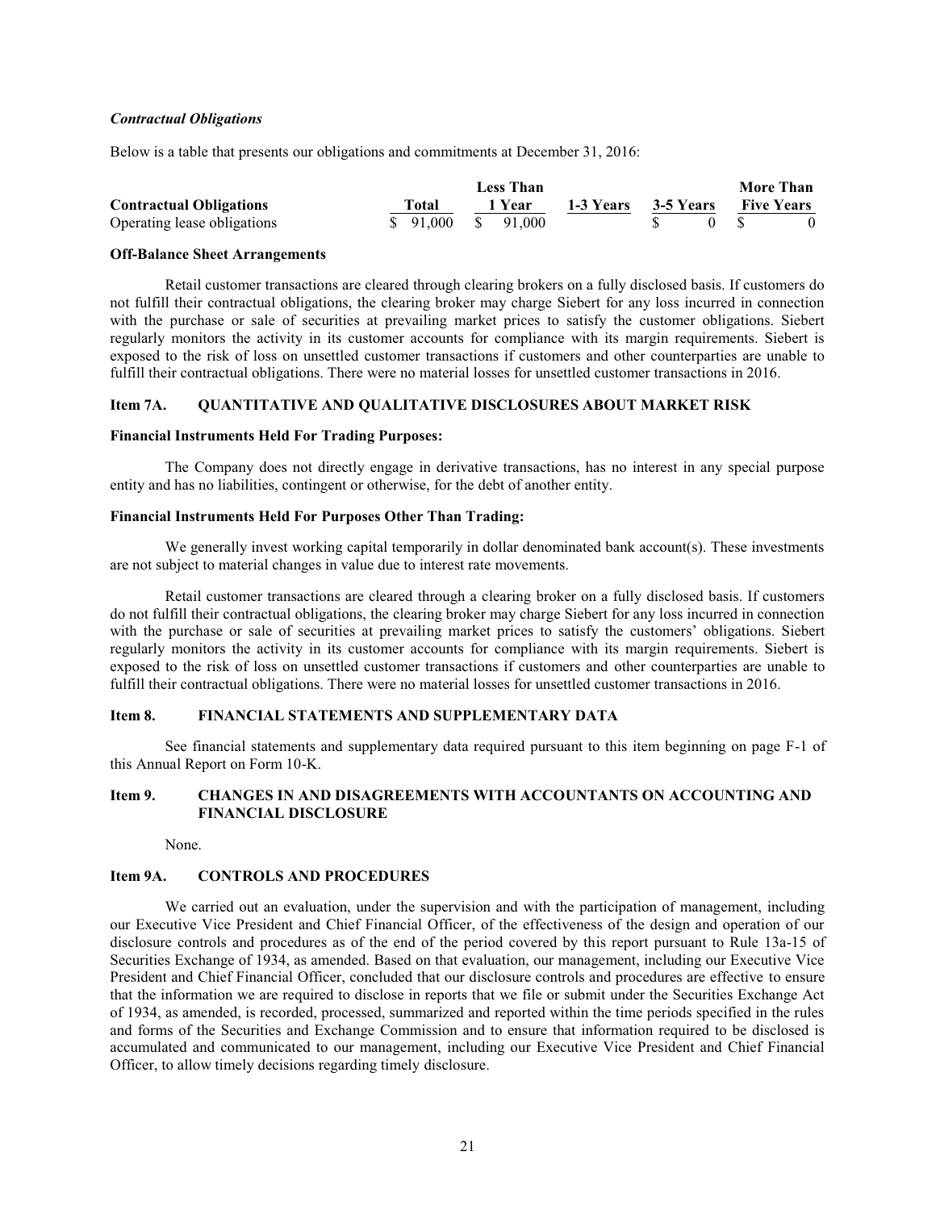### *Contractual Obligations*

Below is a table that presents our obligations and commitments at December 31, 2016:

| Contractual Obligations | Total | Less Than 1 Year | 1-3 Years | 3-5 Years | More Than Five Years |
|---|---|---|---|---|---|
| Operating lease obligations | $ 91,000 | $ 91,000 | | $ 0 | $ 0 |

**Off-Balance Sheet Arrangements**

Retail customer transactions are cleared through clearing brokers on a fully disclosed basis. If customers do not fulfill their contractual obligations, the clearing broker may charge Siebert for any loss incurred in connection with the purchase or sale of securities at prevailing market prices to satisfy the customer obligations. Siebert regularly monitors the activity in its customer accounts for compliance with its margin requirements. Siebert is exposed to the risk of loss on unsettled customer transactions if customers and other counterparties are unable to fulfill their contractual obligations. There were no material losses for unsettled customer transactions in 2016.

## Item 7A. QUANTITATIVE AND QUALITATIVE DISCLOSURES ABOUT MARKET RISK

**Financial Instruments Held For Trading Purposes:**

The Company does not directly engage in derivative transactions, has no interest in any special purpose entity and has no liabilities, contingent or otherwise, for the debt of another entity.

**Financial Instruments Held For Purposes Other Than Trading:**

We generally invest working capital temporarily in dollar denominated bank account(s). These investments are not subject to material changes in value due to interest rate movements.

Retail customer transactions are cleared through a clearing broker on a fully disclosed basis. If customers do not fulfill their contractual obligations, the clearing broker may charge Siebert for any loss incurred in connection with the purchase or sale of securities at prevailing market prices to satisfy the customers' obligations. Siebert regularly monitors the activity in its customer accounts for compliance with its margin requirements. Siebert is exposed to the risk of loss on unsettled customer transactions if customers and other counterparties are unable to fulfill their contractual obligations. There were no material losses for unsettled customer transactions in 2016.

## Item 8. FINANCIAL STATEMENTS AND SUPPLEMENTARY DATA

See financial statements and supplementary data required pursuant to this item beginning on page F-1 of this Annual Report on Form 10-K.

## Item 9. CHANGES IN AND DISAGREEMENTS WITH ACCOUNTANTS ON ACCOUNTING AND FINANCIAL DISCLOSURE

None.

## Item 9A. CONTROLS AND PROCEDURES

We carried out an evaluation, under the supervision and with the participation of management, including our Executive Vice President and Chief Financial Officer, of the effectiveness of the design and operation of our disclosure controls and procedures as of the end of the period covered by this report pursuant to Rule 13a-15 of Securities Exchange of 1934, as amended. Based on that evaluation, our management, including our Executive Vice President and Chief Financial Officer, concluded that our disclosure controls and procedures are effective to ensure that the information we are required to disclose in reports that we file or submit under the Securities Exchange Act of 1934, as amended, is recorded, processed, summarized and reported within the time periods specified in the rules and forms of the Securities and Exchange Commission and to ensure that information required to be disclosed is accumulated and communicated to our management, including our Executive Vice President and Chief Financial Officer, to allow timely decisions regarding timely disclosure.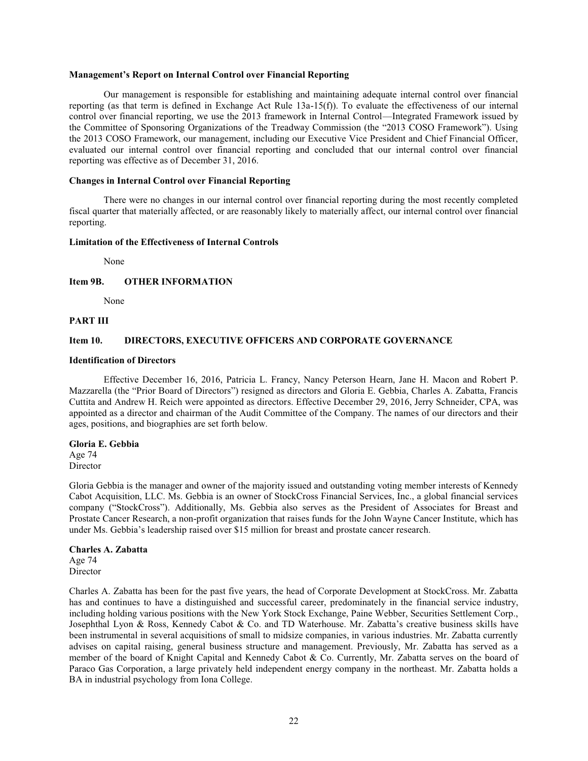**Management's Report on Internal Control over Financial Reporting**

Our management is responsible for establishing and maintaining adequate internal control over financial reporting (as that term is defined in Exchange Act Rule 13a-15(f)). To evaluate the effectiveness of our internal control over financial reporting, we use the 2013 framework in Internal Control—Integrated Framework issued by the Committee of Sponsoring Organizations of the Treadway Commission (the "2013 COSO Framework"). Using the 2013 COSO Framework, our management, including our Executive Vice President and Chief Financial Officer, evaluated our internal control over financial reporting and concluded that our internal control over financial reporting was effective as of December 31, 2016.

**Changes in Internal Control over Financial Reporting**

There were no changes in our internal control over financial reporting during the most recently completed fiscal quarter that materially affected, or are reasonably likely to materially affect, our internal control over financial reporting.

**Limitation of the Effectiveness of Internal Controls**

None

## Item 9B. OTHER INFORMATION

None

# PART III

## Item 10. DIRECTORS, EXECUTIVE OFFICERS AND CORPORATE GOVERNANCE

**Identification of Directors**

Effective December 16, 2016, Patricia L. Francy, Nancy Peterson Hearn, Jane H. Macon and Robert P. Mazzarella (the "Prior Board of Directors") resigned as directors and Gloria E. Gebbia, Charles A. Zabatta, Francis Cuttita and Andrew H. Reich were appointed as directors. Effective December 29, 2016, Jerry Schneider, CPA, was appointed as a director and chairman of the Audit Committee of the Company. The names of our directors and their ages, positions, and biographies are set forth below.

**Gloria E. Gebbia**
Age 74
Director

Gloria Gebbia is the manager and owner of the majority issued and outstanding voting member interests of Kennedy Cabot Acquisition, LLC. Ms. Gebbia is an owner of StockCross Financial Services, Inc., a global financial services company ("StockCross"). Additionally, Ms. Gebbia also serves as the President of Associates for Breast and Prostate Cancer Research, a non-profit organization that raises funds for the John Wayne Cancer Institute, which has under Ms. Gebbia's leadership raised over $15 million for breast and prostate cancer research.

**Charles A. Zabatta**
Age 74
Director

Charles A. Zabatta has been for the past five years, the head of Corporate Development at StockCross. Mr. Zabatta has and continues to have a distinguished and successful career, predominately in the financial service industry, including holding various positions with the New York Stock Exchange, Paine Webber, Securities Settlement Corp., Josephthal Lyon & Ross, Kennedy Cabot & Co. and TD Waterhouse. Mr. Zabatta's creative business skills have been instrumental in several acquisitions of small to midsize companies, in various industries. Mr. Zabatta currently advises on capital raising, general business structure and management. Previously, Mr. Zabatta has served as a member of the board of Knight Capital and Kennedy Cabot & Co. Currently, Mr. Zabatta serves on the board of Paraco Gas Corporation, a large privately held independent energy company in the northeast. Mr. Zabatta holds a BA in industrial psychology from Iona College.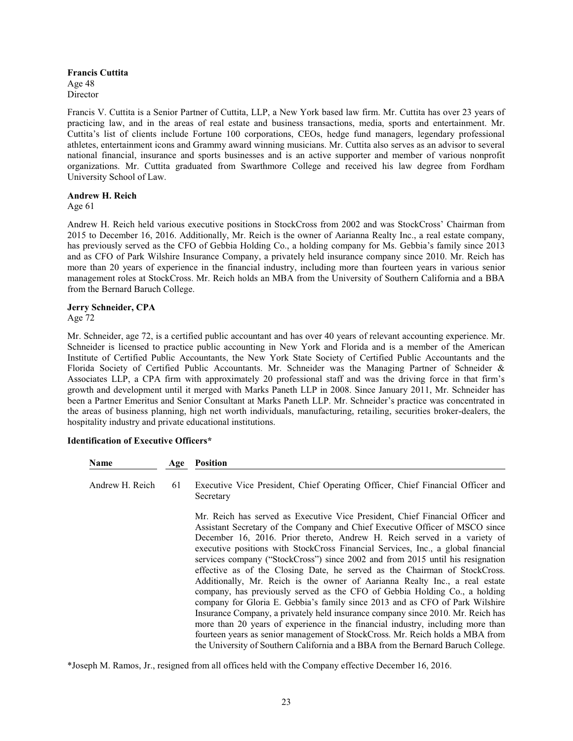**Francis Cuttita**
Age 48
Director

Francis V. Cuttita is a Senior Partner of Cuttita, LLP, a New York based law firm. Mr. Cuttita has over 23 years of practicing law, and in the areas of real estate and business transactions, media, sports and entertainment. Mr. Cuttita's list of clients include Fortune 100 corporations, CEOs, hedge fund managers, legendary professional athletes, entertainment icons and Grammy award winning musicians. Mr. Cuttita also serves as an advisor to several national financial, insurance and sports businesses and is an active supporter and member of various nonprofit organizations. Mr. Cuttita graduated from Swarthmore College and received his law degree from Fordham University School of Law.

**Andrew H. Reich**
Age 61

Andrew H. Reich held various executive positions in StockCross from 2002 and was StockCross' Chairman from 2015 to December 16, 2016. Additionally, Mr. Reich is the owner of Aarianna Realty Inc., a real estate company, has previously served as the CFO of Gebbia Holding Co., a holding company for Ms. Gebbia's family since 2013 and as CFO of Park Wilshire Insurance Company, a privately held insurance company since 2010. Mr. Reich has more than 20 years of experience in the financial industry, including more than fourteen years in various senior management roles at StockCross. Mr. Reich holds an MBA from the University of Southern California and a BBA from the Bernard Baruch College.

**Jerry Schneider, CPA**
Age 72

Mr. Schneider, age 72, is a certified public accountant and has over 40 years of relevant accounting experience. Mr. Schneider is licensed to practice public accounting in New York and Florida and is a member of the American Institute of Certified Public Accountants, the New York State Society of Certified Public Accountants and the Florida Society of Certified Public Accountants. Mr. Schneider was the Managing Partner of Schneider & Associates LLP, a CPA firm with approximately 20 professional staff and was the driving force in that firm's growth and development until it merged with Marks Paneth LLP in 2008. Since January 2011, Mr. Schneider has been a Partner Emeritus and Senior Consultant at Marks Paneth LLP. Mr. Schneider's practice was concentrated in the areas of business planning, high net worth individuals, manufacturing, retailing, securities broker-dealers, the hospitality industry and private educational institutions.

**Identification of Executive Officers***

| Name | Age | Position |
|---|---|---|
| Andrew H. Reich | 61 | Executive Vice President, Chief Operating Officer, Chief Financial Officer and Secretary<br><br>Mr. Reich has served as Executive Vice President, Chief Financial Officer and Assistant Secretary of the Company and Chief Executive Officer of MSCO since December 16, 2016. Prior thereto, Andrew H. Reich served in a variety of executive positions with StockCross Financial Services, Inc., a global financial services company ("StockCross") since 2002 and from 2015 until his resignation effective as of the Closing Date, he served as the Chairman of StockCross. Additionally, Mr. Reich is the owner of Aarianna Realty Inc., a real estate company, has previously served as the CFO of Gebbia Holding Co., a holding company for Gloria E. Gebbia's family since 2013 and as CFO of Park Wilshire Insurance Company, a privately held insurance company since 2010. Mr. Reich has more than 20 years of experience in the financial industry, including more than fourteen years as senior management of StockCross. Mr. Reich holds a MBA from the University of Southern California and a BBA from the Bernard Baruch College. |

*Joseph M. Ramos, Jr., resigned from all offices held with the Company effective December 16, 2016.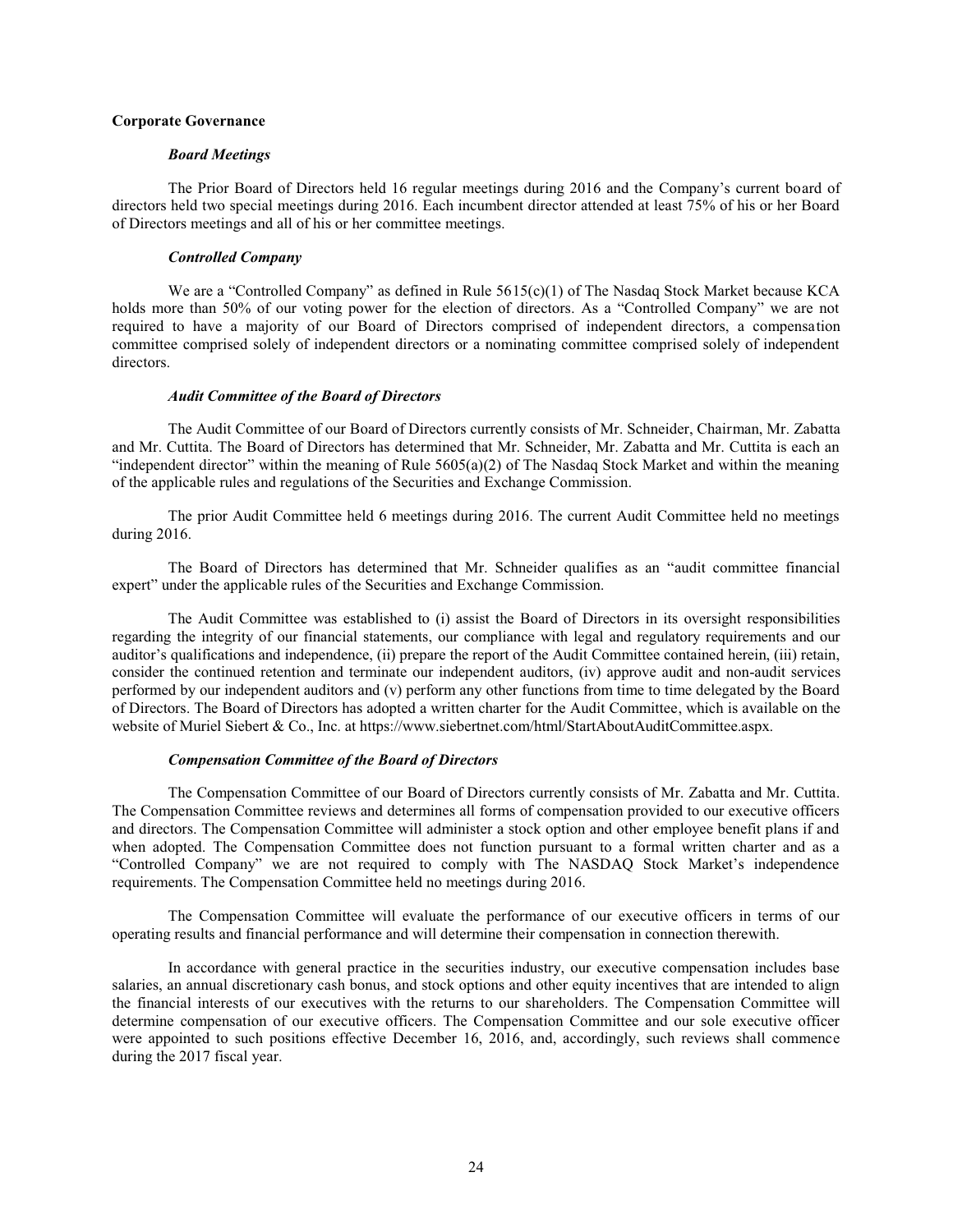## Corporate Governance

### *Board Meetings*

The Prior Board of Directors held 16 regular meetings during 2016 and the Company's current board of directors held two special meetings during 2016. Each incumbent director attended at least 75% of his or her Board of Directors meetings and all of his or her committee meetings.

### *Controlled Company*

We are a "Controlled Company" as defined in Rule 5615(c)(1) of The Nasdaq Stock Market because KCA holds more than 50% of our voting power for the election of directors. As a "Controlled Company" we are not required to have a majority of our Board of Directors comprised of independent directors, a compensation committee comprised solely of independent directors or a nominating committee comprised solely of independent directors.

### *Audit Committee of the Board of Directors*

The Audit Committee of our Board of Directors currently consists of Mr. Schneider, Chairman, Mr. Zabatta and Mr. Cuttita. The Board of Directors has determined that Mr. Schneider, Mr. Zabatta and Mr. Cuttita is each an "independent director" within the meaning of Rule 5605(a)(2) of The Nasdaq Stock Market and within the meaning of the applicable rules and regulations of the Securities and Exchange Commission.

The prior Audit Committee held 6 meetings during 2016. The current Audit Committee held no meetings during 2016.

The Board of Directors has determined that Mr. Schneider qualifies as an "audit committee financial expert" under the applicable rules of the Securities and Exchange Commission.

The Audit Committee was established to (i) assist the Board of Directors in its oversight responsibilities regarding the integrity of our financial statements, our compliance with legal and regulatory requirements and our auditor's qualifications and independence, (ii) prepare the report of the Audit Committee contained herein, (iii) retain, consider the continued retention and terminate our independent auditors, (iv) approve audit and non-audit services performed by our independent auditors and (v) perform any other functions from time to time delegated by the Board of Directors. The Board of Directors has adopted a written charter for the Audit Committee, which is available on the website of Muriel Siebert & Co., Inc. at https://www.siebertnet.com/html/StartAboutAuditCommittee.aspx.

### *Compensation Committee of the Board of Directors*

The Compensation Committee of our Board of Directors currently consists of Mr. Zabatta and Mr. Cuttita. The Compensation Committee reviews and determines all forms of compensation provided to our executive officers and directors. The Compensation Committee will administer a stock option and other employee benefit plans if and when adopted. The Compensation Committee does not function pursuant to a formal written charter and as a "Controlled Company" we are not required to comply with The NASDAQ Stock Market's independence requirements. The Compensation Committee held no meetings during 2016.

The Compensation Committee will evaluate the performance of our executive officers in terms of our operating results and financial performance and will determine their compensation in connection therewith.

In accordance with general practice in the securities industry, our executive compensation includes base salaries, an annual discretionary cash bonus, and stock options and other equity incentives that are intended to align the financial interests of our executives with the returns to our shareholders. The Compensation Committee will determine compensation of our executive officers. The Compensation Committee and our sole executive officer were appointed to such positions effective December 16, 2016, and, accordingly, such reviews shall commence during the 2017 fiscal year.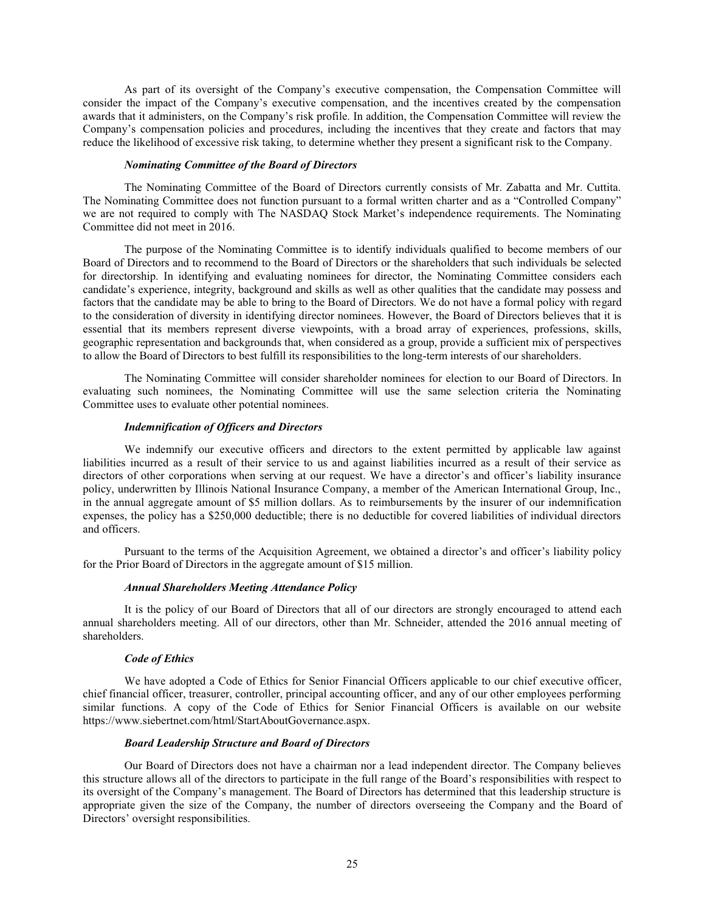As part of its oversight of the Company's executive compensation, the Compensation Committee will consider the impact of the Company's executive compensation, and the incentives created by the compensation awards that it administers, on the Company's risk profile. In addition, the Compensation Committee will review the Company's compensation policies and procedures, including the incentives that they create and factors that may reduce the likelihood of excessive risk taking, to determine whether they present a significant risk to the Company.

***Nominating Committee of the Board of Directors***

The Nominating Committee of the Board of Directors currently consists of Mr. Zabatta and Mr. Cuttita. The Nominating Committee does not function pursuant to a formal written charter and as a "Controlled Company" we are not required to comply with The NASDAQ Stock Market's independence requirements. The Nominating Committee did not meet in 2016.

The purpose of the Nominating Committee is to identify individuals qualified to become members of our Board of Directors and to recommend to the Board of Directors or the shareholders that such individuals be selected for directorship. In identifying and evaluating nominees for director, the Nominating Committee considers each candidate's experience, integrity, background and skills as well as other qualities that the candidate may possess and factors that the candidate may be able to bring to the Board of Directors. We do not have a formal policy with regard to the consideration of diversity in identifying director nominees. However, the Board of Directors believes that it is essential that its members represent diverse viewpoints, with a broad array of experiences, professions, skills, geographic representation and backgrounds that, when considered as a group, provide a sufficient mix of perspectives to allow the Board of Directors to best fulfill its responsibilities to the long-term interests of our shareholders.

The Nominating Committee will consider shareholder nominees for election to our Board of Directors. In evaluating such nominees, the Nominating Committee will use the same selection criteria the Nominating Committee uses to evaluate other potential nominees.

***Indemnification of Officers and Directors***

We indemnify our executive officers and directors to the extent permitted by applicable law against liabilities incurred as a result of their service to us and against liabilities incurred as a result of their service as directors of other corporations when serving at our request. We have a director's and officer's liability insurance policy, underwritten by Illinois National Insurance Company, a member of the American International Group, Inc., in the annual aggregate amount of $5 million dollars. As to reimbursements by the insurer of our indemnification expenses, the policy has a $250,000 deductible; there is no deductible for covered liabilities of individual directors and officers.

Pursuant to the terms of the Acquisition Agreement, we obtained a director's and officer's liability policy for the Prior Board of Directors in the aggregate amount of $15 million.

***Annual Shareholders Meeting Attendance Policy***

It is the policy of our Board of Directors that all of our directors are strongly encouraged to attend each annual shareholders meeting. All of our directors, other than Mr. Schneider, attended the 2016 annual meeting of shareholders.

***Code of Ethics***

We have adopted a Code of Ethics for Senior Financial Officers applicable to our chief executive officer, chief financial officer, treasurer, controller, principal accounting officer, and any of our other employees performing similar functions. A copy of the Code of Ethics for Senior Financial Officers is available on our website https://www.siebertnet.com/html/StartAboutGovernance.aspx.

***Board Leadership Structure and Board of Directors***

Our Board of Directors does not have a chairman nor a lead independent director. The Company believes this structure allows all of the directors to participate in the full range of the Board's responsibilities with respect to its oversight of the Company's management. The Board of Directors has determined that this leadership structure is appropriate given the size of the Company, the number of directors overseeing the Company and the Board of Directors' oversight responsibilities.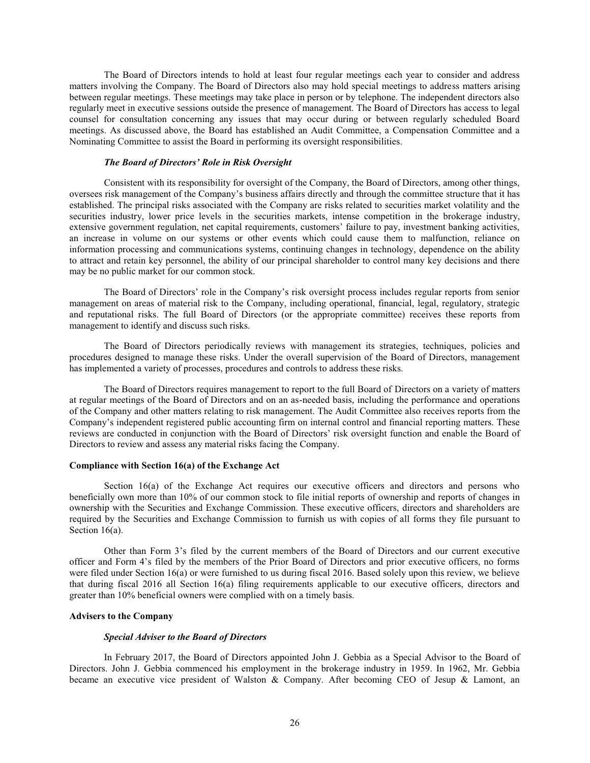The Board of Directors intends to hold at least four regular meetings each year to consider and address matters involving the Company. The Board of Directors also may hold special meetings to address matters arising between regular meetings. These meetings may take place in person or by telephone. The independent directors also regularly meet in executive sessions outside the presence of management. The Board of Directors has access to legal counsel for consultation concerning any issues that may occur during or between regularly scheduled Board meetings. As discussed above, the Board has established an Audit Committee, a Compensation Committee and a Nominating Committee to assist the Board in performing its oversight responsibilities.

### *The Board of Directors' Role in Risk Oversight*

Consistent with its responsibility for oversight of the Company, the Board of Directors, among other things, oversees risk management of the Company's business affairs directly and through the committee structure that it has established. The principal risks associated with the Company are risks related to securities market volatility and the securities industry, lower price levels in the securities markets, intense competition in the brokerage industry, extensive government regulation, net capital requirements, customers' failure to pay, investment banking activities, an increase in volume on our systems or other events which could cause them to malfunction, reliance on information processing and communications systems, continuing changes in technology, dependence on the ability to attract and retain key personnel, the ability of our principal shareholder to control many key decisions and there may be no public market for our common stock.

The Board of Directors' role in the Company's risk oversight process includes regular reports from senior management on areas of material risk to the Company, including operational, financial, legal, regulatory, strategic and reputational risks. The full Board of Directors (or the appropriate committee) receives these reports from management to identify and discuss such risks.

The Board of Directors periodically reviews with management its strategies, techniques, policies and procedures designed to manage these risks. Under the overall supervision of the Board of Directors, management has implemented a variety of processes, procedures and controls to address these risks.

The Board of Directors requires management to report to the full Board of Directors on a variety of matters at regular meetings of the Board of Directors and on an as-needed basis, including the performance and operations of the Company and other matters relating to risk management. The Audit Committee also receives reports from the Company's independent registered public accounting firm on internal control and financial reporting matters. These reviews are conducted in conjunction with the Board of Directors' risk oversight function and enable the Board of Directors to review and assess any material risks facing the Company.

## Compliance with Section 16(a) of the Exchange Act

Section 16(a) of the Exchange Act requires our executive officers and directors and persons who beneficially own more than 10% of our common stock to file initial reports of ownership and reports of changes in ownership with the Securities and Exchange Commission. These executive officers, directors and shareholders are required by the Securities and Exchange Commission to furnish us with copies of all forms they file pursuant to Section 16(a).

Other than Form 3's filed by the current members of the Board of Directors and our current executive officer and Form 4's filed by the members of the Prior Board of Directors and prior executive officers, no forms were filed under Section 16(a) or were furnished to us during fiscal 2016. Based solely upon this review, we believe that during fiscal 2016 all Section 16(a) filing requirements applicable to our executive officers, directors and greater than 10% beneficial owners were complied with on a timely basis.

## Advisers to the Company

### *Special Adviser to the Board of Directors*

In February 2017, the Board of Directors appointed John J. Gebbia as a Special Advisor to the Board of Directors. John J. Gebbia commenced his employment in the brokerage industry in 1959. In 1962, Mr. Gebbia became an executive vice president of Walston & Company. After becoming CEO of Jesup & Lamont, an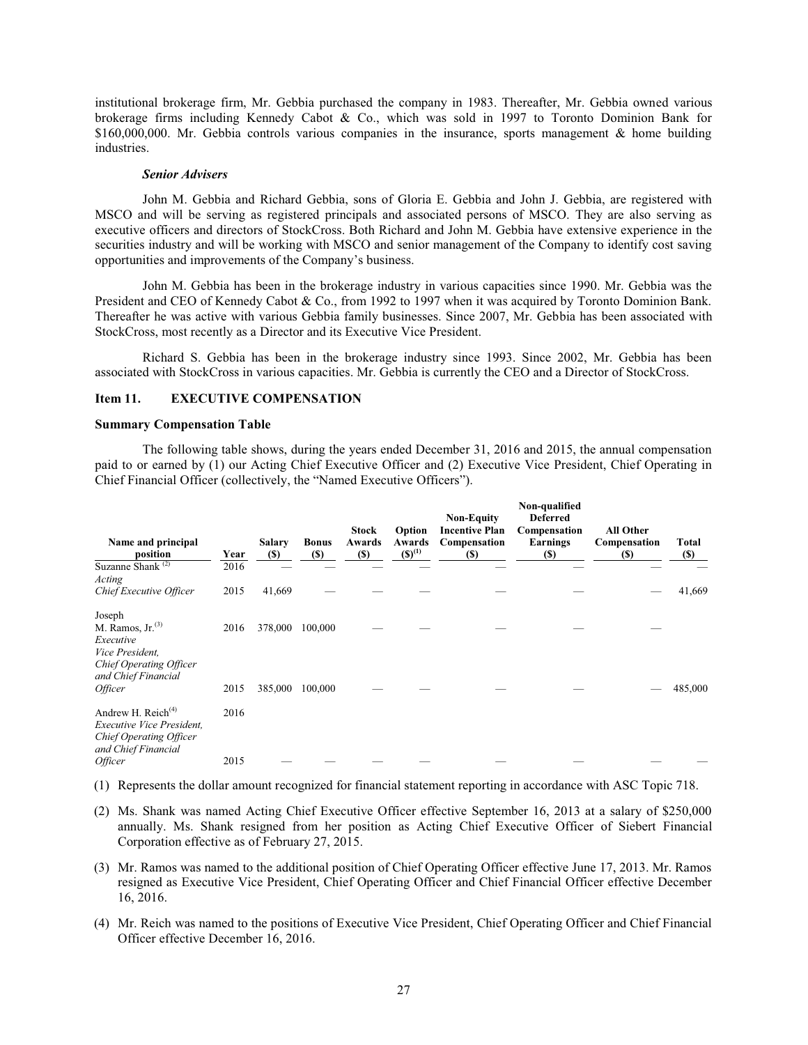institutional brokerage firm, Mr. Gebbia purchased the company in 1983. Thereafter, Mr. Gebbia owned various brokerage firms including Kennedy Cabot & Co., which was sold in 1997 to Toronto Dominion Bank for $160,000,000. Mr. Gebbia controls various companies in the insurance, sports management & home building industries.

***Senior Advisers***

John M. Gebbia and Richard Gebbia, sons of Gloria E. Gebbia and John J. Gebbia, are registered with MSCO and will be serving as registered principals and associated persons of MSCO. They are also serving as executive officers and directors of StockCross. Both Richard and John M. Gebbia have extensive experience in the securities industry and will be working with MSCO and senior management of the Company to identify cost saving opportunities and improvements of the Company's business.

John M. Gebbia has been in the brokerage industry in various capacities since 1990. Mr. Gebbia was the President and CEO of Kennedy Cabot & Co., from 1992 to 1997 when it was acquired by Toronto Dominion Bank. Thereafter he was active with various Gebbia family businesses. Since 2007, Mr. Gebbia has been associated with StockCross, most recently as a Director and its Executive Vice President.

Richard S. Gebbia has been in the brokerage industry since 1993. Since 2002, Mr. Gebbia has been associated with StockCross in various capacities. Mr. Gebbia is currently the CEO and a Director of StockCross.

## Item 11. EXECUTIVE COMPENSATION

**Summary Compensation Table**

The following table shows, during the years ended December 31, 2016 and 2015, the annual compensation paid to or earned by (1) our Acting Chief Executive Officer and (2) Executive Vice President, Chief Operating in Chief Financial Officer (collectively, the "Named Executive Officers").

| Name and principal position | Year | Salary ($) | Bonus ($) | Stock Awards ($) | Option Awards ($)(1) | Non-Equity Incentive Plan Compensation ($) | Non-qualified Deferred Compensation Earnings ($) | All Other Compensation ($) | Total ($) |
|---|---|---|---|---|---|---|---|---|---|
| Suzanne Shank (2) | 2016 | — | — | — | — | — | — | — | — |
| *Acting Chief Executive Officer* | 2015 | 41,669 | | — | — | — | — | — | 41,669 |
| Joseph M. Ramos, Jr.(3) | 2016 | 378,000 | 100,000 | | — | — | — | — | |
| *Executive Vice President, Chief Operating Officer and Chief Financial Officer* | 2015 | 385,000 | 100,000 | | — | — | — | — | 485,000 |
| Andrew H. Reich(4) | 2016 | | | | | | | | |
| *Executive Vice President, Chief Operating Officer and Chief Financial Officer* | 2015 | — | — | — | — | — | — | — | — |

(1) Represents the dollar amount recognized for financial statement reporting in accordance with ASC Topic 718.

(2) Ms. Shank was named Acting Chief Executive Officer effective September 16, 2013 at a salary of $250,000 annually. Ms. Shank resigned from her position as Acting Chief Executive Officer of Siebert Financial Corporation effective as of February 27, 2015.

(3) Mr. Ramos was named to the additional position of Chief Operating Officer effective June 17, 2013. Mr. Ramos resigned as Executive Vice President, Chief Operating Officer and Chief Financial Officer effective December 16, 2016.

(4) Mr. Reich was named to the positions of Executive Vice President, Chief Operating Officer and Chief Financial Officer effective December 16, 2016.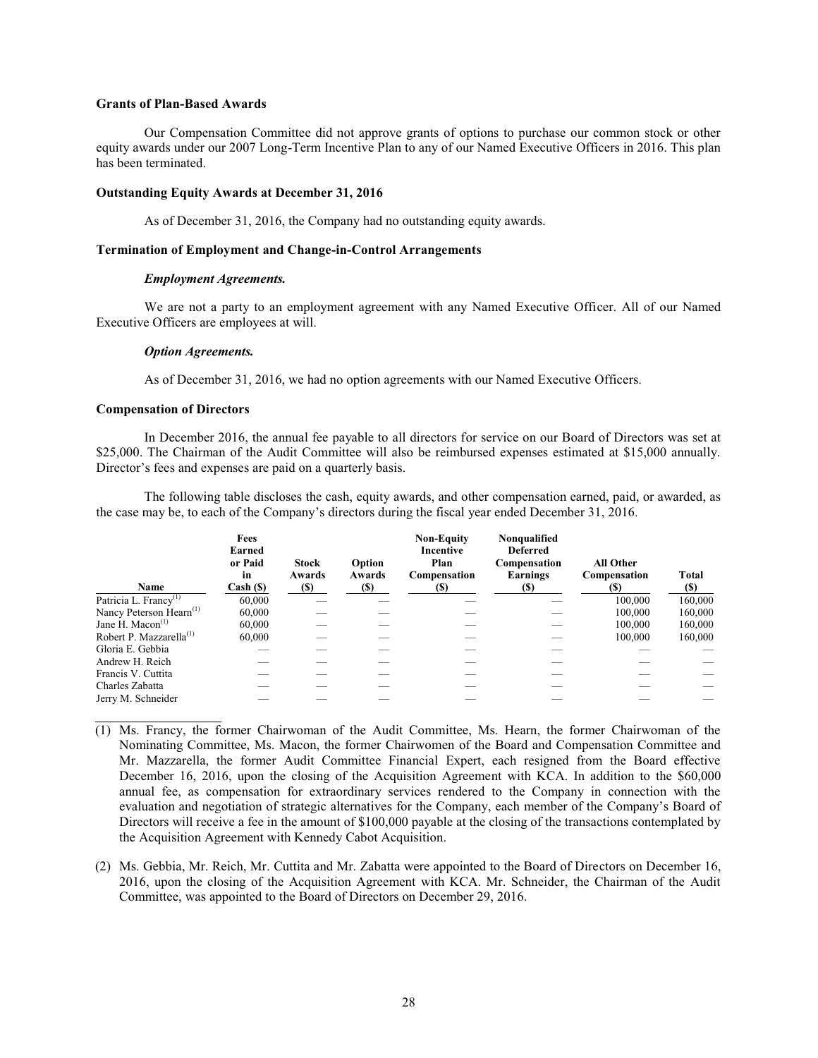### Grants of Plan-Based Awards

Our Compensation Committee did not approve grants of options to purchase our common stock or other equity awards under our 2007 Long-Term Incentive Plan to any of our Named Executive Officers in 2016. This plan has been terminated.

### Outstanding Equity Awards at December 31, 2016

As of December 31, 2016, the Company had no outstanding equity awards.

### Termination of Employment and Change-in-Control Arrangements

***Employment Agreements.***

We are not a party to an employment agreement with any Named Executive Officer. All of our Named Executive Officers are employees at will.

***Option Agreements.***

As of December 31, 2016, we had no option agreements with our Named Executive Officers.

### Compensation of Directors

In December 2016, the annual fee payable to all directors for service on our Board of Directors was set at $25,000. The Chairman of the Audit Committee will also be reimbursed expenses estimated at $15,000 annually. Director's fees and expenses are paid on a quarterly basis.

The following table discloses the cash, equity awards, and other compensation earned, paid, or awarded, as the case may be, to each of the Company's directors during the fiscal year ended December 31, 2016.

| Name | Fees Earned or Paid in Cash ($) | Stock Awards ($) | Option Awards ($) | Non-Equity Incentive Plan Compensation ($) | Nonqualified Deferred Compensation Earnings ($) | All Other Compensation ($) | Total ($) |
|---|---|---|---|---|---|---|---|
| Patricia L. Francy[(1)] | 60,000 | — | — | — | — | 100,000 | 160,000 |
| Nancy Peterson Hearn[(1)] | 60,000 | — | — | — | — | 100,000 | 160,000 |
| Jane H. Macon[(1)] | 60,000 | — | — | — | — | 100,000 | 160,000 |
| Robert P. Mazzarella[(1)] | 60,000 | — | — | — | — | 100,000 | 160,000 |
| Gloria E. Gebbia | — | — | — | — | — | — | — |
| Andrew H. Reich | — | — | — | — | — | — | — |
| Francis V. Cuttita | — | — | — | — | — | — | — |
| Charles Zabatta | — | — | — | — | — | — | — |
| Jerry M. Schneider | — | — | — | — | — | — | — |

(1) Ms. Francy, the former Chairwoman of the Audit Committee, Ms. Hearn, the former Chairwoman of the Nominating Committee, Ms. Macon, the former Chairwomen of the Board and Compensation Committee and Mr. Mazzarella, the former Audit Committee Financial Expert, each resigned from the Board effective December 16, 2016, upon the closing of the Acquisition Agreement with KCA. In addition to the $60,000 annual fee, as compensation for extraordinary services rendered to the Company in connection with the evaluation and negotiation of strategic alternatives for the Company, each member of the Company's Board of Directors will receive a fee in the amount of $100,000 payable at the closing of the transactions contemplated by the Acquisition Agreement with Kennedy Cabot Acquisition.

(2) Ms. Gebbia, Mr. Reich, Mr. Cuttita and Mr. Zabatta were appointed to the Board of Directors on December 16, 2016, upon the closing of the Acquisition Agreement with KCA. Mr. Schneider, the Chairman of the Audit Committee, was appointed to the Board of Directors on December 29, 2016.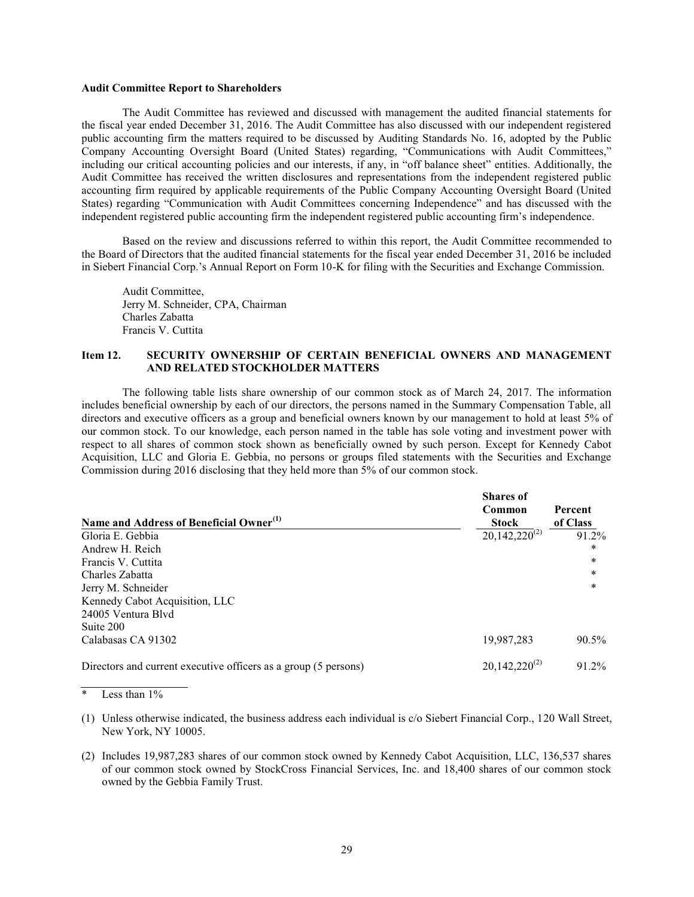**Audit Committee Report to Shareholders**

The Audit Committee has reviewed and discussed with management the audited financial statements for the fiscal year ended December 31, 2016. The Audit Committee has also discussed with our independent registered public accounting firm the matters required to be discussed by Auditing Standards No. 16, adopted by the Public Company Accounting Oversight Board (United States) regarding, "Communications with Audit Committees," including our critical accounting policies and our interests, if any, in "off balance sheet" entities. Additionally, the Audit Committee has received the written disclosures and representations from the independent registered public accounting firm required by applicable requirements of the Public Company Accounting Oversight Board (United States) regarding "Communication with Audit Committees concerning Independence" and has discussed with the independent registered public accounting firm the independent registered public accounting firm's independence.

Based on the review and discussions referred to within this report, the Audit Committee recommended to the Board of Directors that the audited financial statements for the fiscal year ended December 31, 2016 be included in Siebert Financial Corp.'s Annual Report on Form 10-K for filing with the Securities and Exchange Commission.

Audit Committee,
Jerry M. Schneider, CPA, Chairman
Charles Zabatta
Francis V. Cuttita

## Item 12. SECURITY OWNERSHIP OF CERTAIN BENEFICIAL OWNERS AND MANAGEMENT AND RELATED STOCKHOLDER MATTERS

The following table lists share ownership of our common stock as of March 24, 2017. The information includes beneficial ownership by each of our directors, the persons named in the Summary Compensation Table, all directors and executive officers as a group and beneficial owners known by our management to hold at least 5% of our common stock. To our knowledge, each person named in the table has sole voting and investment power with respect to all shares of common stock shown as beneficially owned by such person. Except for Kennedy Cabot Acquisition, LLC and Gloria E. Gebbia, no persons or groups filed statements with the Securities and Exchange Commission during 2016 disclosing that they held more than 5% of our common stock.

| Name and Address of Beneficial Owner(1) | Shares of Common Stock | Percent of Class |
|---|---|---|
| Gloria E. Gebbia | 20,142,220(2) | 91.2% |
| Andrew H. Reich | | * |
| Francis V. Cuttita | | * |
| Charles Zabatta | | * |
| Jerry M. Schneider | | * |
| Kennedy Cabot Acquisition, LLC<br>24005 Ventura Blvd<br>Suite 200<br>Calabasas CA 91302 | 19,987,283 | 90.5% |
| Directors and current executive officers as a group (5 persons) | 20,142,220(2) | 91.2% |

\* Less than 1%

(1) Unless otherwise indicated, the business address each individual is c/o Siebert Financial Corp., 120 Wall Street, New York, NY 10005.

(2) Includes 19,987,283 shares of our common stock owned by Kennedy Cabot Acquisition, LLC, 136,537 shares of our common stock owned by StockCross Financial Services, Inc. and 18,400 shares of our common stock owned by the Gebbia Family Trust.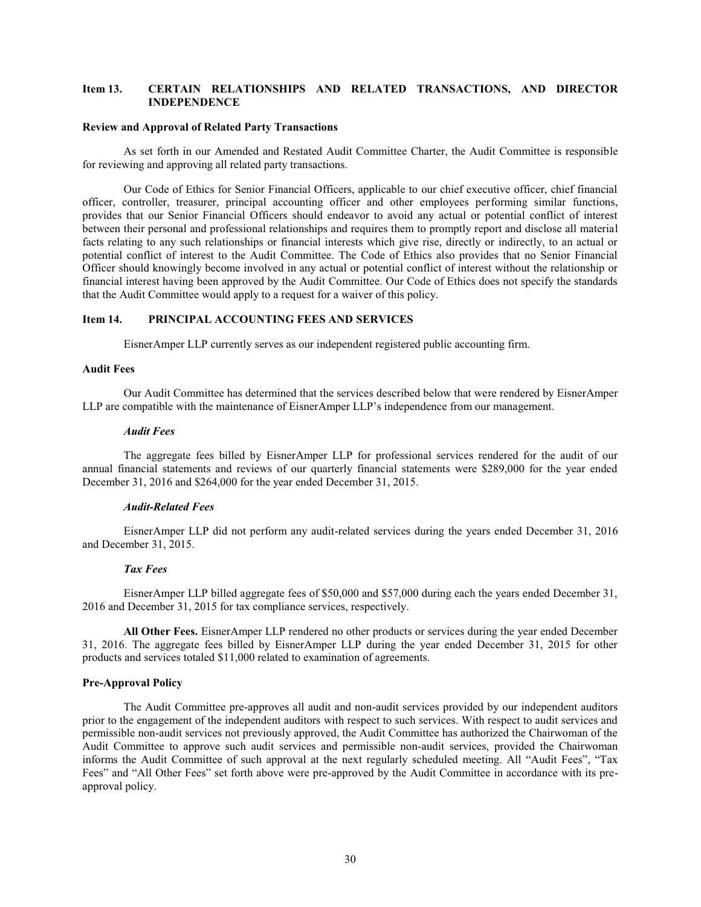## Item 13. CERTAIN RELATIONSHIPS AND RELATED TRANSACTIONS, AND DIRECTOR INDEPENDENCE

**Review and Approval of Related Party Transactions**

As set forth in our Amended and Restated Audit Committee Charter, the Audit Committee is responsible for reviewing and approving all related party transactions.

Our Code of Ethics for Senior Financial Officers, applicable to our chief executive officer, chief financial officer, controller, treasurer, principal accounting officer and other employees performing similar functions, provides that our Senior Financial Officers should endeavor to avoid any actual or potential conflict of interest between their personal and professional relationships and requires them to promptly report and disclose all material facts relating to any such relationships or financial interests which give rise, directly or indirectly, to an actual or potential conflict of interest to the Audit Committee. The Code of Ethics also provides that no Senior Financial Officer should knowingly become involved in any actual or potential conflict of interest without the relationship or financial interest having been approved by the Audit Committee. Our Code of Ethics does not specify the standards that the Audit Committee would apply to a request for a waiver of this policy.

## Item 14. PRINCIPAL ACCOUNTING FEES AND SERVICES

EisnerAmper LLP currently serves as our independent registered public accounting firm.

**Audit Fees**

Our Audit Committee has determined that the services described below that were rendered by EisnerAmper LLP are compatible with the maintenance of EisnerAmper LLP's independence from our management.

***Audit Fees***

The aggregate fees billed by EisnerAmper LLP for professional services rendered for the audit of our annual financial statements and reviews of our quarterly financial statements were $289,000 for the year ended December 31, 2016 and $264,000 for the year ended December 31, 2015.

***Audit-Related Fees***

EisnerAmper LLP did not perform any audit-related services during the years ended December 31, 2016 and December 31, 2015.

***Tax Fees***

EisnerAmper LLP billed aggregate fees of $50,000 and $57,000 during each the years ended December 31, 2016 and December 31, 2015 for tax compliance services, respectively.

**All Other Fees.** EisnerAmper LLP rendered no other products or services during the year ended December 31, 2016. The aggregate fees billed by EisnerAmper LLP during the year ended December 31, 2015 for other products and services totaled $11,000 related to examination of agreements.

**Pre-Approval Policy**

The Audit Committee pre-approves all audit and non-audit services provided by our independent auditors prior to the engagement of the independent auditors with respect to such services. With respect to audit services and permissible non-audit services not previously approved, the Audit Committee has authorized the Chairwoman of the Audit Committee to approve such audit services and permissible non-audit services, provided the Chairwoman informs the Audit Committee of such approval at the next regularly scheduled meeting. All "Audit Fees", "Tax Fees" and "All Other Fees" set forth above were pre-approved by the Audit Committee in accordance with its pre-approval policy.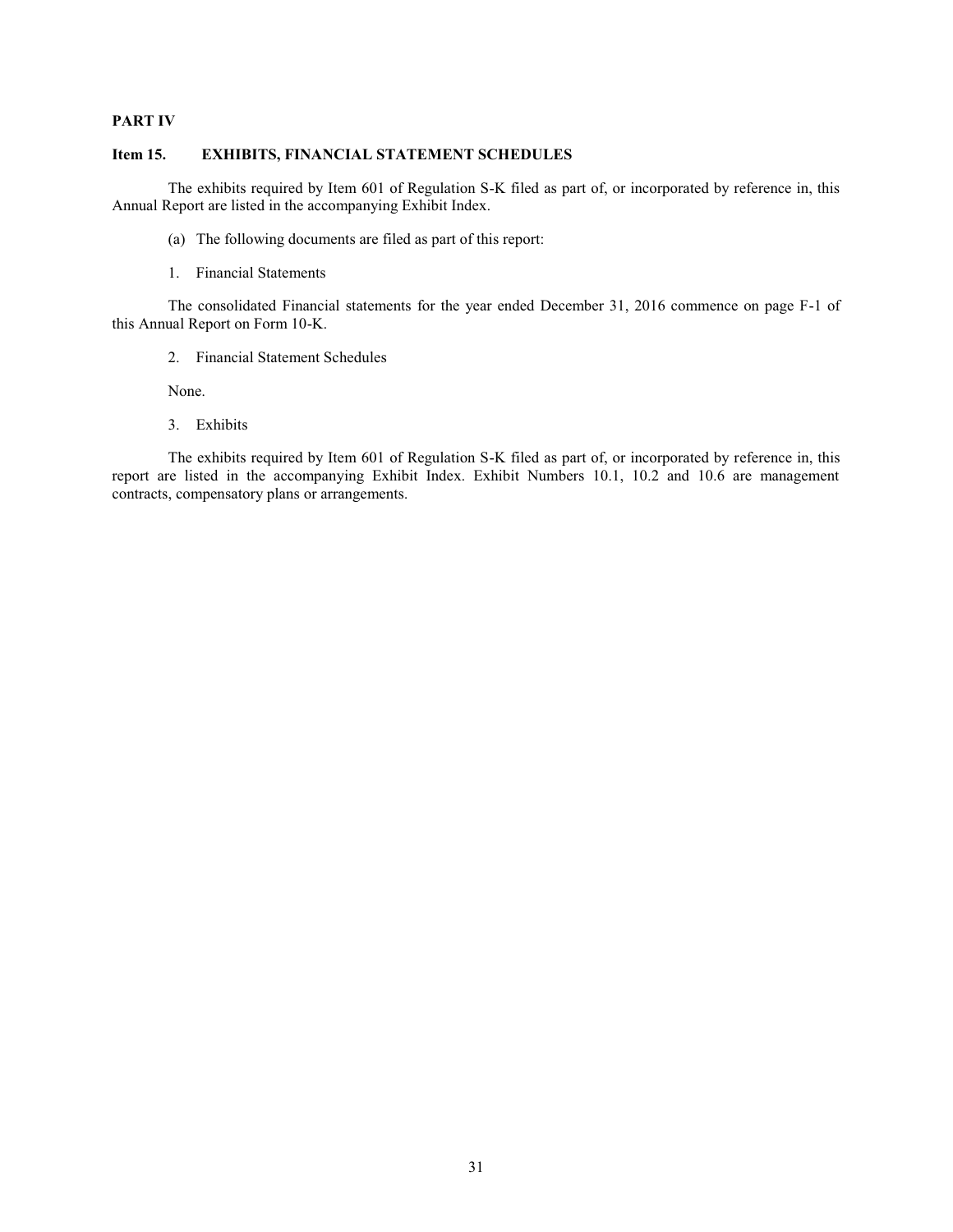## PART IV

### Item 15. EXHIBITS, FINANCIAL STATEMENT SCHEDULES

The exhibits required by Item 601 of Regulation S-K filed as part of, or incorporated by reference in, this Annual Report are listed in the accompanying Exhibit Index.

(a) The following documents are filed as part of this report:

1. Financial Statements

The consolidated Financial statements for the year ended December 31, 2016 commence on page F-1 of this Annual Report on Form 10-K.

2. Financial Statement Schedules

None.

3. Exhibits

The exhibits required by Item 601 of Regulation S-K filed as part of, or incorporated by reference in, this report are listed in the accompanying Exhibit Index. Exhibit Numbers 10.1, 10.2 and 10.6 are management contracts, compensatory plans or arrangements.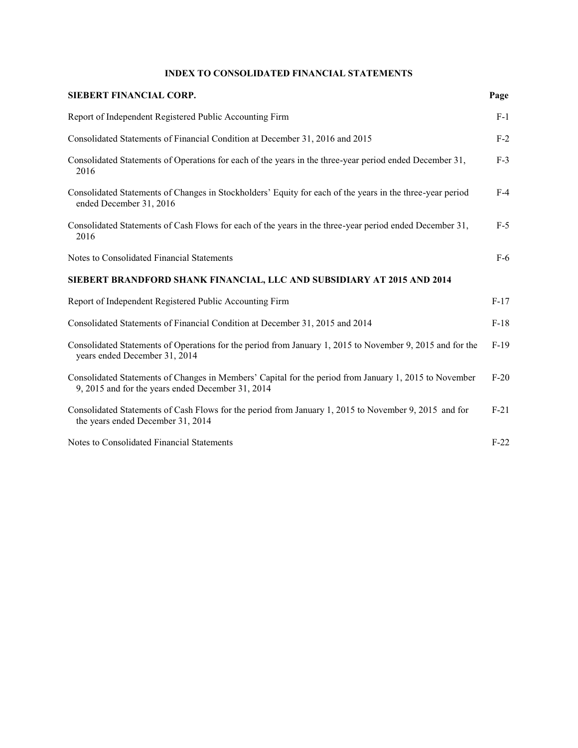# INDEX TO CONSOLIDATED FINANCIAL STATEMENTS

| **SIEBERT FINANCIAL CORP.** | **Page** |
| --- | --- |
| Report of Independent Registered Public Accounting Firm | F-1 |
| Consolidated Statements of Financial Condition at December 31, 2016 and 2015 | F-2 |
| Consolidated Statements of Operations for each of the years in the three-year period ended December 31, 2016 | F-3 |
| Consolidated Statements of Changes in Stockholders' Equity for each of the years in the three-year period ended December 31, 2016 | F-4 |
| Consolidated Statements of Cash Flows for each of the years in the three-year period ended December 31, 2016 | F-5 |
| Notes to Consolidated Financial Statements | F-6 |
| **SIEBERT BRANDFORD SHANK FINANCIAL, LLC AND SUBSIDIARY AT 2015 AND 2014** | |
| Report of Independent Registered Public Accounting Firm | F-17 |
| Consolidated Statements of Financial Condition at December 31, 2015 and 2014 | F-18 |
| Consolidated Statements of Operations for the period from January 1, 2015 to November 9, 2015 and for the years ended December 31, 2014 | F-19 |
| Consolidated Statements of Changes in Members' Capital for the period from January 1, 2015 to November 9, 2015 and for the years ended December 31, 2014 | F-20 |
| Consolidated Statements of Cash Flows for the period from January 1, 2015 to November 9, 2015 and for the years ended December 31, 2014 | F-21 |
| Notes to Consolidated Financial Statements | F-22 |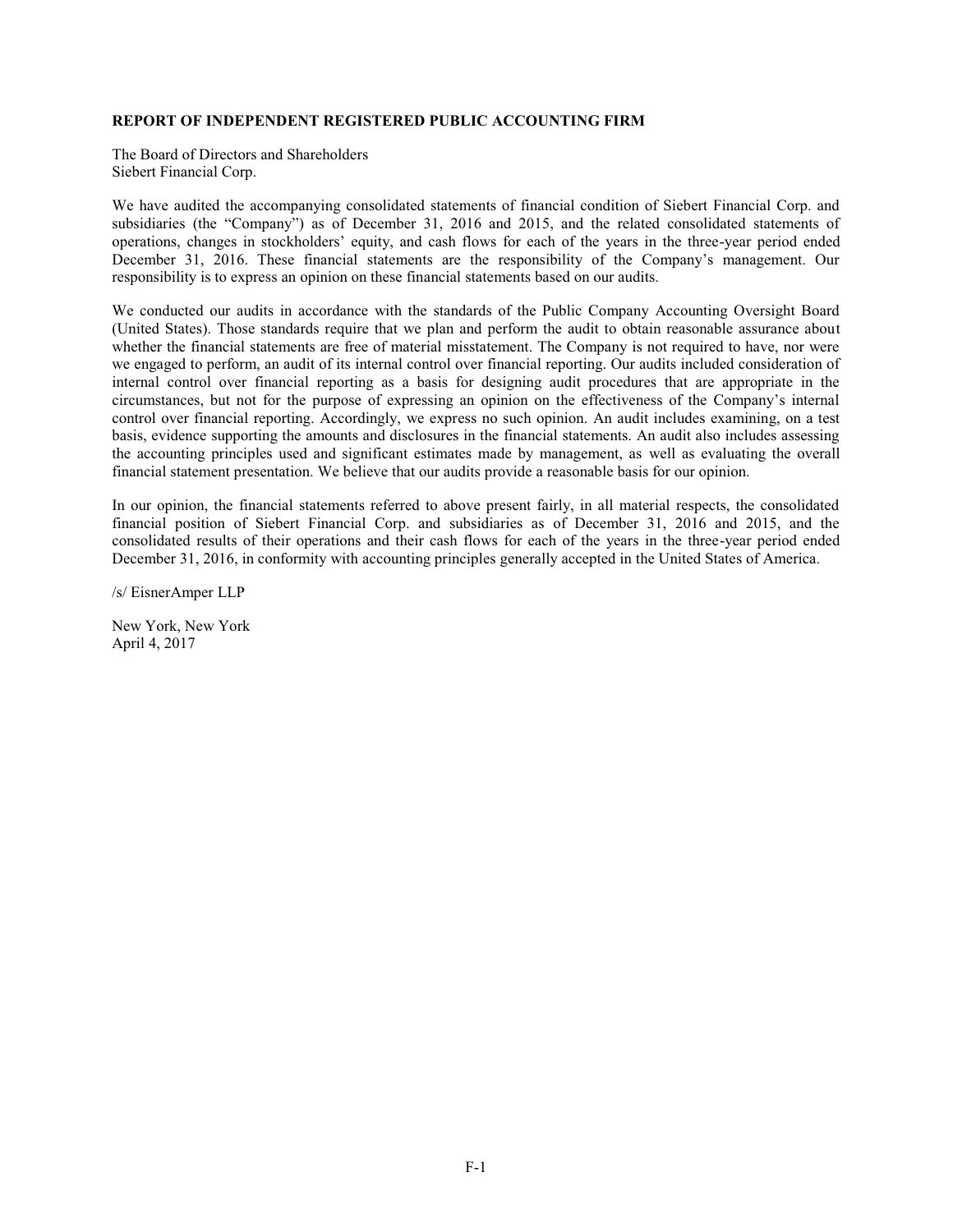**REPORT OF INDEPENDENT REGISTERED PUBLIC ACCOUNTING FIRM**

The Board of Directors and Shareholders
Siebert Financial Corp.

We have audited the accompanying consolidated statements of financial condition of Siebert Financial Corp. and subsidiaries (the "Company") as of December 31, 2016 and 2015, and the related consolidated statements of operations, changes in stockholders' equity, and cash flows for each of the years in the three-year period ended December 31, 2016. These financial statements are the responsibility of the Company's management. Our responsibility is to express an opinion on these financial statements based on our audits.

We conducted our audits in accordance with the standards of the Public Company Accounting Oversight Board (United States). Those standards require that we plan and perform the audit to obtain reasonable assurance about whether the financial statements are free of material misstatement. The Company is not required to have, nor were we engaged to perform, an audit of its internal control over financial reporting. Our audits included consideration of internal control over financial reporting as a basis for designing audit procedures that are appropriate in the circumstances, but not for the purpose of expressing an opinion on the effectiveness of the Company's internal control over financial reporting. Accordingly, we express no such opinion. An audit includes examining, on a test basis, evidence supporting the amounts and disclosures in the financial statements. An audit also includes assessing the accounting principles used and significant estimates made by management, as well as evaluating the overall financial statement presentation. We believe that our audits provide a reasonable basis for our opinion.

In our opinion, the financial statements referred to above present fairly, in all material respects, the consolidated financial position of Siebert Financial Corp. and subsidiaries as of December 31, 2016 and 2015, and the consolidated results of their operations and their cash flows for each of the years in the three-year period ended December 31, 2016, in conformity with accounting principles generally accepted in the United States of America.

/s/ EisnerAmper LLP

New York, New York
April 4, 2017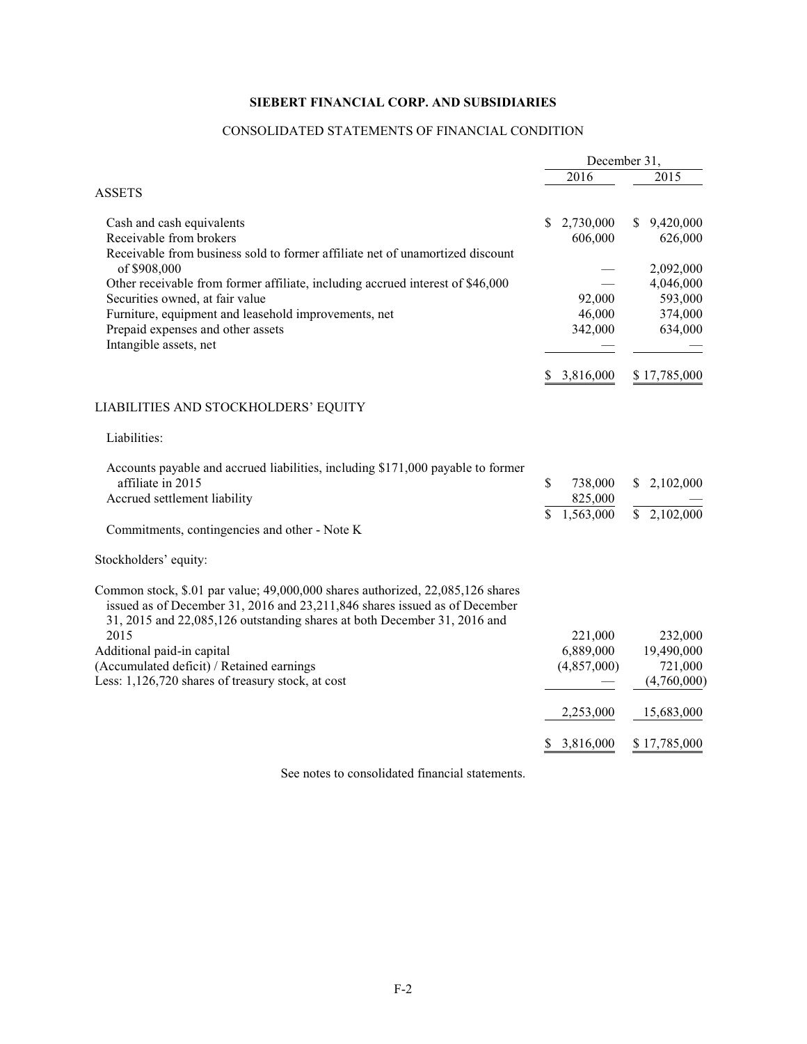**SIEBERT FINANCIAL CORP. AND SUBSIDIARIES**

CONSOLIDATED STATEMENTS OF FINANCIAL CONDITION

| | December 31, 2016 | December 31, 2015 |
|---|---|---|
| **ASSETS** | | |
| Cash and cash equivalents | $ 2,730,000 | $ 9,420,000 |
| Receivable from brokers | 606,000 | 626,000 |
| Receivable from business sold to former affiliate net of unamortized discount of $908,000 | — | 2,092,000 |
| Other receivable from former affiliate, including accrued interest of $46,000 | — | 4,046,000 |
| Securities owned, at fair value | 92,000 | 593,000 |
| Furniture, equipment and leasehold improvements, net | 46,000 | 374,000 |
| Prepaid expenses and other assets | 342,000 | 634,000 |
| Intangible assets, net | — | — |
| | $ 3,816,000 | $ 17,785,000 |
| **LIABILITIES AND STOCKHOLDERS' EQUITY** | | |
| Liabilities: | | |
| Accounts payable and accrued liabilities, including $171,000 payable to former affiliate in 2015 | $ 738,000 | $ 2,102,000 |
| Accrued settlement liability | 825,000 | — |
| | $ 1,563,000 | $ 2,102,000 |
| Commitments, contingencies and other - Note K | | |
| Stockholders' equity: | | |
| Common stock, $.01 par value; 49,000,000 shares authorized, 22,085,126 shares issued as of December 31, 2016 and 23,211,846 shares issued as of December 31, 2015 and 22,085,126 outstanding shares at both December 31, 2016 and 2015 | 221,000 | 232,000 |
| Additional paid-in capital | 6,889,000 | 19,490,000 |
| (Accumulated deficit) / Retained earnings | (4,857,000) | 721,000 |
| Less: 1,126,720 shares of treasury stock, at cost | — | (4,760,000) |
| | 2,253,000 | 15,683,000 |
| | $ 3,816,000 | $ 17,785,000 |

See notes to consolidated financial statements.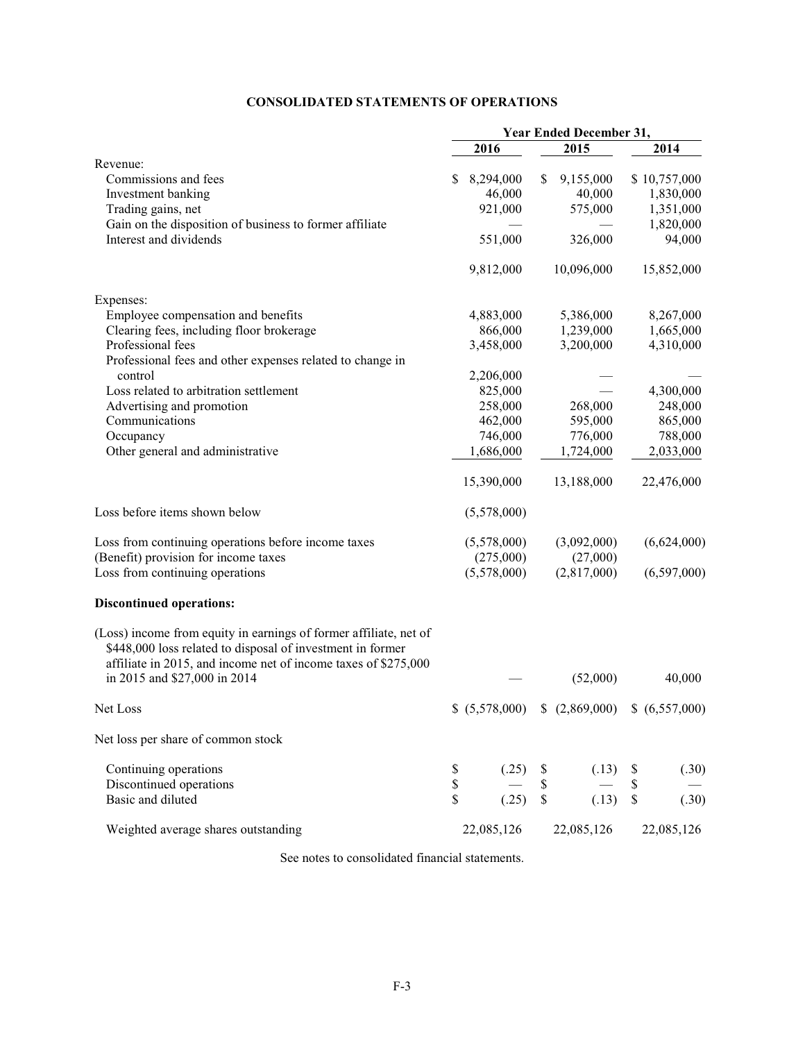# CONSOLIDATED STATEMENTS OF OPERATIONS

| | Year Ended December 31, | | |
|---|---|---|---|
| | 2016 | 2015 | 2014 |
| Revenue: | | | |
| Commissions and fees | $ 8,294,000 | $ 9,155,000 | $ 10,757,000 |
| Investment banking | 46,000 | 40,000 | 1,830,000 |
| Trading gains, net | 921,000 | 575,000 | 1,351,000 |
| Gain on the disposition of business to former affiliate | — | — | 1,820,000 |
| Interest and dividends | 551,000 | 326,000 | 94,000 |
| | 9,812,000 | 10,096,000 | 15,852,000 |
| Expenses: | | | |
| Employee compensation and benefits | 4,883,000 | 5,386,000 | 8,267,000 |
| Clearing fees, including floor brokerage | 866,000 | 1,239,000 | 1,665,000 |
| Professional fees | 3,458,000 | 3,200,000 | 4,310,000 |
| Professional fees and other expenses related to change in control | 2,206,000 | — | — |
| Loss related to arbitration settlement | 825,000 | — | 4,300,000 |
| Advertising and promotion | 258,000 | 268,000 | 248,000 |
| Communications | 462,000 | 595,000 | 865,000 |
| Occupancy | 746,000 | 776,000 | 788,000 |
| Other general and administrative | 1,686,000 | 1,724,000 | 2,033,000 |
| | 15,390,000 | 13,188,000 | 22,476,000 |
| Loss before items shown below | (5,578,000) | | |
| Loss from continuing operations before income taxes | (5,578,000) | (3,092,000) | (6,624,000) |
| (Benefit) provision for income taxes | (275,000) | (27,000) | |
| Loss from continuing operations | (5,578,000) | (2,817,000) | (6,597,000) |
| **Discontinued operations:** | | | |
| (Loss) income from equity in earnings of former affiliate, net of $448,000 loss related to disposal of investment in former affiliate in 2015, and income net of income taxes of $275,000 in 2015 and $27,000 in 2014 | — | (52,000) | 40,000 |
| Net Loss | $ (5,578,000) | $ (2,869,000) | $ (6,557,000) |
| Net loss per share of common stock | | | |
| Continuing operations | $ (.25) | $ (.13) | $ (.30) |
| Discontinued operations | $ — | $ — | $ — |
| Basic and diluted | $ (.25) | $ (.13) | $ (.30) |
| Weighted average shares outstanding | 22,085,126 | 22,085,126 | 22,085,126 |

See notes to consolidated financial statements.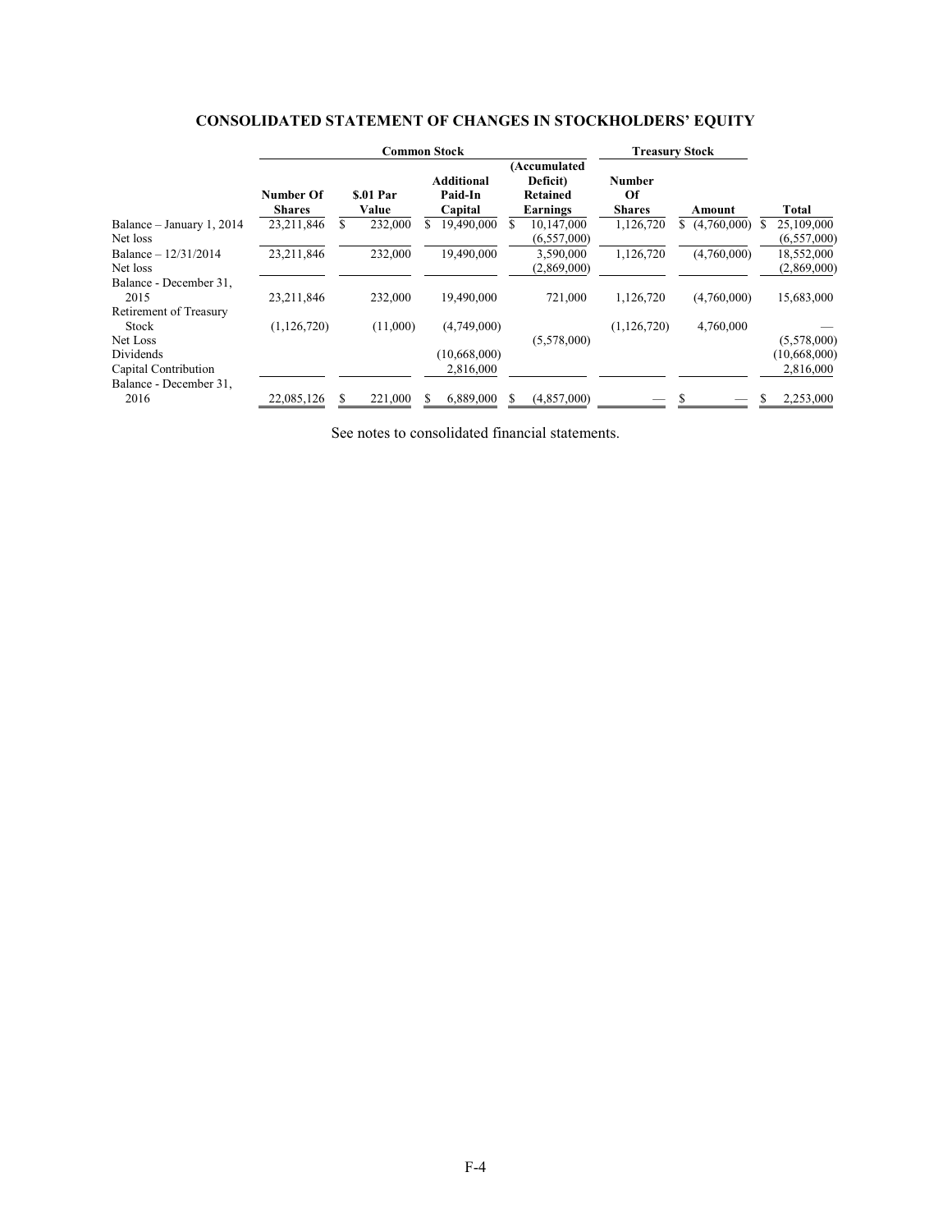## CONSOLIDATED STATEMENT OF CHANGES IN STOCKHOLDERS' EQUITY

| | Common Stock | | | | Treasury Stock | | |
|---|---|---|---|---|---|---|---|
| | Number Of Shares | $.01 Par Value | Additional Paid-In Capital | (Accumulated Deficit) Retained Earnings | Number Of Shares | Amount | Total |
| Balance – January 1, 2014 | 23,211,846 | $ 232,000 | $ 19,490,000 | $ 10,147,000 | 1,126,720 | $ (4,760,000) | $ 25,109,000 |
| Net loss | | | | (6,557,000) | | | (6,557,000) |
| Balance – 12/31/2014 | 23,211,846 | 232,000 | 19,490,000 | 3,590,000 | 1,126,720 | (4,760,000) | 18,552,000 |
| Net loss | | | | (2,869,000) | | | (2,869,000) |
| Balance - December 31, 2015 | 23,211,846 | 232,000 | 19,490,000 | 721,000 | 1,126,720 | (4,760,000) | 15,683,000 |
| Retirement of Treasury Stock | (1,126,720) | (11,000) | (4,749,000) | | (1,126,720) | 4,760,000 | — |
| Net Loss | | | | (5,578,000) | | | (5,578,000) |
| Dividends | | | (10,668,000) | | | | (10,668,000) |
| Capital Contribution | | | 2,816,000 | | | | 2,816,000 |
| Balance - December 31, 2016 | 22,085,126 | $ 221,000 | $ 6,889,000 | $ (4,857,000) | — | $ — | $ 2,253,000 |

See notes to consolidated financial statements.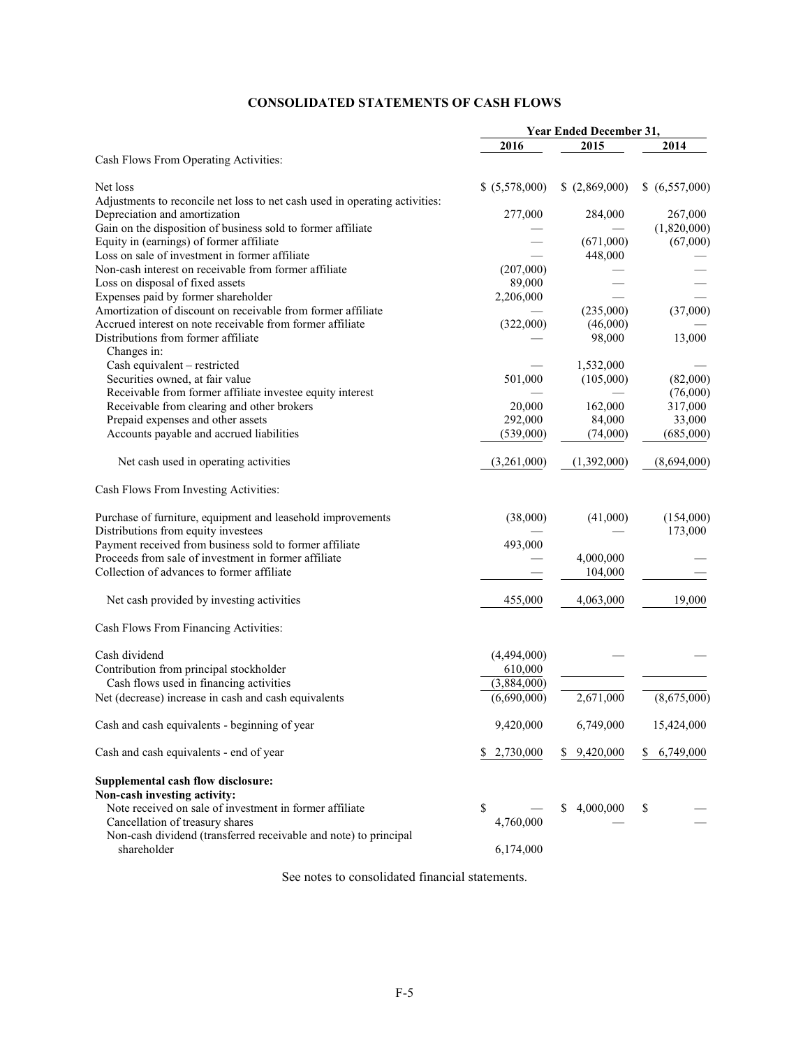# CONSOLIDATED STATEMENTS OF CASH FLOWS

| | Year Ended December 31, | | |
|---|---|---|---|
| | 2016 | 2015 | 2014 |
| Cash Flows From Operating Activities: | | | |
| Net loss | $ (5,578,000) | $ (2,869,000) | $ (6,557,000) |
| Adjustments to reconcile net loss to net cash used in operating activities: | | | |
| Depreciation and amortization | 277,000 | 284,000 | 267,000 |
| Gain on the disposition of business sold to former affiliate | — | — | (1,820,000) |
| Equity in (earnings) of former affiliate | — | (671,000) | (67,000) |
| Loss on sale of investment in former affiliate | — | 448,000 | — |
| Non-cash interest on receivable from former affiliate | (207,000) | — | — |
| Loss on disposal of fixed assets | 89,000 | — | — |
| Expenses paid by former shareholder | 2,206,000 | — | — |
| Amortization of discount on receivable from former affiliate | — | (235,000) | (37,000) |
| Accrued interest on note receivable from former affiliate | (322,000) | (46,000) | — |
| Distributions from former affiliate | — | 98,000 | 13,000 |
| Changes in: | | | |
| Cash equivalent – restricted | — | 1,532,000 | — |
| Securities owned, at fair value | 501,000 | (105,000) | (82,000) |
| Receivable from former affiliate investee equity interest | — | — | (76,000) |
| Receivable from clearing and other brokers | 20,000 | 162,000 | 317,000 |
| Prepaid expenses and other assets | 292,000 | 84,000 | 33,000 |
| Accounts payable and accrued liabilities | (539,000) | (74,000) | (685,000) |
| Net cash used in operating activities | (3,261,000) | (1,392,000) | (8,694,000) |
| Cash Flows From Investing Activities: | | | |
| Purchase of furniture, equipment and leasehold improvements | (38,000) | (41,000) | (154,000) |
| Distributions from equity investees | — | — | 173,000 |
| Payment received from business sold to former affiliate | 493,000 | | |
| Proceeds from sale of investment in former affiliate | — | 4,000,000 | — |
| Collection of advances to former affiliate | — | 104,000 | — |
| Net cash provided by investing activities | 455,000 | 4,063,000 | 19,000 |
| Cash Flows From Financing Activities: | | | |
| Cash dividend | (4,494,000) | — | — |
| Contribution from principal stockholder | 610,000 | | |
| Cash flows used in financing activities | (3,884,000) | | |
| Net (decrease) increase in cash and cash equivalents | (6,690,000) | 2,671,000 | (8,675,000) |
| Cash and cash equivalents - beginning of year | 9,420,000 | 6,749,000 | 15,424,000 |
| Cash and cash equivalents - end of year | $ 2,730,000 | $ 9,420,000 | $ 6,749,000 |
| **Supplemental cash flow disclosure:** | | | |
| **Non-cash investing activity:** | | | |
| Note received on sale of investment in former affiliate | $ — | $ 4,000,000 | $ — |
| Cancellation of treasury shares | 4,760,000 | — | — |
| Non-cash dividend (transferred receivable and note) to principal shareholder | 6,174,000 | | |

See notes to consolidated financial statements.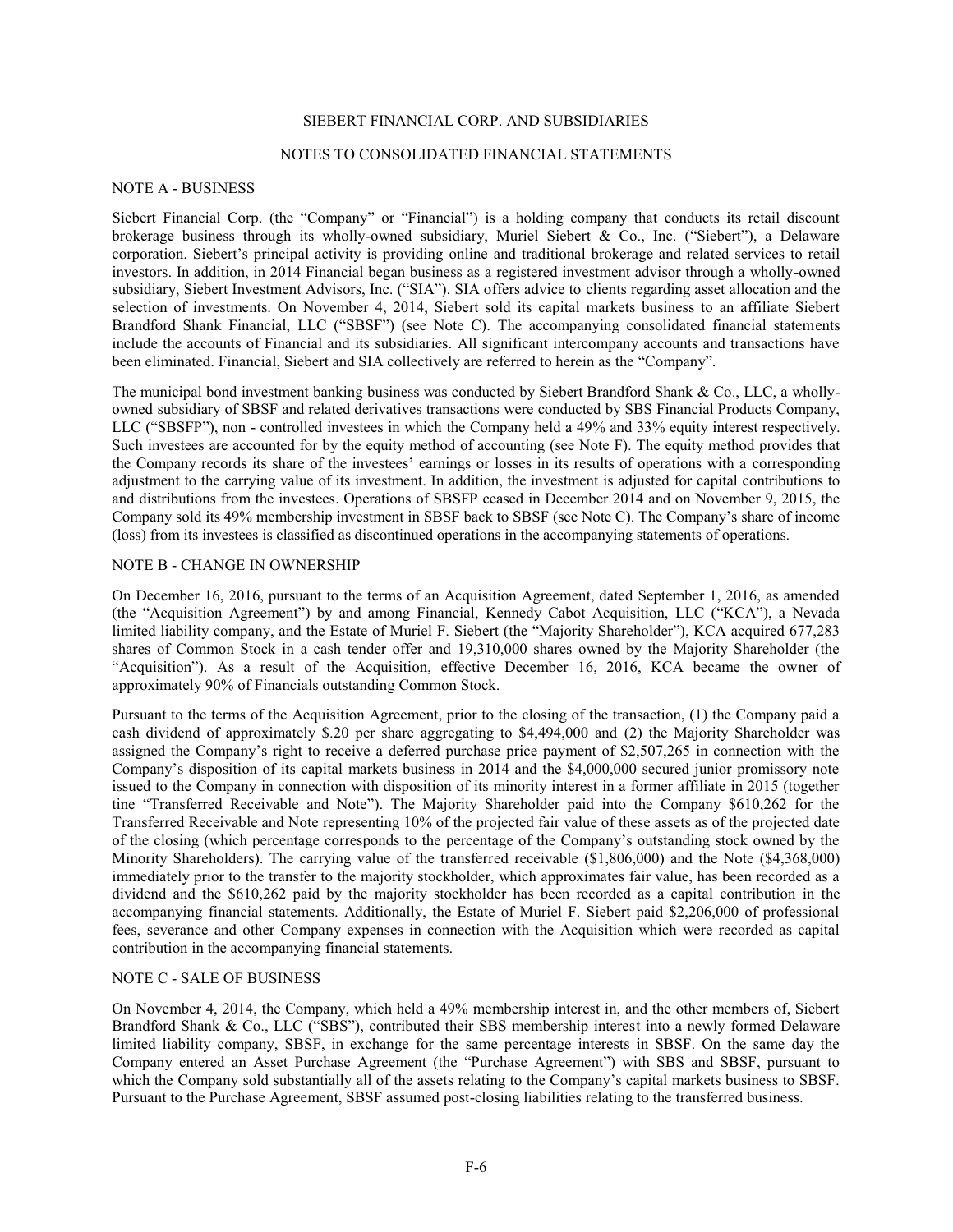# SIEBERT FINANCIAL CORP. AND SUBSIDIARIES

## NOTES TO CONSOLIDATED FINANCIAL STATEMENTS

### NOTE A - BUSINESS

Siebert Financial Corp. (the "Company" or "Financial") is a holding company that conducts its retail discount brokerage business through its wholly-owned subsidiary, Muriel Siebert & Co., Inc. ("Siebert"), a Delaware corporation. Siebert's principal activity is providing online and traditional brokerage and related services to retail investors. In addition, in 2014 Financial began business as a registered investment advisor through a wholly-owned subsidiary, Siebert Investment Advisors, Inc. ("SIA"). SIA offers advice to clients regarding asset allocation and the selection of investments. On November 4, 2014, Siebert sold its capital markets business to an affiliate Siebert Brandford Shank Financial, LLC ("SBSF") (see Note C). The accompanying consolidated financial statements include the accounts of Financial and its subsidiaries. All significant intercompany accounts and transactions have been eliminated. Financial, Siebert and SIA collectively are referred to herein as the "Company".

The municipal bond investment banking business was conducted by Siebert Brandford Shank & Co., LLC, a wholly-owned subsidiary of SBSF and related derivatives transactions were conducted by SBS Financial Products Company, LLC ("SBSFP"), non - controlled investees in which the Company held a 49% and 33% equity interest respectively. Such investees are accounted for by the equity method of accounting (see Note F). The equity method provides that the Company records its share of the investees' earnings or losses in its results of operations with a corresponding adjustment to the carrying value of its investment. In addition, the investment is adjusted for capital contributions to and distributions from the investees. Operations of SBSFP ceased in December 2014 and on November 9, 2015, the Company sold its 49% membership investment in SBSF back to SBSF (see Note C). The Company's share of income (loss) from its investees is classified as discontinued operations in the accompanying statements of operations.

### NOTE B - CHANGE IN OWNERSHIP

On December 16, 2016, pursuant to the terms of an Acquisition Agreement, dated September 1, 2016, as amended (the "Acquisition Agreement") by and among Financial, Kennedy Cabot Acquisition, LLC ("KCA"), a Nevada limited liability company, and the Estate of Muriel F. Siebert (the "Majority Shareholder"), KCA acquired 677,283 shares of Common Stock in a cash tender offer and 19,310,000 shares owned by the Majority Shareholder (the "Acquisition"). As a result of the Acquisition, effective December 16, 2016, KCA became the owner of approximately 90% of Financials outstanding Common Stock.

Pursuant to the terms of the Acquisition Agreement, prior to the closing of the transaction, (1) the Company paid a cash dividend of approximately $.20 per share aggregating to $4,494,000 and (2) the Majority Shareholder was assigned the Company's right to receive a deferred purchase price payment of $2,507,265 in connection with the Company's disposition of its capital markets business in 2014 and the $4,000,000 secured junior promissory note issued to the Company in connection with disposition of its minority interest in a former affiliate in 2015 (together tine "Transferred Receivable and Note"). The Majority Shareholder paid into the Company $610,262 for the Transferred Receivable and Note representing 10% of the projected fair value of these assets as of the projected date of the closing (which percentage corresponds to the percentage of the Company's outstanding stock owned by the Minority Shareholders). The carrying value of the transferred receivable ($1,806,000) and the Note ($4,368,000) immediately prior to the transfer to the majority stockholder, which approximates fair value, has been recorded as a dividend and the $610,262 paid by the majority stockholder has been recorded as a capital contribution in the accompanying financial statements. Additionally, the Estate of Muriel F. Siebert paid $2,206,000 of professional fees, severance and other Company expenses in connection with the Acquisition which were recorded as capital contribution in the accompanying financial statements.

### NOTE C - SALE OF BUSINESS

On November 4, 2014, the Company, which held a 49% membership interest in, and the other members of, Siebert Brandford Shank & Co., LLC ("SBS"), contributed their SBS membership interest into a newly formed Delaware limited liability company, SBSF, in exchange for the same percentage interests in SBSF. On the same day the Company entered an Asset Purchase Agreement (the "Purchase Agreement") with SBS and SBSF, pursuant to which the Company sold substantially all of the assets relating to the Company's capital markets business to SBSF. Pursuant to the Purchase Agreement, SBSF assumed post-closing liabilities relating to the transferred business.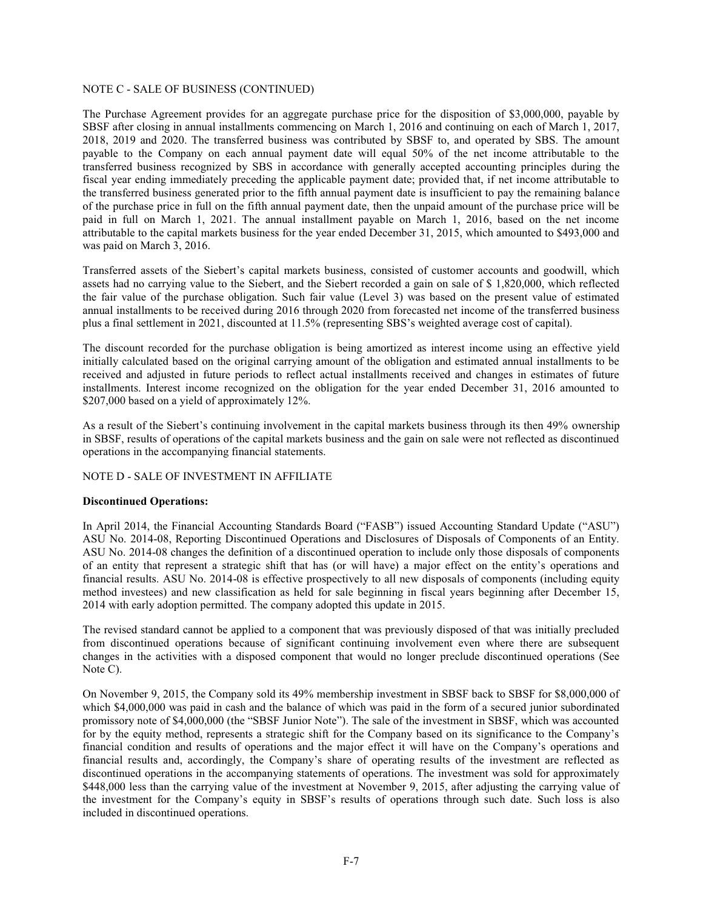NOTE C - SALE OF BUSINESS (CONTINUED)

The Purchase Agreement provides for an aggregate purchase price for the disposition of $3,000,000, payable by SBSF after closing in annual installments commencing on March 1, 2016 and continuing on each of March 1, 2017, 2018, 2019 and 2020. The transferred business was contributed by SBSF to, and operated by SBS. The amount payable to the Company on each annual payment date will equal 50% of the net income attributable to the transferred business recognized by SBS in accordance with generally accepted accounting principles during the fiscal year ending immediately preceding the applicable payment date; provided that, if net income attributable to the transferred business generated prior to the fifth annual payment date is insufficient to pay the remaining balance of the purchase price in full on the fifth annual payment date, then the unpaid amount of the purchase price will be paid in full on March 1, 2021. The annual installment payable on March 1, 2016, based on the net income attributable to the capital markets business for the year ended December 31, 2015, which amounted to $493,000 and was paid on March 3, 2016.

Transferred assets of the Siebert's capital markets business, consisted of customer accounts and goodwill, which assets had no carrying value to the Siebert, and the Siebert recorded a gain on sale of $ 1,820,000, which reflected the fair value of the purchase obligation. Such fair value (Level 3) was based on the present value of estimated annual installments to be received during 2016 through 2020 from forecasted net income of the transferred business plus a final settlement in 2021, discounted at 11.5% (representing SBS's weighted average cost of capital).

The discount recorded for the purchase obligation is being amortized as interest income using an effective yield initially calculated based on the original carrying amount of the obligation and estimated annual installments to be received and adjusted in future periods to reflect actual installments received and changes in estimates of future installments. Interest income recognized on the obligation for the year ended December 31, 2016 amounted to $207,000 based on a yield of approximately 12%.

As a result of the Siebert's continuing involvement in the capital markets business through its then 49% ownership in SBSF, results of operations of the capital markets business and the gain on sale were not reflected as discontinued operations in the accompanying financial statements.

NOTE D - SALE OF INVESTMENT IN AFFILIATE

**Discontinued Operations:**

In April 2014, the Financial Accounting Standards Board ("FASB") issued Accounting Standard Update ("ASU") ASU No. 2014-08, Reporting Discontinued Operations and Disclosures of Disposals of Components of an Entity. ASU No. 2014-08 changes the definition of a discontinued operation to include only those disposals of components of an entity that represent a strategic shift that has (or will have) a major effect on the entity's operations and financial results. ASU No. 2014-08 is effective prospectively to all new disposals of components (including equity method investees) and new classification as held for sale beginning in fiscal years beginning after December 15, 2014 with early adoption permitted. The company adopted this update in 2015.

The revised standard cannot be applied to a component that was previously disposed of that was initially precluded from discontinued operations because of significant continuing involvement even where there are subsequent changes in the activities with a disposed component that would no longer preclude discontinued operations (See Note C).

On November 9, 2015, the Company sold its 49% membership investment in SBSF back to SBSF for $8,000,000 of which $4,000,000 was paid in cash and the balance of which was paid in the form of a secured junior subordinated promissory note of $4,000,000 (the "SBSF Junior Note"). The sale of the investment in SBSF, which was accounted for by the equity method, represents a strategic shift for the Company based on its significance to the Company's financial condition and results of operations and the major effect it will have on the Company's operations and financial results and, accordingly, the Company's share of operating results of the investment are reflected as discontinued operations in the accompanying statements of operations. The investment was sold for approximately $448,000 less than the carrying value of the investment at November 9, 2015, after adjusting the carrying value of the investment for the Company's equity in SBSF's results of operations through such date. Such loss is also included in discontinued operations.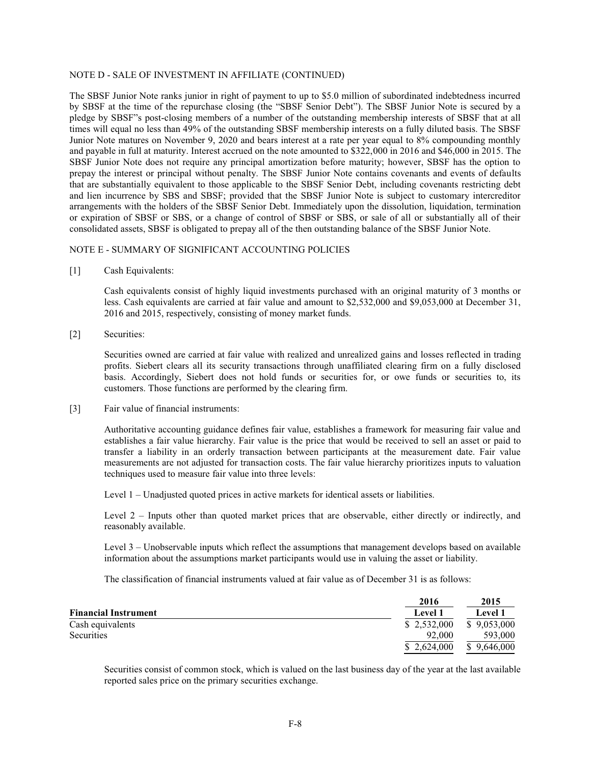NOTE D - SALE OF INVESTMENT IN AFFILIATE (CONTINUED)

The SBSF Junior Note ranks junior in right of payment to up to $5.0 million of subordinated indebtedness incurred by SBSF at the time of the repurchase closing (the "SBSF Senior Debt"). The SBSF Junior Note is secured by a pledge by SBSF"s post-closing members of a number of the outstanding membership interests of SBSF that at all times will equal no less than 49% of the outstanding SBSF membership interests on a fully diluted basis. The SBSF Junior Note matures on November 9, 2020 and bears interest at a rate per year equal to 8% compounding monthly and payable in full at maturity. Interest accrued on the note amounted to $322,000 in 2016 and $46,000 in 2015. The SBSF Junior Note does not require any principal amortization before maturity; however, SBSF has the option to prepay the interest or principal without penalty. The SBSF Junior Note contains covenants and events of defaults that are substantially equivalent to those applicable to the SBSF Senior Debt, including covenants restricting debt and lien incurrence by SBS and SBSF; provided that the SBSF Junior Note is subject to customary intercreditor arrangements with the holders of the SBSF Senior Debt. Immediately upon the dissolution, liquidation, termination or expiration of SBSF or SBS, or a change of control of SBSF or SBS, or sale of all or substantially all of their consolidated assets, SBSF is obligated to prepay all of the then outstanding balance of the SBSF Junior Note.

NOTE E - SUMMARY OF SIGNIFICANT ACCOUNTING POLICIES

[1] Cash Equivalents:

Cash equivalents consist of highly liquid investments purchased with an original maturity of 3 months or less. Cash equivalents are carried at fair value and amount to $2,532,000 and $9,053,000 at December 31, 2016 and 2015, respectively, consisting of money market funds.

[2] Securities:

Securities owned are carried at fair value with realized and unrealized gains and losses reflected in trading profits. Siebert clears all its security transactions through unaffiliated clearing firm on a fully disclosed basis. Accordingly, Siebert does not hold funds or securities for, or owe funds or securities to, its customers. Those functions are performed by the clearing firm.

[3] Fair value of financial instruments:

Authoritative accounting guidance defines fair value, establishes a framework for measuring fair value and establishes a fair value hierarchy. Fair value is the price that would be received to sell an asset or paid to transfer a liability in an orderly transaction between participants at the measurement date. Fair value measurements are not adjusted for transaction costs. The fair value hierarchy prioritizes inputs to valuation techniques used to measure fair value into three levels:

Level 1 – Unadjusted quoted prices in active markets for identical assets or liabilities.

Level 2 – Inputs other than quoted market prices that are observable, either directly or indirectly, and reasonably available.

Level 3 – Unobservable inputs which reflect the assumptions that management develops based on available information about the assumptions market participants would use in valuing the asset or liability.

The classification of financial instruments valued at fair value as of December 31 is as follows:

| | 2016 | 2015 |
|---|---|---|
| **Financial Instrument** | **Level 1** | **Level 1** |
| Cash equivalents | $ 2,532,000 | $ 9,053,000 |
| Securities | 92,000 | 593,000 |
| | $ 2,624,000 | $ 9,646,000 |

Securities consist of common stock, which is valued on the last business day of the year at the last available reported sales price on the primary securities exchange.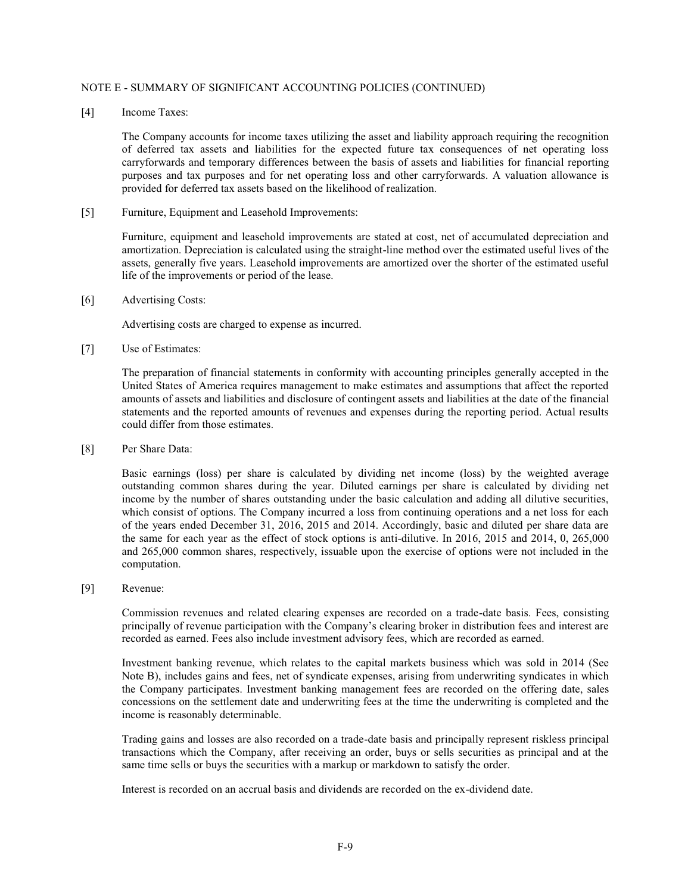NOTE E - SUMMARY OF SIGNIFICANT ACCOUNTING POLICIES (CONTINUED)

[4] Income Taxes:

The Company accounts for income taxes utilizing the asset and liability approach requiring the recognition of deferred tax assets and liabilities for the expected future tax consequences of net operating loss carryforwards and temporary differences between the basis of assets and liabilities for financial reporting purposes and tax purposes and for net operating loss and other carryforwards. A valuation allowance is provided for deferred tax assets based on the likelihood of realization.

[5] Furniture, Equipment and Leasehold Improvements:

Furniture, equipment and leasehold improvements are stated at cost, net of accumulated depreciation and amortization. Depreciation is calculated using the straight-line method over the estimated useful lives of the assets, generally five years. Leasehold improvements are amortized over the shorter of the estimated useful life of the improvements or period of the lease.

[6] Advertising Costs:

Advertising costs are charged to expense as incurred.

[7] Use of Estimates:

The preparation of financial statements in conformity with accounting principles generally accepted in the United States of America requires management to make estimates and assumptions that affect the reported amounts of assets and liabilities and disclosure of contingent assets and liabilities at the date of the financial statements and the reported amounts of revenues and expenses during the reporting period. Actual results could differ from those estimates.

[8] Per Share Data:

Basic earnings (loss) per share is calculated by dividing net income (loss) by the weighted average outstanding common shares during the year. Diluted earnings per share is calculated by dividing net income by the number of shares outstanding under the basic calculation and adding all dilutive securities, which consist of options. The Company incurred a loss from continuing operations and a net loss for each of the years ended December 31, 2016, 2015 and 2014. Accordingly, basic and diluted per share data are the same for each year as the effect of stock options is anti-dilutive. In 2016, 2015 and 2014, 0, 265,000 and 265,000 common shares, respectively, issuable upon the exercise of options were not included in the computation.

[9] Revenue:

Commission revenues and related clearing expenses are recorded on a trade-date basis. Fees, consisting principally of revenue participation with the Company's clearing broker in distribution fees and interest are recorded as earned. Fees also include investment advisory fees, which are recorded as earned.

Investment banking revenue, which relates to the capital markets business which was sold in 2014 (See Note B), includes gains and fees, net of syndicate expenses, arising from underwriting syndicates in which the Company participates. Investment banking management fees are recorded on the offering date, sales concessions on the settlement date and underwriting fees at the time the underwriting is completed and the income is reasonably determinable.

Trading gains and losses are also recorded on a trade-date basis and principally represent riskless principal transactions which the Company, after receiving an order, buys or sells securities as principal and at the same time sells or buys the securities with a markup or markdown to satisfy the order.

Interest is recorded on an accrual basis and dividends are recorded on the ex-dividend date.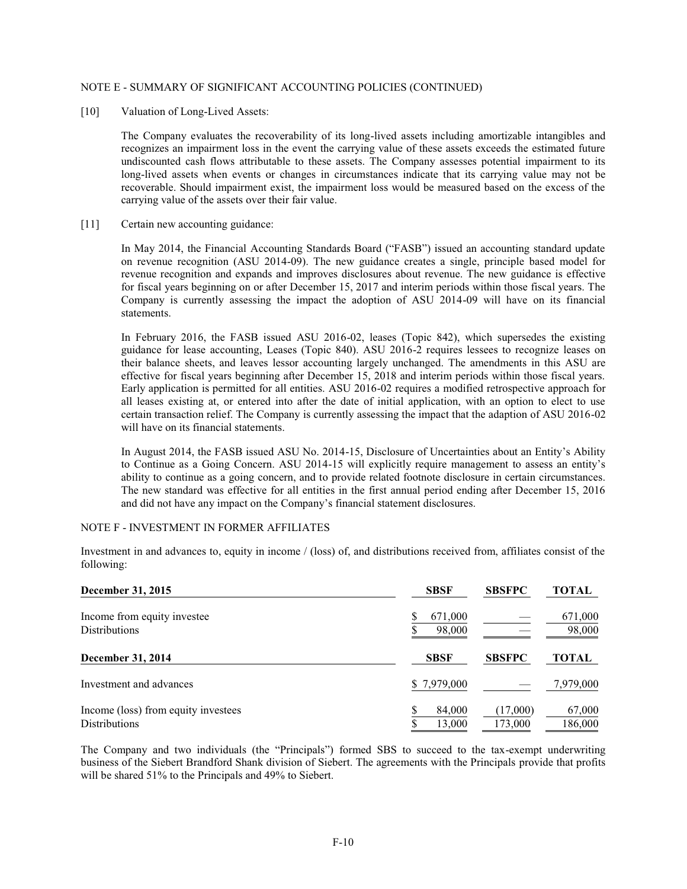NOTE E - SUMMARY OF SIGNIFICANT ACCOUNTING POLICIES (CONTINUED)

[10] Valuation of Long-Lived Assets:

The Company evaluates the recoverability of its long-lived assets including amortizable intangibles and recognizes an impairment loss in the event the carrying value of these assets exceeds the estimated future undiscounted cash flows attributable to these assets. The Company assesses potential impairment to its long-lived assets when events or changes in circumstances indicate that its carrying value may not be recoverable. Should impairment exist, the impairment loss would be measured based on the excess of the carrying value of the assets over their fair value.

[11] Certain new accounting guidance:

In May 2014, the Financial Accounting Standards Board ("FASB") issued an accounting standard update on revenue recognition (ASU 2014-09). The new guidance creates a single, principle based model for revenue recognition and expands and improves disclosures about revenue. The new guidance is effective for fiscal years beginning on or after December 15, 2017 and interim periods within those fiscal years. The Company is currently assessing the impact the adoption of ASU 2014-09 will have on its financial statements.

In February 2016, the FASB issued ASU 2016-02, leases (Topic 842), which supersedes the existing guidance for lease accounting, Leases (Topic 840). ASU 2016-2 requires lessees to recognize leases on their balance sheets, and leaves lessor accounting largely unchanged. The amendments in this ASU are effective for fiscal years beginning after December 15, 2018 and interim periods within those fiscal years. Early application is permitted for all entities. ASU 2016-02 requires a modified retrospective approach for all leases existing at, or entered into after the date of initial application, with an option to elect to use certain transaction relief. The Company is currently assessing the impact that the adaption of ASU 2016-02 will have on its financial statements.

In August 2014, the FASB issued ASU No. 2014-15, Disclosure of Uncertainties about an Entity's Ability to Continue as a Going Concern. ASU 2014-15 will explicitly require management to assess an entity's ability to continue as a going concern, and to provide related footnote disclosure in certain circumstances. The new standard was effective for all entities in the first annual period ending after December 15, 2016 and did not have any impact on the Company's financial statement disclosures.

NOTE F - INVESTMENT IN FORMER AFFILIATES

Investment in and advances to, equity in income / (loss) of, and distributions received from, affiliates consist of the following:

| **December 31, 2015** | **SBSF** | **SBSFPC** | **TOTAL** |
|---|---|---|---|
| Income from equity investee | $ 671,000 | — | 671,000 |
| Distributions | $ 98,000 | — | 98,000 |
| **December 31, 2014** | **SBSF** | **SBSFPC** | **TOTAL** |
| Investment and advances | $ 7,979,000 | — | 7,979,000 |
| Income (loss) from equity investees | $ 84,000 | (17,000) | 67,000 |
| Distributions | $ 13,000 | 173,000 | 186,000 |

The Company and two individuals (the "Principals") formed SBS to succeed to the tax-exempt underwriting business of the Siebert Brandford Shank division of Siebert. The agreements with the Principals provide that profits will be shared 51% to the Principals and 49% to Siebert.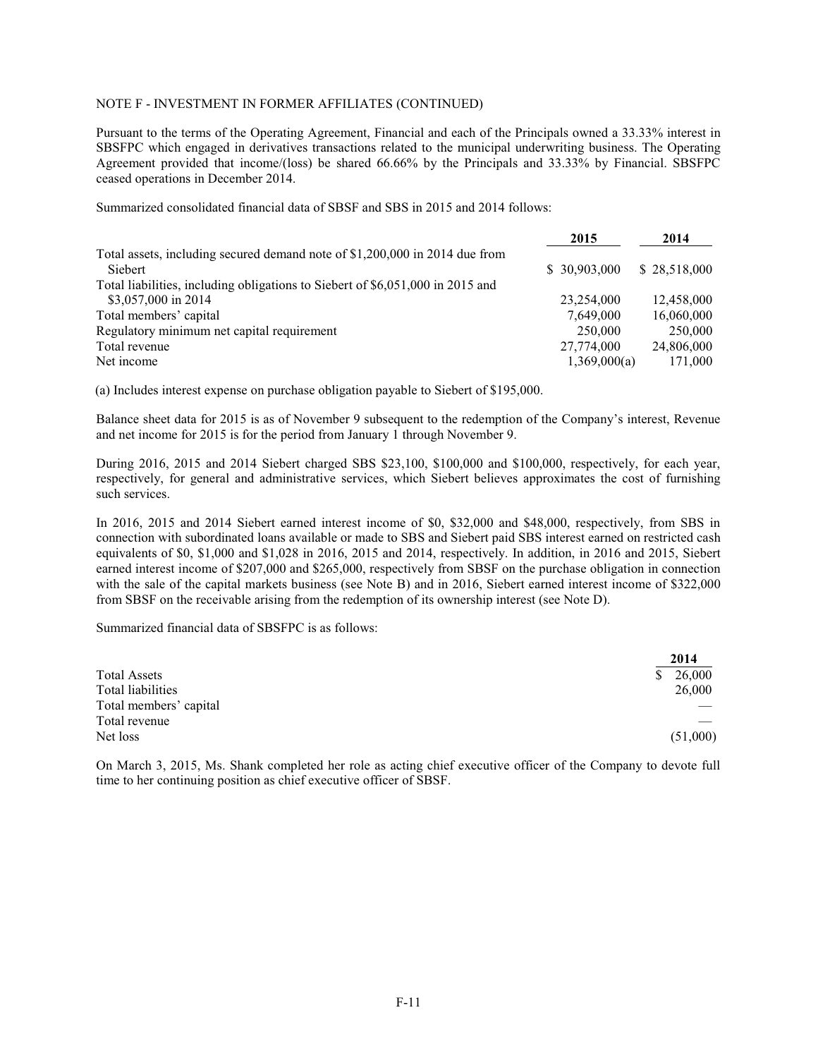NOTE F - INVESTMENT IN FORMER AFFILIATES (CONTINUED)

Pursuant to the terms of the Operating Agreement, Financial and each of the Principals owned a 33.33% interest in SBSFPC which engaged in derivatives transactions related to the municipal underwriting business. The Operating Agreement provided that income/(loss) be shared 66.66% by the Principals and 33.33% by Financial. SBSFPC ceased operations in December 2014.

Summarized consolidated financial data of SBSF and SBS in 2015 and 2014 follows:

| | 2015 | 2014 |
|---|---|---|
| Total assets, including secured demand note of $1,200,000 in 2014 due from Siebert | $ 30,903,000 | $ 28,518,000 |
| Total liabilities, including obligations to Siebert of $6,051,000 in 2015 and $3,057,000 in 2014 | 23,254,000 | 12,458,000 |
| Total members' capital | 7,649,000 | 16,060,000 |
| Regulatory minimum net capital requirement | 250,000 | 250,000 |
| Total revenue | 27,774,000 | 24,806,000 |
| Net income | 1,369,000(a) | 171,000 |

(a) Includes interest expense on purchase obligation payable to Siebert of $195,000.

Balance sheet data for 2015 is as of November 9 subsequent to the redemption of the Company's interest, Revenue and net income for 2015 is for the period from January 1 through November 9.

During 2016, 2015 and 2014 Siebert charged SBS $23,100, $100,000 and $100,000, respectively, for each year, respectively, for general and administrative services, which Siebert believes approximates the cost of furnishing such services.

In 2016, 2015 and 2014 Siebert earned interest income of $0, $32,000 and $48,000, respectively, from SBS in connection with subordinated loans available or made to SBS and Siebert paid SBS interest earned on restricted cash equivalents of $0, $1,000 and $1,028 in 2016, 2015 and 2014, respectively. In addition, in 2016 and 2015, Siebert earned interest income of $207,000 and $265,000, respectively from SBSF on the purchase obligation in connection with the sale of the capital markets business (see Note B) and in 2016, Siebert earned interest income of $322,000 from SBSF on the receivable arising from the redemption of its ownership interest (see Note D).

Summarized financial data of SBSFPC is as follows:

| | 2014 |
|---|---|
| Total Assets | $ 26,000 |
| Total liabilities | 26,000 |
| Total members' capital | — |
| Total revenue | — |
| Net loss | (51,000) |

On March 3, 2015, Ms. Shank completed her role as acting chief executive officer of the Company to devote full time to her continuing position as chief executive officer of SBSF.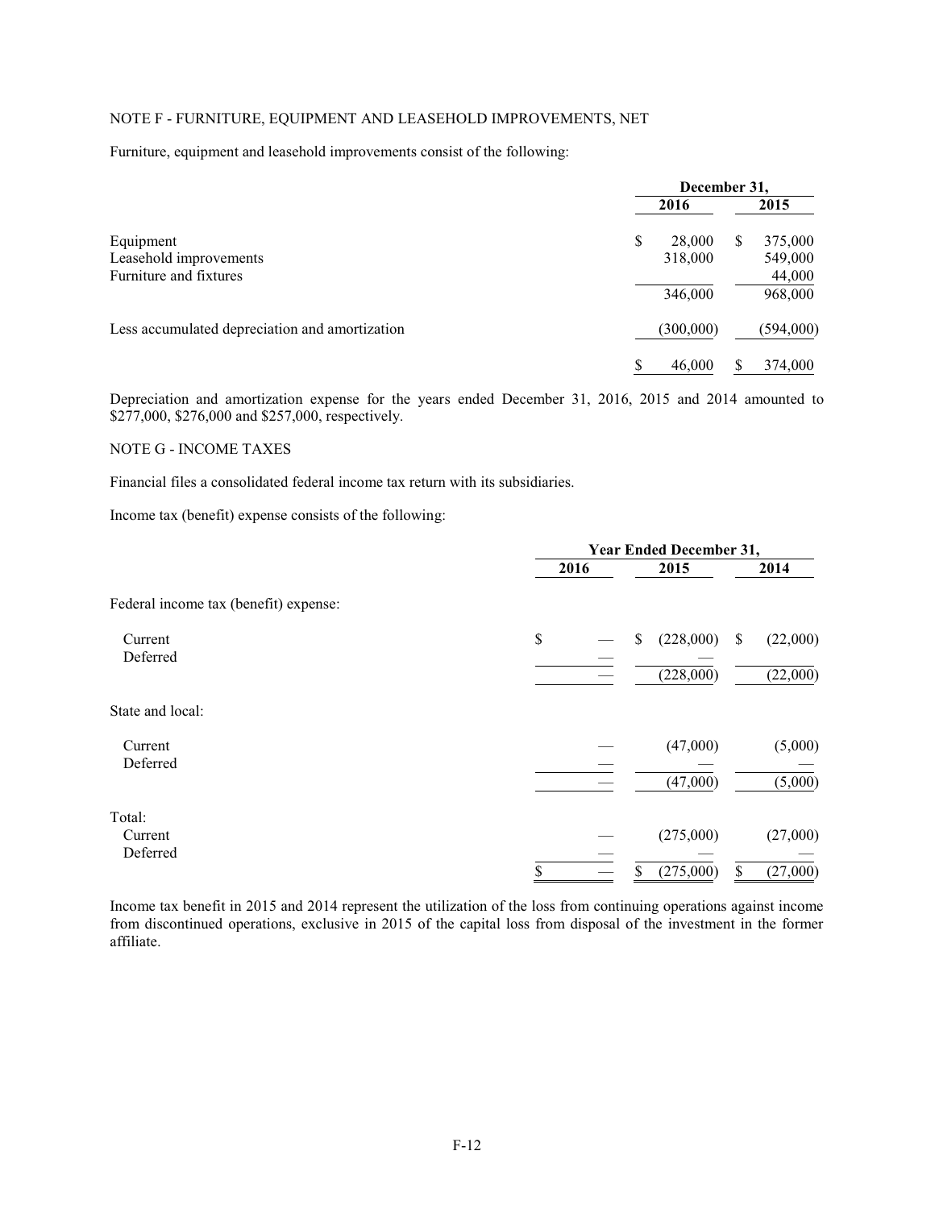NOTE F - FURNITURE, EQUIPMENT AND LEASEHOLD IMPROVEMENTS, NET

Furniture, equipment and leasehold improvements consist of the following:

| | December 31, 2016 | December 31, 2015 |
|---|---|---|
| Equipment | $ 28,000 | $ 375,000 |
| Leasehold improvements | 318,000 | 549,000 |
| Furniture and fixtures | | 44,000 |
| | 346,000 | 968,000 |
| Less accumulated depreciation and amortization | (300,000) | (594,000) |
| | $ 46,000 | $ 374,000 |

Depreciation and amortization expense for the years ended December 31, 2016, 2015 and 2014 amounted to $277,000, $276,000 and $257,000, respectively.

NOTE G - INCOME TAXES

Financial files a consolidated federal income tax return with its subsidiaries.

Income tax (benefit) expense consists of the following:

| | Year Ended December 31, 2016 | 2015 | 2014 |
|---|---|---|---|
| Federal income tax (benefit) expense: | | | |
| Current | $ — | $ (228,000) | $ (22,000) |
| Deferred | — | — | |
| | — | (228,000) | (22,000) |
| State and local: | | | |
| Current | — | (47,000) | (5,000) |
| Deferred | — | — | — |
| | — | (47,000) | (5,000) |
| Total: | | | |
| Current | — | (275,000) | (27,000) |
| Deferred | — | — | — |
| | $ — | $ (275,000) | $ (27,000) |

Income tax benefit in 2015 and 2014 represent the utilization of the loss from continuing operations against income from discontinued operations, exclusive in 2015 of the capital loss from disposal of the investment in the former affiliate.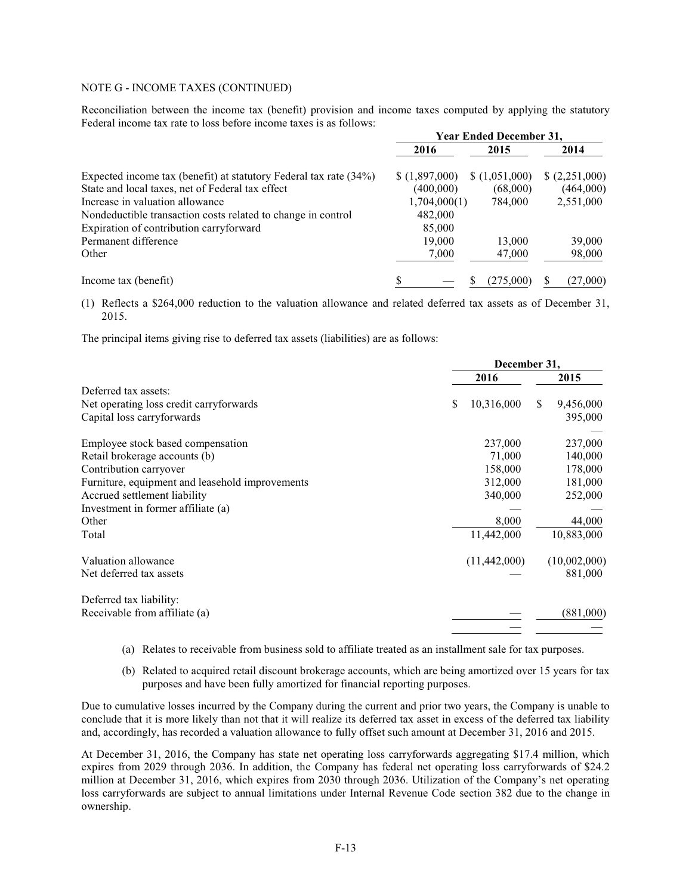NOTE G - INCOME TAXES (CONTINUED)

Reconciliation between the income tax (benefit) provision and income taxes computed by applying the statutory Federal income tax rate to loss before income taxes is as follows:

| | Year Ended December 31, | | |
|---|---|---|---|
| | 2016 | 2015 | 2014 |
| Expected income tax (benefit) at statutory Federal tax rate (34%) | $ (1,897,000) | $ (1,051,000) | $ (2,251,000) |
| State and local taxes, net of Federal tax effect | (400,000) | (68,000) | (464,000) |
| Increase in valuation allowance | 1,704,000(1) | 784,000 | 2,551,000 |
| Nondeductible transaction costs related to change in control | 482,000 | | |
| Expiration of contribution carryforward | 85,000 | | |
| Permanent difference | 19,000 | 13,000 | 39,000 |
| Other | 7,000 | 47,000 | 98,000 |
| Income tax (benefit) | $ — | $ (275,000) | $ (27,000) |

(1) Reflects a $264,000 reduction to the valuation allowance and related deferred tax assets as of December 31, 2015.

The principal items giving rise to deferred tax assets (liabilities) are as follows:

| | December 31, | |
|---|---|---|
| | 2016 | 2015 |
| Deferred tax assets: | | |
| Net operating loss credit carryforwards | $ 10,316,000 | $ 9,456,000 |
| Capital loss carryforwards | | 395,000 |
| | | — |
| Employee stock based compensation | 237,000 | 237,000 |
| Retail brokerage accounts (b) | 71,000 | 140,000 |
| Contribution carryover | 158,000 | 178,000 |
| Furniture, equipment and leasehold improvements | 312,000 | 181,000 |
| Accrued settlement liability | 340,000 | 252,000 |
| Investment in former affiliate (a) | — | — |
| Other | 8,000 | 44,000 |
| Total | 11,442,000 | 10,883,000 |
| Valuation allowance | (11,442,000) | (10,002,000) |
| Net deferred tax assets | — | 881,000 |
| Deferred tax liability: | | |
| Receivable from affiliate (a) | — | (881,000) |
| | — | — |

(a) Relates to receivable from business sold to affiliate treated as an installment sale for tax purposes.

(b) Related to acquired retail discount brokerage accounts, which are being amortized over 15 years for tax purposes and have been fully amortized for financial reporting purposes.

Due to cumulative losses incurred by the Company during the current and prior two years, the Company is unable to conclude that it is more likely than not that it will realize its deferred tax asset in excess of the deferred tax liability and, accordingly, has recorded a valuation allowance to fully offset such amount at December 31, 2016 and 2015.

At December 31, 2016, the Company has state net operating loss carryforwards aggregating $17.4 million, which expires from 2029 through 2036. In addition, the Company has federal net operating loss carryforwards of $24.2 million at December 31, 2016, which expires from 2030 through 2036. Utilization of the Company's net operating loss carryforwards are subject to annual limitations under Internal Revenue Code section 382 due to the change in ownership.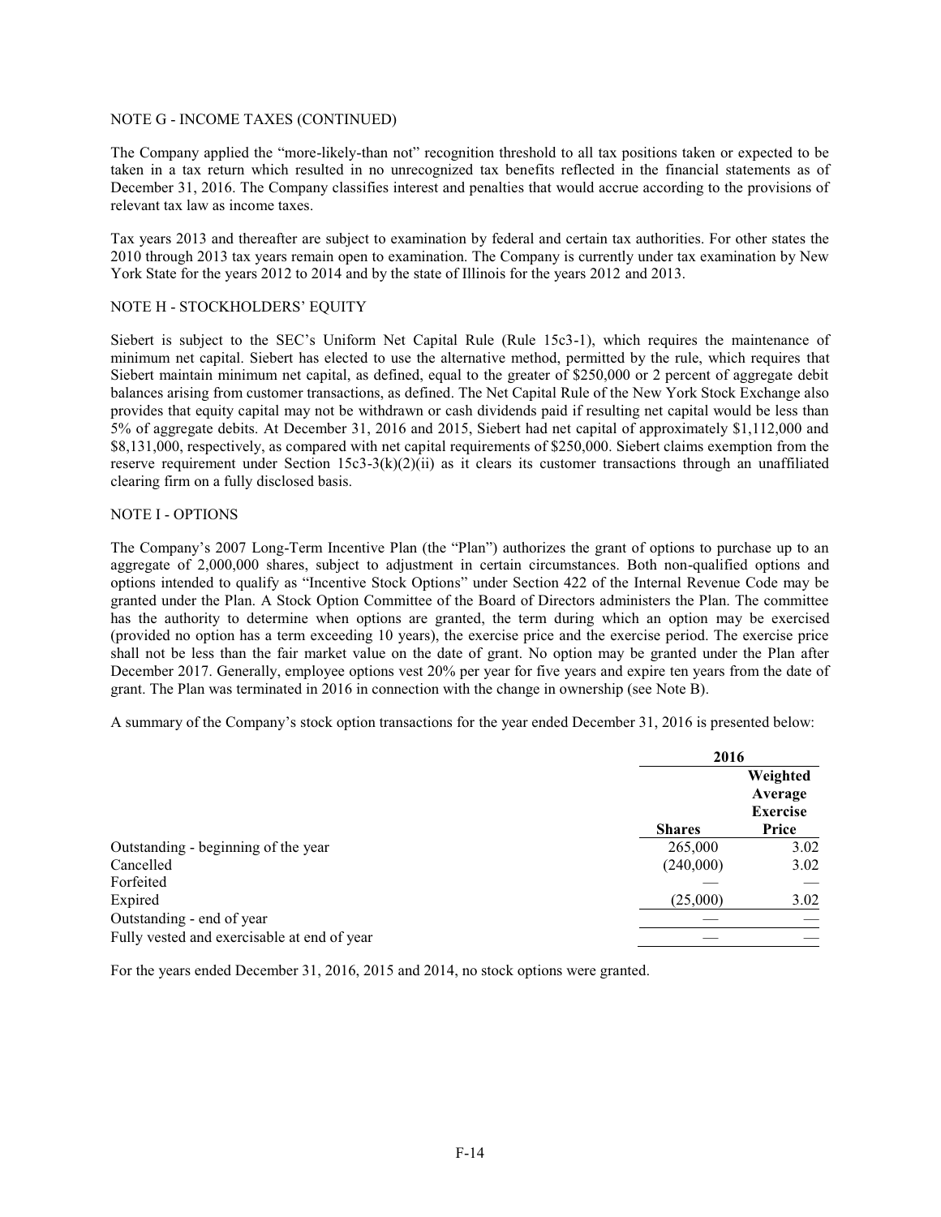NOTE G - INCOME TAXES (CONTINUED)

The Company applied the "more-likely-than not" recognition threshold to all tax positions taken or expected to be taken in a tax return which resulted in no unrecognized tax benefits reflected in the financial statements as of December 31, 2016. The Company classifies interest and penalties that would accrue according to the provisions of relevant tax law as income taxes.

Tax years 2013 and thereafter are subject to examination by federal and certain tax authorities. For other states the 2010 through 2013 tax years remain open to examination. The Company is currently under tax examination by New York State for the years 2012 to 2014 and by the state of Illinois for the years 2012 and 2013.

NOTE H - STOCKHOLDERS' EQUITY

Siebert is subject to the SEC's Uniform Net Capital Rule (Rule 15c3-1), which requires the maintenance of minimum net capital. Siebert has elected to use the alternative method, permitted by the rule, which requires that Siebert maintain minimum net capital, as defined, equal to the greater of $250,000 or 2 percent of aggregate debit balances arising from customer transactions, as defined. The Net Capital Rule of the New York Stock Exchange also provides that equity capital may not be withdrawn or cash dividends paid if resulting net capital would be less than 5% of aggregate debits. At December 31, 2016 and 2015, Siebert had net capital of approximately $1,112,000 and $8,131,000, respectively, as compared with net capital requirements of $250,000. Siebert claims exemption from the reserve requirement under Section 15c3-3(k)(2)(ii) as it clears its customer transactions through an unaffiliated clearing firm on a fully disclosed basis.

NOTE I - OPTIONS

The Company's 2007 Long-Term Incentive Plan (the "Plan") authorizes the grant of options to purchase up to an aggregate of 2,000,000 shares, subject to adjustment in certain circumstances. Both non-qualified options and options intended to qualify as "Incentive Stock Options" under Section 422 of the Internal Revenue Code may be granted under the Plan. A Stock Option Committee of the Board of Directors administers the Plan. The committee has the authority to determine when options are granted, the term during which an option may be exercised (provided no option has a term exceeding 10 years), the exercise price and the exercise period. The exercise price shall not be less than the fair market value on the date of grant. No option may be granted under the Plan after December 2017. Generally, employee options vest 20% per year for five years and expire ten years from the date of grant. The Plan was terminated in 2016 in connection with the change in ownership (see Note B).

A summary of the Company's stock option transactions for the year ended December 31, 2016 is presented below:

| | 2016 | |
|---|---|---|
| | Shares | Weighted Average Exercise Price |
| Outstanding - beginning of the year | 265,000 | 3.02 |
| Cancelled | (240,000) | 3.02 |
| Forfeited | — | — |
| Expired | (25,000) | 3.02 |
| Outstanding - end of year | — | — |
| Fully vested and exercisable at end of year | — | — |

For the years ended December 31, 2016, 2015 and 2014, no stock options were granted.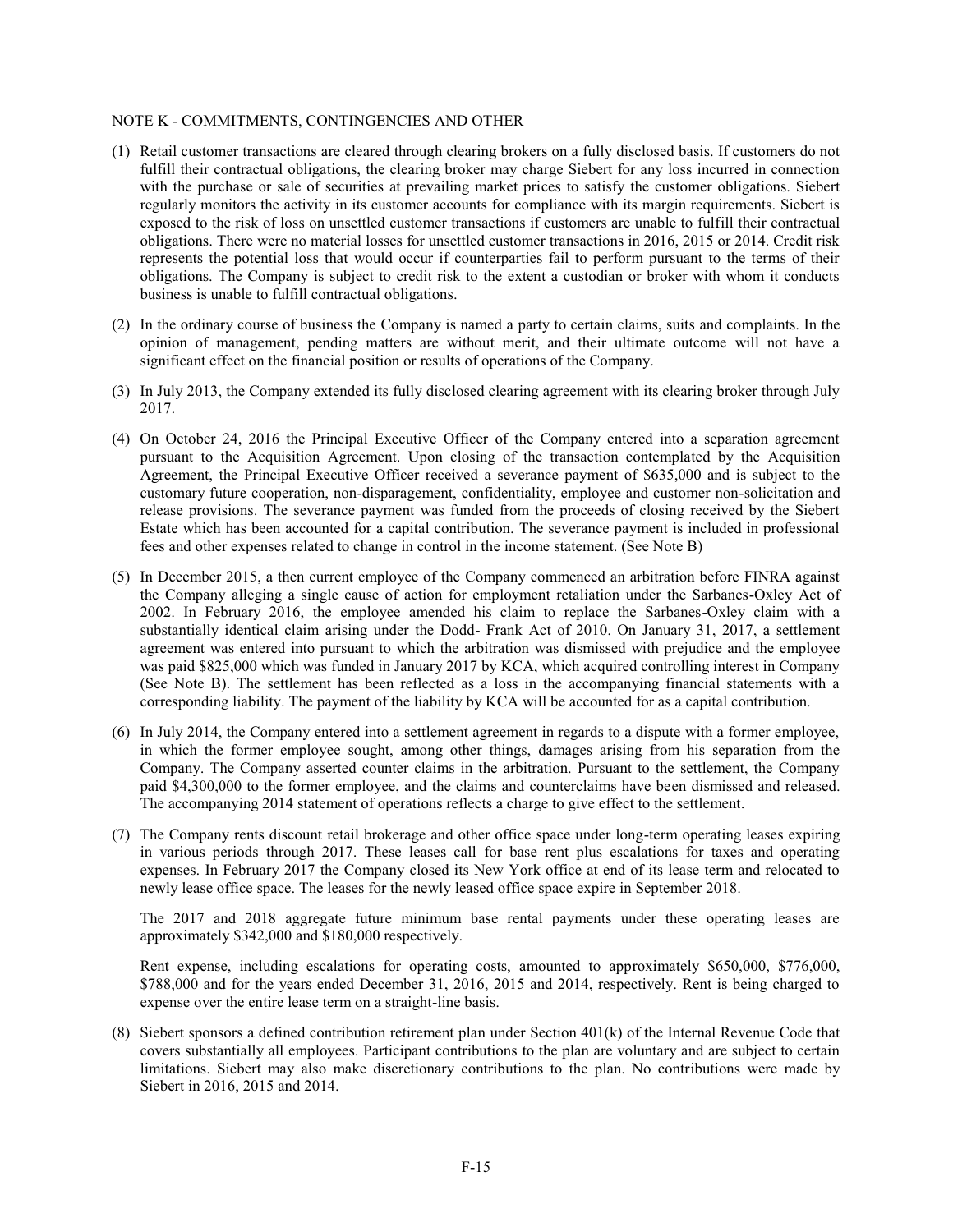NOTE K - COMMITMENTS, CONTINGENCIES AND OTHER

(1) Retail customer transactions are cleared through clearing brokers on a fully disclosed basis. If customers do not fulfill their contractual obligations, the clearing broker may charge Siebert for any loss incurred in connection with the purchase or sale of securities at prevailing market prices to satisfy the customer obligations. Siebert regularly monitors the activity in its customer accounts for compliance with its margin requirements. Siebert is exposed to the risk of loss on unsettled customer transactions if customers are unable to fulfill their contractual obligations. There were no material losses for unsettled customer transactions in 2016, 2015 or 2014. Credit risk represents the potential loss that would occur if counterparties fail to perform pursuant to the terms of their obligations. The Company is subject to credit risk to the extent a custodian or broker with whom it conducts business is unable to fulfill contractual obligations.

(2) In the ordinary course of business the Company is named a party to certain claims, suits and complaints. In the opinion of management, pending matters are without merit, and their ultimate outcome will not have a significant effect on the financial position or results of operations of the Company.

(3) In July 2013, the Company extended its fully disclosed clearing agreement with its clearing broker through July 2017.

(4) On October 24, 2016 the Principal Executive Officer of the Company entered into a separation agreement pursuant to the Acquisition Agreement. Upon closing of the transaction contemplated by the Acquisition Agreement, the Principal Executive Officer received a severance payment of $635,000 and is subject to the customary future cooperation, non-disparagement, confidentiality, employee and customer non-solicitation and release provisions. The severance payment was funded from the proceeds of closing received by the Siebert Estate which has been accounted for a capital contribution. The severance payment is included in professional fees and other expenses related to change in control in the income statement. (See Note B)

(5) In December 2015, a then current employee of the Company commenced an arbitration before FINRA against the Company alleging a single cause of action for employment retaliation under the Sarbanes-Oxley Act of 2002. In February 2016, the employee amended his claim to replace the Sarbanes-Oxley claim with a substantially identical claim arising under the Dodd- Frank Act of 2010. On January 31, 2017, a settlement agreement was entered into pursuant to which the arbitration was dismissed with prejudice and the employee was paid $825,000 which was funded in January 2017 by KCA, which acquired controlling interest in Company (See Note B). The settlement has been reflected as a loss in the accompanying financial statements with a corresponding liability. The payment of the liability by KCA will be accounted for as a capital contribution.

(6) In July 2014, the Company entered into a settlement agreement in regards to a dispute with a former employee, in which the former employee sought, among other things, damages arising from his separation from the Company. The Company asserted counter claims in the arbitration. Pursuant to the settlement, the Company paid $4,300,000 to the former employee, and the claims and counterclaims have been dismissed and released. The accompanying 2014 statement of operations reflects a charge to give effect to the settlement.

(7) The Company rents discount retail brokerage and other office space under long-term operating leases expiring in various periods through 2017. These leases call for base rent plus escalations for taxes and operating expenses. In February 2017 the Company closed its New York office at end of its lease term and relocated to newly lease office space. The leases for the newly leased office space expire in September 2018.

The 2017 and 2018 aggregate future minimum base rental payments under these operating leases are approximately $342,000 and $180,000 respectively.

Rent expense, including escalations for operating costs, amounted to approximately $650,000, $776,000, $788,000 and for the years ended December 31, 2016, 2015 and 2014, respectively. Rent is being charged to expense over the entire lease term on a straight-line basis.

(8) Siebert sponsors a defined contribution retirement plan under Section 401(k) of the Internal Revenue Code that covers substantially all employees. Participant contributions to the plan are voluntary and are subject to certain limitations. Siebert may also make discretionary contributions to the plan. No contributions were made by Siebert in 2016, 2015 and 2014.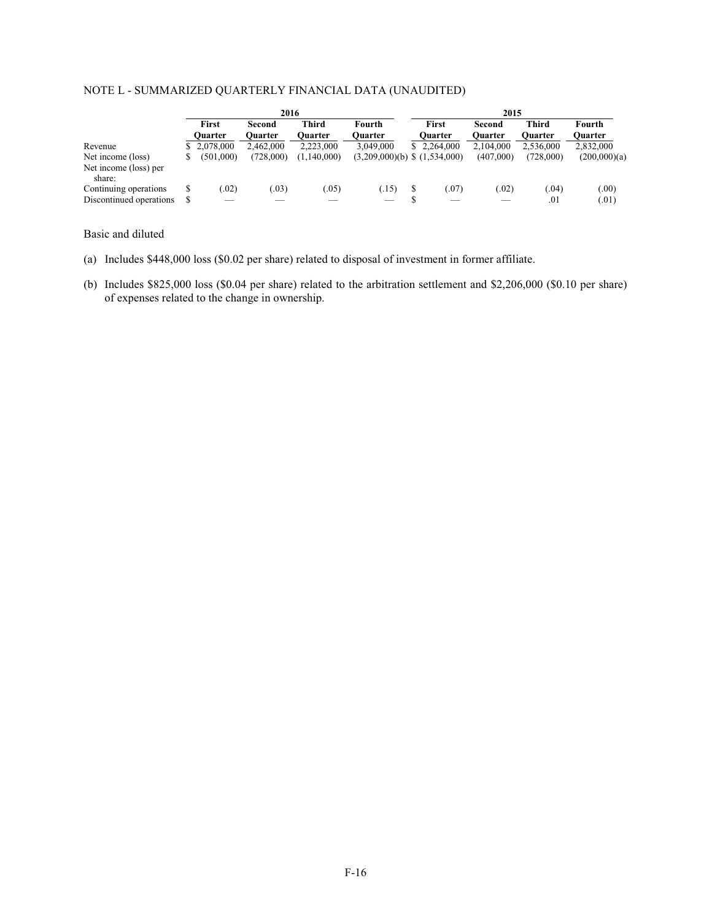NOTE L - SUMMARIZED QUARTERLY FINANCIAL DATA (UNAUDITED)

| | 2016 | | | | 2015 | | | |
|---|---|---|---|---|---|---|---|---|
| | First Quarter | Second Quarter | Third Quarter | Fourth Quarter | First Quarter | Second Quarter | Third Quarter | Fourth Quarter |
| Revenue | $ 2,078,000 | 2,462,000 | 2,223,000 | 3,049,000 | $ 2,264,000 | 2,104,000 | 2,536,000 | 2,832,000 |
| Net income (loss) | $ (501,000) | (728,000) | (1,140,000) | (3,209,000)(b) | $ (1,534,000) | (407,000) | (728,000) | (200,000)(a) |
| Net income (loss) per share: | | | | | | | | |
| Continuing operations | $ (.02) | (.03) | (.05) | (.15) | $ (.07) | (.02) | (.04) | (.00) |
| Discontinued operations | $ — | — | — | — | $ — | — | .01 | (.01) |

Basic and diluted

(a) Includes $448,000 loss ($0.02 per share) related to disposal of investment in former affiliate.

(b) Includes $825,000 loss ($0.04 per share) related to the arbitration settlement and $2,206,000 ($0.10 per share) of expenses related to the change in ownership.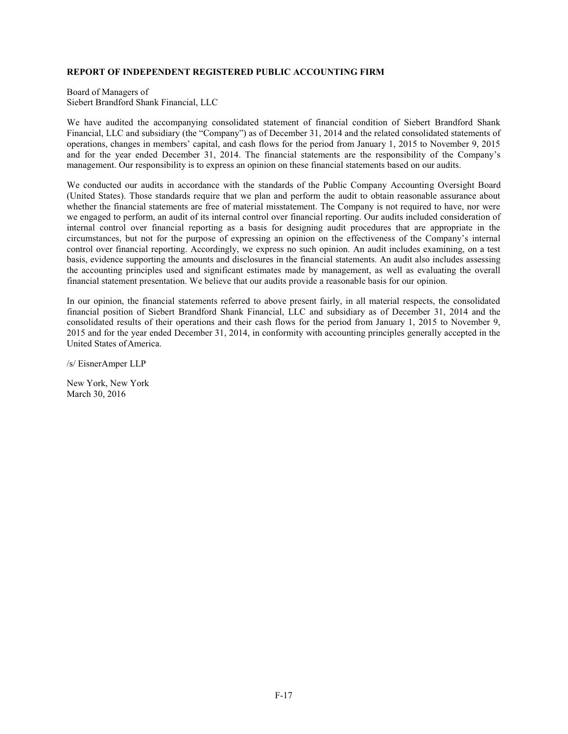**REPORT OF INDEPENDENT REGISTERED PUBLIC ACCOUNTING FIRM**

Board of Managers of
Siebert Brandford Shank Financial, LLC

We have audited the accompanying consolidated statement of financial condition of Siebert Brandford Shank Financial, LLC and subsidiary (the "Company") as of December 31, 2014 and the related consolidated statements of operations, changes in members' capital, and cash flows for the period from January 1, 2015 to November 9, 2015 and for the year ended December 31, 2014. The financial statements are the responsibility of the Company's management. Our responsibility is to express an opinion on these financial statements based on our audits.

We conducted our audits in accordance with the standards of the Public Company Accounting Oversight Board (United States). Those standards require that we plan and perform the audit to obtain reasonable assurance about whether the financial statements are free of material misstatement. The Company is not required to have, nor were we engaged to perform, an audit of its internal control over financial reporting. Our audits included consideration of internal control over financial reporting as a basis for designing audit procedures that are appropriate in the circumstances, but not for the purpose of expressing an opinion on the effectiveness of the Company's internal control over financial reporting. Accordingly, we express no such opinion. An audit includes examining, on a test basis, evidence supporting the amounts and disclosures in the financial statements. An audit also includes assessing the accounting principles used and significant estimates made by management, as well as evaluating the overall financial statement presentation. We believe that our audits provide a reasonable basis for our opinion.

In our opinion, the financial statements referred to above present fairly, in all material respects, the consolidated financial position of Siebert Brandford Shank Financial, LLC and subsidiary as of December 31, 2014 and the consolidated results of their operations and their cash flows for the period from January 1, 2015 to November 9, 2015 and for the year ended December 31, 2014, in conformity with accounting principles generally accepted in the United States of America.

/s/ EisnerAmper LLP

New York, New York
March 30, 2016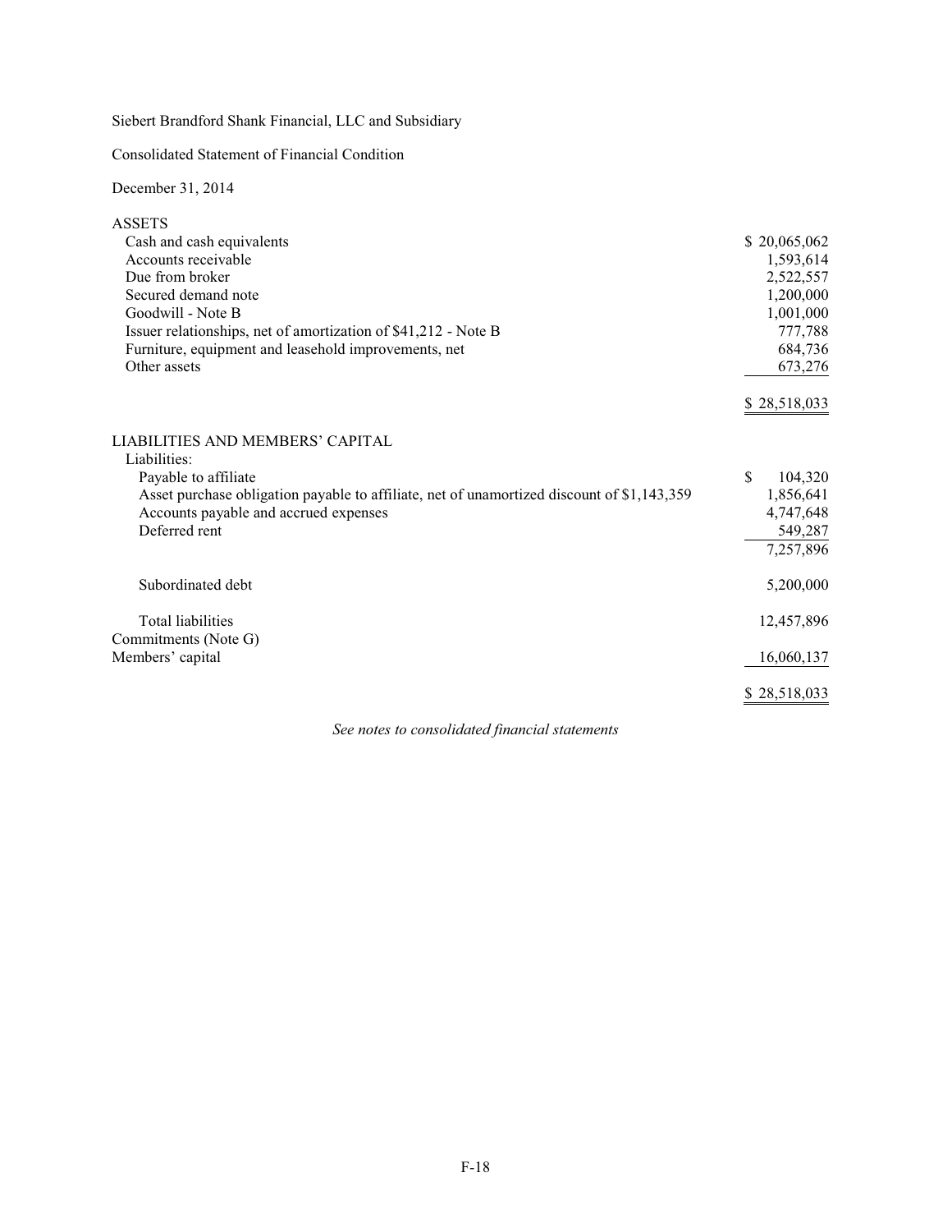Siebert Brandford Shank Financial, LLC and Subsidiary

Consolidated Statement of Financial Condition

December 31, 2014

| | |
|---|---|
| **ASSETS** | |
| Cash and cash equivalents | $ 20,065,062 |
| Accounts receivable | 1,593,614 |
| Due from broker | 2,522,557 |
| Secured demand note | 1,200,000 |
| Goodwill - Note B | 1,001,000 |
| Issuer relationships, net of amortization of $41,212 - Note B | 777,788 |
| Furniture, equipment and leasehold improvements, net | 684,736 |
| Other assets | 673,276 |
| | $ 28,518,033 |
| **LIABILITIES AND MEMBERS' CAPITAL** | |
| Liabilities: | |
| Payable to affiliate | $ 104,320 |
| Asset purchase obligation payable to affiliate, net of unamortized discount of $1,143,359 | 1,856,641 |
| Accounts payable and accrued expenses | 4,747,648 |
| Deferred rent | 549,287 |
| | 7,257,896 |
| Subordinated debt | 5,200,000 |
| Total liabilities | 12,457,896 |
| Commitments (Note G) | |
| Members' capital | 16,060,137 |
| | $ 28,518,033 |

*See notes to consolidated financial statements*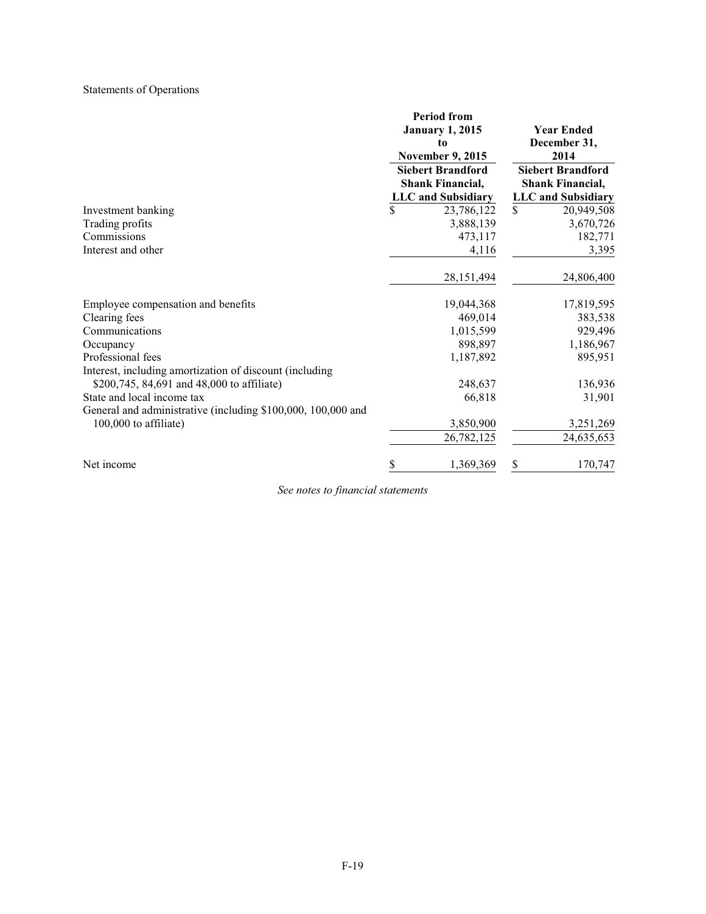Statements of Operations

| | Period from January 1, 2015 to November 9, 2015 | Year Ended December 31, 2014 |
|---|---|---|
| | Siebert Brandford Shank Financial, LLC and Subsidiary | Siebert Brandford Shank Financial, LLC and Subsidiary |
| Investment banking | $ 23,786,122 | $ 20,949,508 |
| Trading profits | 3,888,139 | 3,670,726 |
| Commissions | 473,117 | 182,771 |
| Interest and other | 4,116 | 3,395 |
| | 28,151,494 | 24,806,400 |
| Employee compensation and benefits | 19,044,368 | 17,819,595 |
| Clearing fees | 469,014 | 383,538 |
| Communications | 1,015,599 | 929,496 |
| Occupancy | 898,897 | 1,186,967 |
| Professional fees | 1,187,892 | 895,951 |
| Interest, including amortization of discount (including $200,745, 84,691 and 48,000 to affiliate) | 248,637 | 136,936 |
| State and local income tax | 66,818 | 31,901 |
| General and administrative (including $100,000, 100,000 and 100,000 to affiliate) | 3,850,900 | 3,251,269 |
| | 26,782,125 | 24,635,653 |
| Net income | $ 1,369,369 | $ 170,747 |

*See notes to financial statements*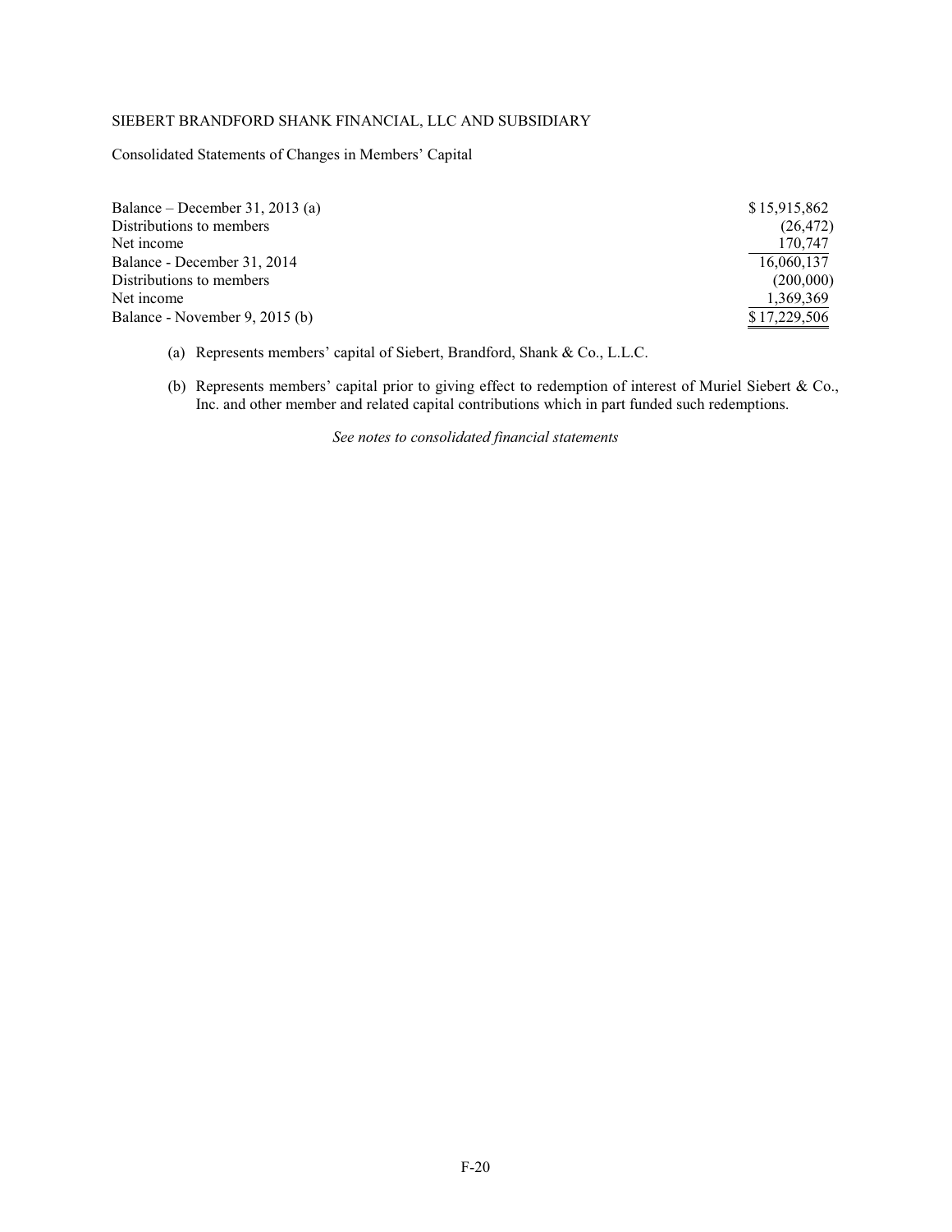SIEBERT BRANDFORD SHANK FINANCIAL, LLC AND SUBSIDIARY

Consolidated Statements of Changes in Members' Capital

| | |
|---|---|
| Balance – December 31, 2013 (a) | $ 15,915,862 |
| Distributions to members | (26,472) |
| Net income | 170,747 |
| Balance - December 31, 2014 | 16,060,137 |
| Distributions to members | (200,000) |
| Net income | 1,369,369 |
| Balance - November 9, 2015 (b) | $ 17,229,506 |

(a) Represents members' capital of Siebert, Brandford, Shank & Co., L.L.C.

(b) Represents members' capital prior to giving effect to redemption of interest of Muriel Siebert & Co., Inc. and other member and related capital contributions which in part funded such redemptions.

*See notes to consolidated financial statements*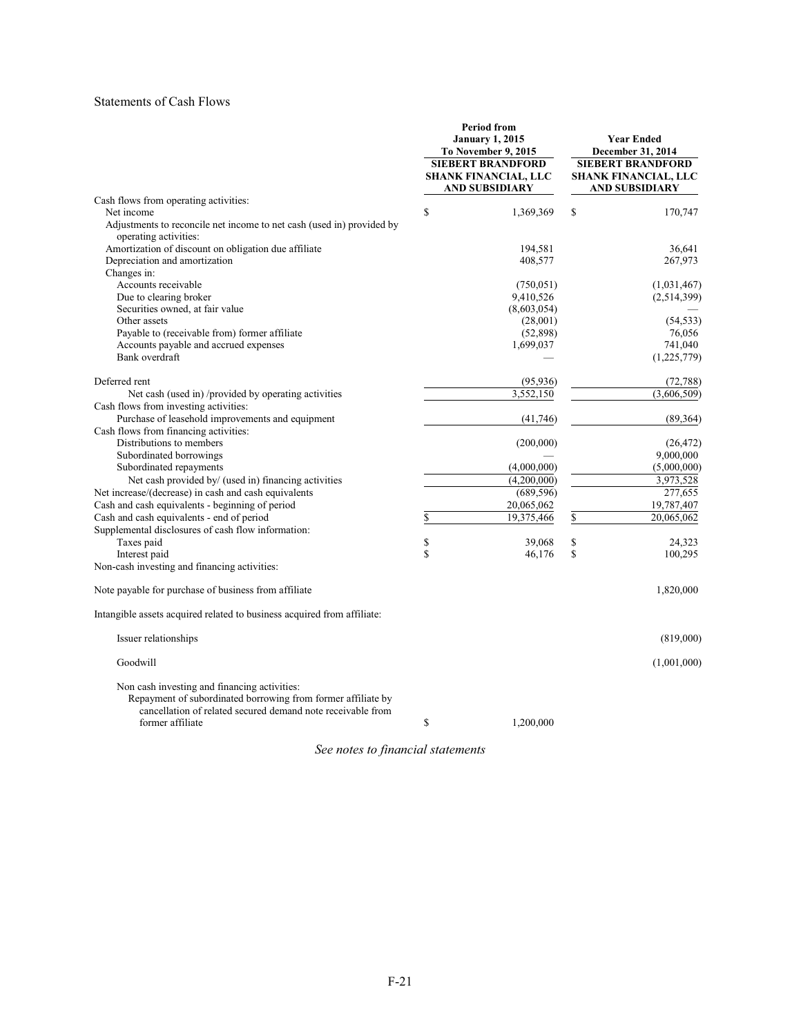Statements of Cash Flows

| | Period from January 1, 2015 To November 9, 2015 SIEBERT BRANDFORD SHANK FINANCIAL, LLC AND SUBSIDIARY | Year Ended December 31, 2014 SIEBERT BRANDFORD SHANK FINANCIAL, LLC AND SUBSIDIARY |
|---|---|---|
| Cash flows from operating activities: | | |
| Net income | $ 1,369,369 | $ 170,747 |
| Adjustments to reconcile net income to net cash (used in) provided by operating activities: | | |
| Amortization of discount on obligation due affiliate | 194,581 | 36,641 |
| Depreciation and amortization | 408,577 | 267,973 |
| Changes in: | | |
| Accounts receivable | (750,051) | (1,031,467) |
| Due to clearing broker | 9,410,526 | (2,514,399) |
| Securities owned, at fair value | (8,603,054) | — |
| Other assets | (28,001) | (54,533) |
| Payable to (receivable from) former affiliate | (52,898) | 76,056 |
| Accounts payable and accrued expenses | 1,699,037 | 741,040 |
| Bank overdraft | — | (1,225,779) |
| Deferred rent | (95,936) | (72,788) |
| Net cash (used in) /provided by operating activities | 3,552,150 | (3,606,509) |
| Cash flows from investing activities: | | |
| Purchase of leasehold improvements and equipment | (41,746) | (89,364) |
| Cash flows from financing activities: | | |
| Distributions to members | (200,000) | (26,472) |
| Subordinated borrowings | — | 9,000,000 |
| Subordinated repayments | (4,000,000) | (5,000,000) |
| Net cash provided by/ (used in) financing activities | (4,200,000) | 3,973,528 |
| Net increase/(decrease) in cash and cash equivalents | (689,596) | 277,655 |
| Cash and cash equivalents - beginning of period | 20,065,062 | 19,787,407 |
| Cash and cash equivalents - end of period | $ 19,375,466 | $ 20,065,062 |
| Supplemental disclosures of cash flow information: | | |
| Taxes paid | $ 39,068 | $ 24,323 |
| Interest paid | $ 46,176 | $ 100,295 |
| Non-cash investing and financing activities: | | |
| Note payable for purchase of business from affiliate | | 1,820,000 |
| Intangible assets acquired related to business acquired from affiliate: | | |
| Issuer relationships | | (819,000) |
| Goodwill | | (1,001,000) |
| Non cash investing and financing activities: Repayment of subordinated borrowing from former affiliate by cancellation of related secured demand note receivable from former affiliate | $ 1,200,000 | |

*See notes to financial statements*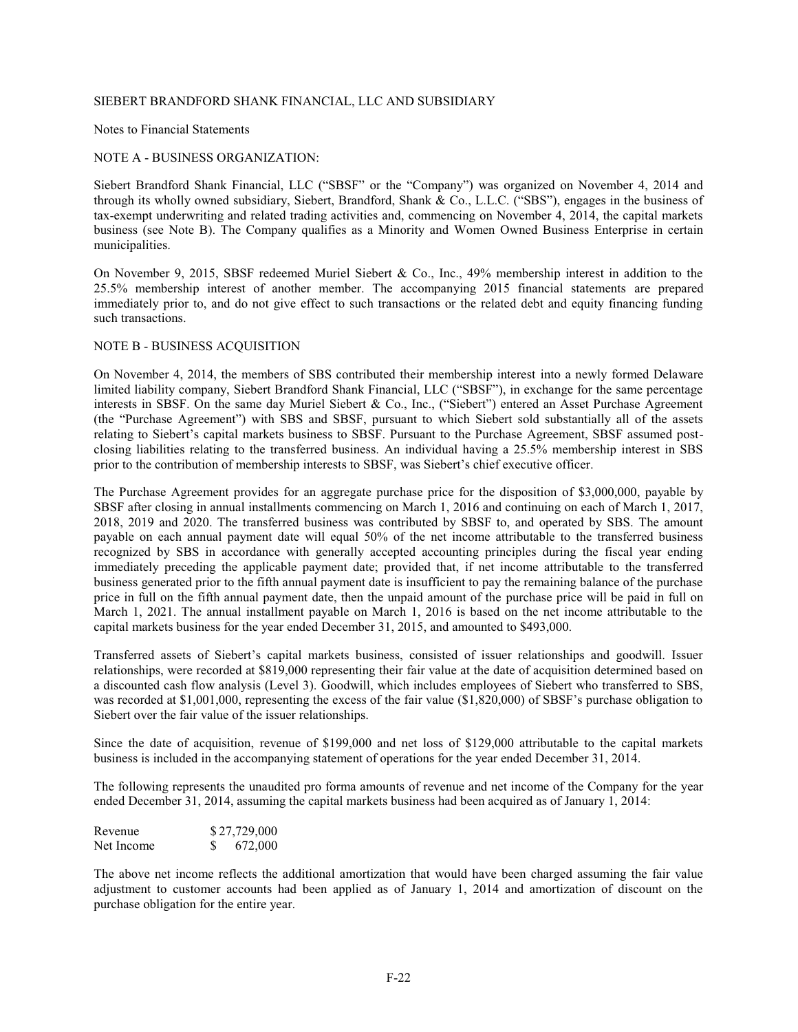SIEBERT BRANDFORD SHANK FINANCIAL, LLC AND SUBSIDIARY

Notes to Financial Statements

## NOTE A - BUSINESS ORGANIZATION:

Siebert Brandford Shank Financial, LLC ("SBSF" or the "Company") was organized on November 4, 2014 and through its wholly owned subsidiary, Siebert, Brandford, Shank & Co., L.L.C. ("SBS"), engages in the business of tax-exempt underwriting and related trading activities and, commencing on November 4, 2014, the capital markets business (see Note B). The Company qualifies as a Minority and Women Owned Business Enterprise in certain municipalities.

On November 9, 2015, SBSF redeemed Muriel Siebert & Co., Inc., 49% membership interest in addition to the 25.5% membership interest of another member. The accompanying 2015 financial statements are prepared immediately prior to, and do not give effect to such transactions or the related debt and equity financing funding such transactions.

## NOTE B - BUSINESS ACQUISITION

On November 4, 2014, the members of SBS contributed their membership interest into a newly formed Delaware limited liability company, Siebert Brandford Shank Financial, LLC ("SBSF"), in exchange for the same percentage interests in SBSF. On the same day Muriel Siebert & Co., Inc., ("Siebert") entered an Asset Purchase Agreement (the "Purchase Agreement") with SBS and SBSF, pursuant to which Siebert sold substantially all of the assets relating to Siebert's capital markets business to SBSF. Pursuant to the Purchase Agreement, SBSF assumed post-closing liabilities relating to the transferred business. An individual having a 25.5% membership interest in SBS prior to the contribution of membership interests to SBSF, was Siebert's chief executive officer.

The Purchase Agreement provides for an aggregate purchase price for the disposition of $3,000,000, payable by SBSF after closing in annual installments commencing on March 1, 2016 and continuing on each of March 1, 2017, 2018, 2019 and 2020. The transferred business was contributed by SBSF to, and operated by SBS. The amount payable on each annual payment date will equal 50% of the net income attributable to the transferred business recognized by SBS in accordance with generally accepted accounting principles during the fiscal year ending immediately preceding the applicable payment date; provided that, if net income attributable to the transferred business generated prior to the fifth annual payment date is insufficient to pay the remaining balance of the purchase price in full on the fifth annual payment date, then the unpaid amount of the purchase price will be paid in full on March 1, 2021. The annual installment payable on March 1, 2016 is based on the net income attributable to the capital markets business for the year ended December 31, 2015, and amounted to $493,000.

Transferred assets of Siebert's capital markets business, consisted of issuer relationships and goodwill. Issuer relationships, were recorded at $819,000 representing their fair value at the date of acquisition determined based on a discounted cash flow analysis (Level 3). Goodwill, which includes employees of Siebert who transferred to SBS, was recorded at $1,001,000, representing the excess of the fair value ($1,820,000) of SBSF's purchase obligation to Siebert over the fair value of the issuer relationships.

Since the date of acquisition, revenue of $199,000 and net loss of $129,000 attributable to the capital markets business is included in the accompanying statement of operations for the year ended December 31, 2014.

The following represents the unaudited pro forma amounts of revenue and net income of the Company for the year ended December 31, 2014, assuming the capital markets business had been acquired as of January 1, 2014:

| | |
|---|---|
| Revenue | $ 27,729,000 |
| Net Income | $ 672,000 |

The above net income reflects the additional amortization that would have been charged assuming the fair value adjustment to customer accounts had been applied as of January 1, 2014 and amortization of discount on the purchase obligation for the entire year.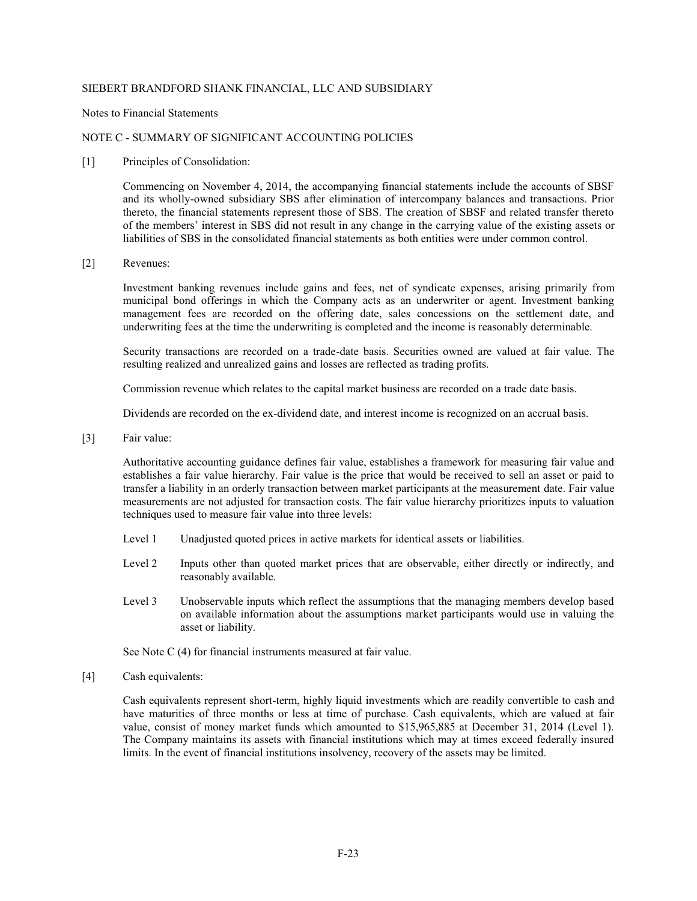SIEBERT BRANDFORD SHANK FINANCIAL, LLC AND SUBSIDIARY

Notes to Financial Statements

## NOTE C - SUMMARY OF SIGNIFICANT ACCOUNTING POLICIES

[1] Principles of Consolidation:

Commencing on November 4, 2014, the accompanying financial statements include the accounts of SBSF and its wholly-owned subsidiary SBS after elimination of intercompany balances and transactions. Prior thereto, the financial statements represent those of SBS. The creation of SBSF and related transfer thereto of the members' interest in SBS did not result in any change in the carrying value of the existing assets or liabilities of SBS in the consolidated financial statements as both entities were under common control.

[2] Revenues:

Investment banking revenues include gains and fees, net of syndicate expenses, arising primarily from municipal bond offerings in which the Company acts as an underwriter or agent. Investment banking management fees are recorded on the offering date, sales concessions on the settlement date, and underwriting fees at the time the underwriting is completed and the income is reasonably determinable.

Security transactions are recorded on a trade-date basis. Securities owned are valued at fair value. The resulting realized and unrealized gains and losses are reflected as trading profits.

Commission revenue which relates to the capital market business are recorded on a trade date basis.

Dividends are recorded on the ex-dividend date, and interest income is recognized on an accrual basis.

[3] Fair value:

Authoritative accounting guidance defines fair value, establishes a framework for measuring fair value and establishes a fair value hierarchy. Fair value is the price that would be received to sell an asset or paid to transfer a liability in an orderly transaction between market participants at the measurement date. Fair value measurements are not adjusted for transaction costs. The fair value hierarchy prioritizes inputs to valuation techniques used to measure fair value into three levels:

Level 1 Unadjusted quoted prices in active markets for identical assets or liabilities.

Level 2 Inputs other than quoted market prices that are observable, either directly or indirectly, and reasonably available.

Level 3 Unobservable inputs which reflect the assumptions that the managing members develop based on available information about the assumptions market participants would use in valuing the asset or liability.

See Note C (4) for financial instruments measured at fair value.

[4] Cash equivalents:

Cash equivalents represent short-term, highly liquid investments which are readily convertible to cash and have maturities of three months or less at time of purchase. Cash equivalents, which are valued at fair value, consist of money market funds which amounted to $15,965,885 at December 31, 2014 (Level 1). The Company maintains its assets with financial institutions which may at times exceed federally insured limits. In the event of financial institutions insolvency, recovery of the assets may be limited.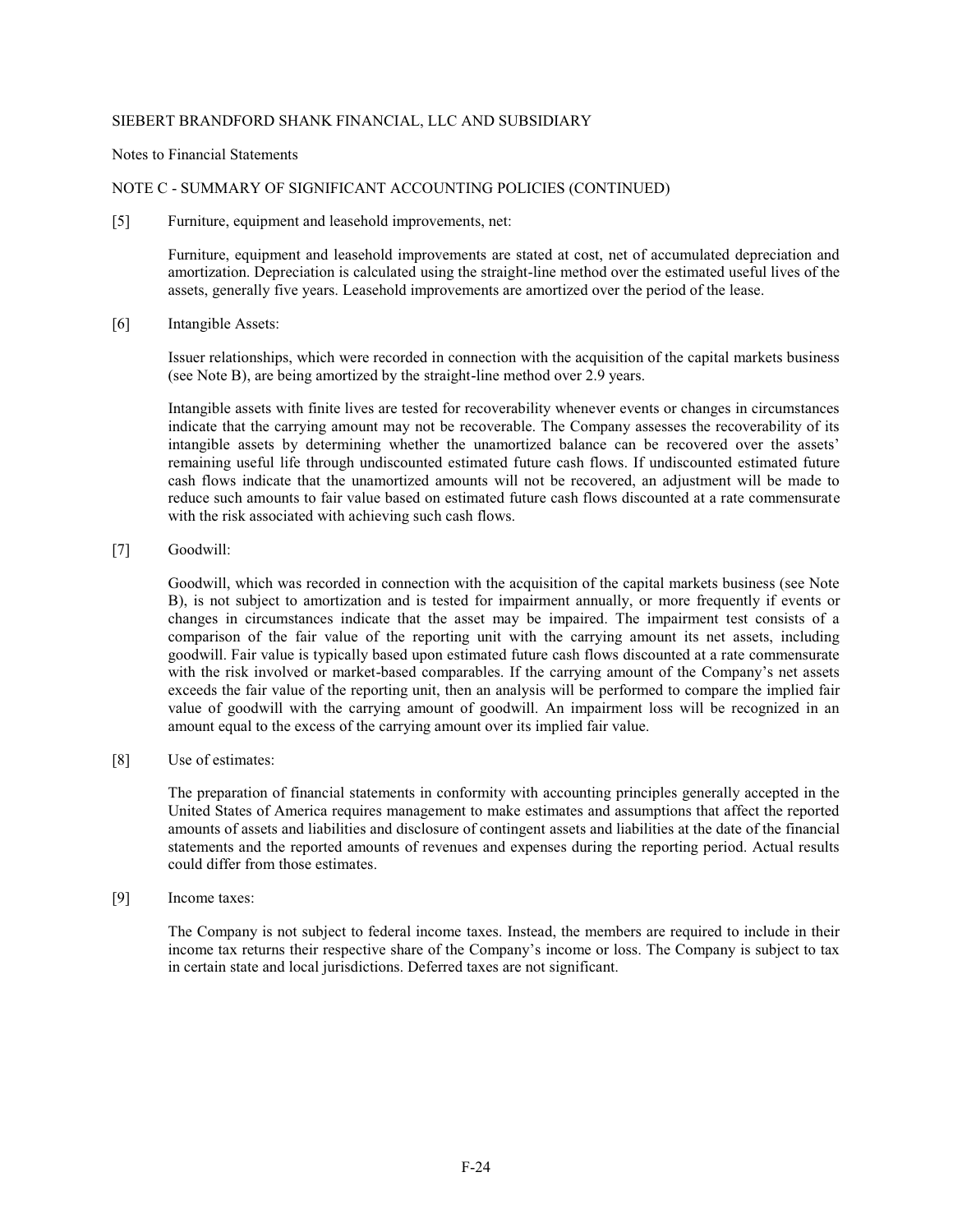SIEBERT BRANDFORD SHANK FINANCIAL, LLC AND SUBSIDIARY

Notes to Financial Statements

NOTE C - SUMMARY OF SIGNIFICANT ACCOUNTING POLICIES (CONTINUED)

[5] Furniture, equipment and leasehold improvements, net:

Furniture, equipment and leasehold improvements are stated at cost, net of accumulated depreciation and amortization. Depreciation is calculated using the straight-line method over the estimated useful lives of the assets, generally five years. Leasehold improvements are amortized over the period of the lease.

[6] Intangible Assets:

Issuer relationships, which were recorded in connection with the acquisition of the capital markets business (see Note B), are being amortized by the straight-line method over 2.9 years.

Intangible assets with finite lives are tested for recoverability whenever events or changes in circumstances indicate that the carrying amount may not be recoverable. The Company assesses the recoverability of its intangible assets by determining whether the unamortized balance can be recovered over the assets' remaining useful life through undiscounted estimated future cash flows. If undiscounted estimated future cash flows indicate that the unamortized amounts will not be recovered, an adjustment will be made to reduce such amounts to fair value based on estimated future cash flows discounted at a rate commensurate with the risk associated with achieving such cash flows.

[7] Goodwill:

Goodwill, which was recorded in connection with the acquisition of the capital markets business (see Note B), is not subject to amortization and is tested for impairment annually, or more frequently if events or changes in circumstances indicate that the asset may be impaired. The impairment test consists of a comparison of the fair value of the reporting unit with the carrying amount its net assets, including goodwill. Fair value is typically based upon estimated future cash flows discounted at a rate commensurate with the risk involved or market-based comparables. If the carrying amount of the Company's net assets exceeds the fair value of the reporting unit, then an analysis will be performed to compare the implied fair value of goodwill with the carrying amount of goodwill. An impairment loss will be recognized in an amount equal to the excess of the carrying amount over its implied fair value.

[8] Use of estimates:

The preparation of financial statements in conformity with accounting principles generally accepted in the United States of America requires management to make estimates and assumptions that affect the reported amounts of assets and liabilities and disclosure of contingent assets and liabilities at the date of the financial statements and the reported amounts of revenues and expenses during the reporting period. Actual results could differ from those estimates.

[9] Income taxes:

The Company is not subject to federal income taxes. Instead, the members are required to include in their income tax returns their respective share of the Company's income or loss. The Company is subject to tax in certain state and local jurisdictions. Deferred taxes are not significant.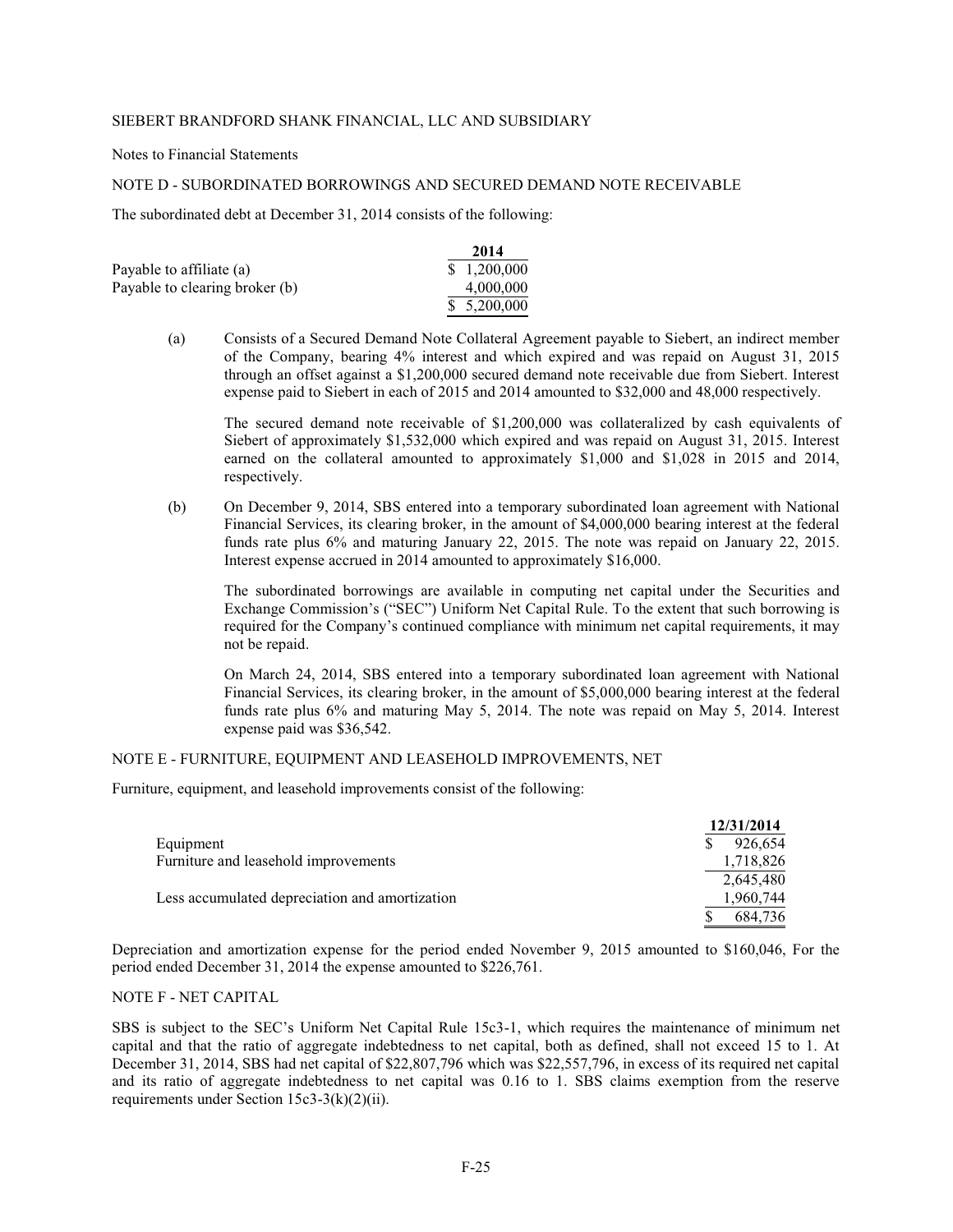SIEBERT BRANDFORD SHANK FINANCIAL, LLC AND SUBSIDIARY

Notes to Financial Statements

NOTE D - SUBORDINATED BORROWINGS AND SECURED DEMAND NOTE RECEIVABLE

The subordinated debt at December 31, 2014 consists of the following:

| | 2014 |
|---|---|
| Payable to affiliate (a) | $ 1,200,000 |
| Payable to clearing broker (b) | 4,000,000 |
| | $ 5,200,000 |

(a) Consists of a Secured Demand Note Collateral Agreement payable to Siebert, an indirect member of the Company, bearing 4% interest and which expired and was repaid on August 31, 2015 through an offset against a $1,200,000 secured demand note receivable due from Siebert. Interest expense paid to Siebert in each of 2015 and 2014 amounted to $32,000 and 48,000 respectively.

The secured demand note receivable of $1,200,000 was collateralized by cash equivalents of Siebert of approximately $1,532,000 which expired and was repaid on August 31, 2015. Interest earned on the collateral amounted to approximately $1,000 and $1,028 in 2015 and 2014, respectively.

(b) On December 9, 2014, SBS entered into a temporary subordinated loan agreement with National Financial Services, its clearing broker, in the amount of $4,000,000 bearing interest at the federal funds rate plus 6% and maturing January 22, 2015. The note was repaid on January 22, 2015. Interest expense accrued in 2014 amounted to approximately $16,000.

The subordinated borrowings are available in computing net capital under the Securities and Exchange Commission's ("SEC") Uniform Net Capital Rule. To the extent that such borrowing is required for the Company's continued compliance with minimum net capital requirements, it may not be repaid.

On March 24, 2014, SBS entered into a temporary subordinated loan agreement with National Financial Services, its clearing broker, in the amount of $5,000,000 bearing interest at the federal funds rate plus 6% and maturing May 5, 2014. The note was repaid on May 5, 2014. Interest expense paid was $36,542.

NOTE E - FURNITURE, EQUIPMENT AND LEASEHOLD IMPROVEMENTS, NET

Furniture, equipment, and leasehold improvements consist of the following:

| | 12/31/2014 |
|---|---|
| Equipment | $ 926,654 |
| Furniture and leasehold improvements | 1,718,826 |
| | 2,645,480 |
| Less accumulated depreciation and amortization | 1,960,744 |
| | $ 684,736 |

Depreciation and amortization expense for the period ended November 9, 2015 amounted to $160,046, For the period ended December 31, 2014 the expense amounted to $226,761.

NOTE F - NET CAPITAL

SBS is subject to the SEC's Uniform Net Capital Rule 15c3-1, which requires the maintenance of minimum net capital and that the ratio of aggregate indebtedness to net capital, both as defined, shall not exceed 15 to 1. At December 31, 2014, SBS had net capital of $22,807,796 which was $22,557,796, in excess of its required net capital and its ratio of aggregate indebtedness to net capital was 0.16 to 1. SBS claims exemption from the reserve requirements under Section 15c3-3(k)(2)(ii).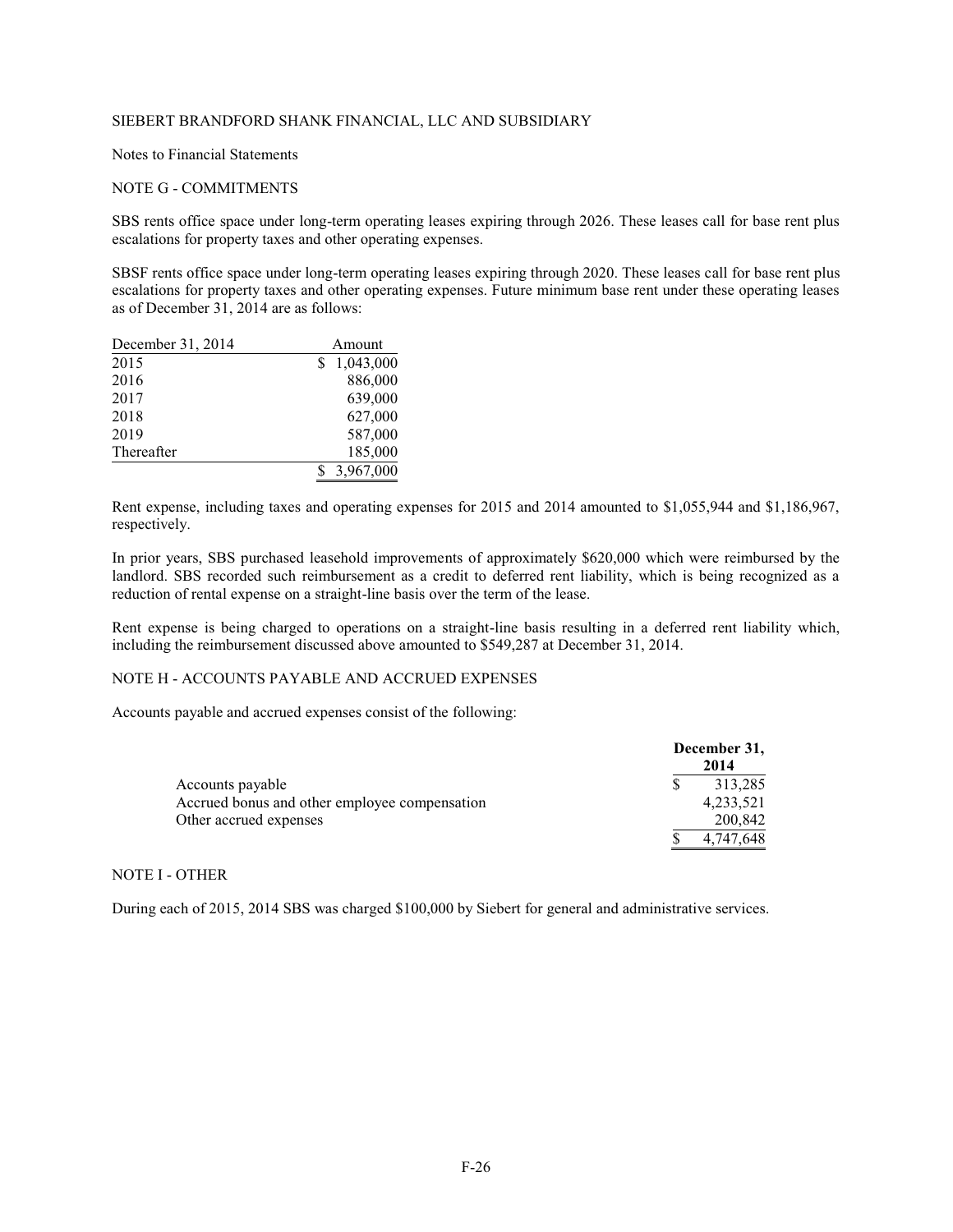SIEBERT BRANDFORD SHANK FINANCIAL, LLC AND SUBSIDIARY

Notes to Financial Statements

NOTE G - COMMITMENTS

SBS rents office space under long-term operating leases expiring through 2026. These leases call for base rent plus escalations for property taxes and other operating expenses.

SBSF rents office space under long-term operating leases expiring through 2020. These leases call for base rent plus escalations for property taxes and other operating expenses. Future minimum base rent under these operating leases as of December 31, 2014 are as follows:

| December 31, 2014 | Amount |
|---|---|
| 2015 | $ 1,043,000 |
| 2016 | 886,000 |
| 2017 | 639,000 |
| 2018 | 627,000 |
| 2019 | 587,000 |
| Thereafter | 185,000 |
| | $ 3,967,000 |

Rent expense, including taxes and operating expenses for 2015 and 2014 amounted to $1,055,944 and $1,186,967, respectively.

In prior years, SBS purchased leasehold improvements of approximately $620,000 which were reimbursed by the landlord. SBS recorded such reimbursement as a credit to deferred rent liability, which is being recognized as a reduction of rental expense on a straight-line basis over the term of the lease.

Rent expense is being charged to operations on a straight-line basis resulting in a deferred rent liability which, including the reimbursement discussed above amounted to $549,287 at December 31, 2014.

NOTE H - ACCOUNTS PAYABLE AND ACCRUED EXPENSES

Accounts payable and accrued expenses consist of the following:

| | December 31, 2014 |
|---|---|
| Accounts payable | $ 313,285 |
| Accrued bonus and other employee compensation | 4,233,521 |
| Other accrued expenses | 200,842 |
| | $ 4,747,648 |

NOTE I - OTHER

During each of 2015, 2014 SBS was charged $100,000 by Siebert for general and administrative services.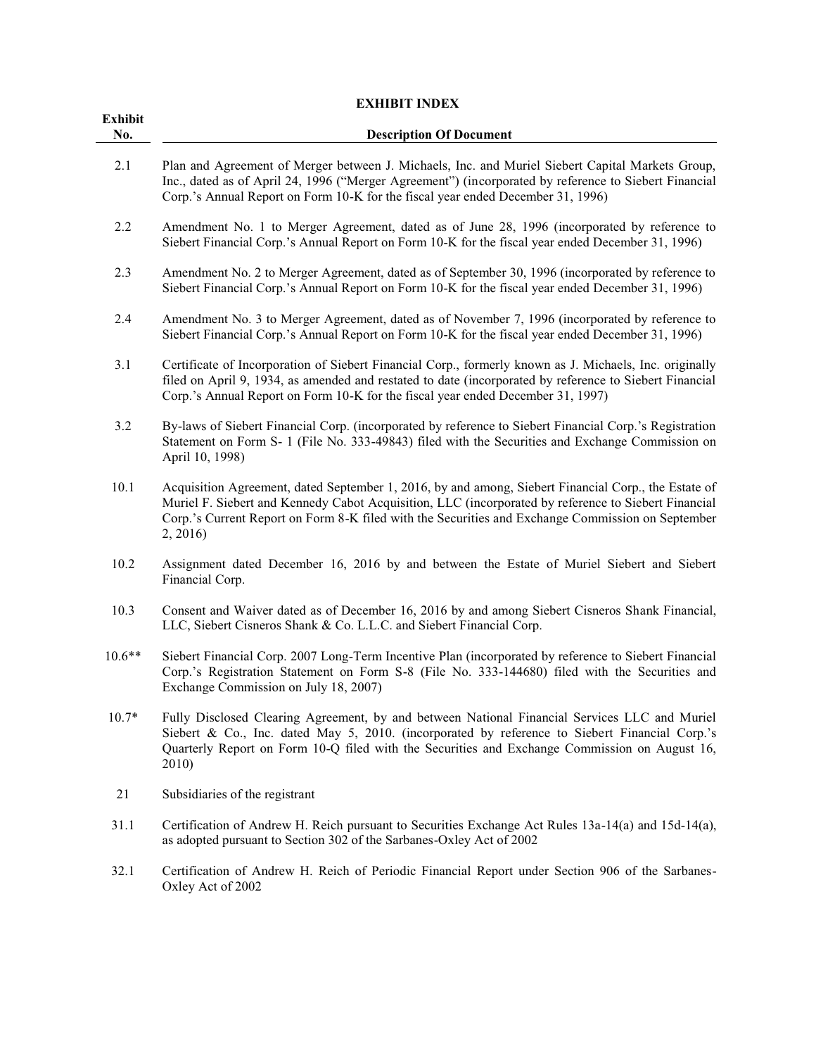## EXHIBIT INDEX

| Exhibit No. | Description Of Document |
|---|---|
| 2.1 | Plan and Agreement of Merger between J. Michaels, Inc. and Muriel Siebert Capital Markets Group, Inc., dated as of April 24, 1996 ("Merger Agreement") (incorporated by reference to Siebert Financial Corp.'s Annual Report on Form 10-K for the fiscal year ended December 31, 1996) |
| 2.2 | Amendment No. 1 to Merger Agreement, dated as of June 28, 1996 (incorporated by reference to Siebert Financial Corp.'s Annual Report on Form 10-K for the fiscal year ended December 31, 1996) |
| 2.3 | Amendment No. 2 to Merger Agreement, dated as of September 30, 1996 (incorporated by reference to Siebert Financial Corp.'s Annual Report on Form 10-K for the fiscal year ended December 31, 1996) |
| 2.4 | Amendment No. 3 to Merger Agreement, dated as of November 7, 1996 (incorporated by reference to Siebert Financial Corp.'s Annual Report on Form 10-K for the fiscal year ended December 31, 1996) |
| 3.1 | Certificate of Incorporation of Siebert Financial Corp., formerly known as J. Michaels, Inc. originally filed on April 9, 1934, as amended and restated to date (incorporated by reference to Siebert Financial Corp.'s Annual Report on Form 10-K for the fiscal year ended December 31, 1997) |
| 3.2 | By-laws of Siebert Financial Corp. (incorporated by reference to Siebert Financial Corp.'s Registration Statement on Form S- 1 (File No. 333-49843) filed with the Securities and Exchange Commission on April 10, 1998) |
| 10.1 | Acquisition Agreement, dated September 1, 2016, by and among, Siebert Financial Corp., the Estate of Muriel F. Siebert and Kennedy Cabot Acquisition, LLC (incorporated by reference to Siebert Financial Corp.'s Current Report on Form 8-K filed with the Securities and Exchange Commission on September 2, 2016) |
| 10.2 | Assignment dated December 16, 2016 by and between the Estate of Muriel Siebert and Siebert Financial Corp. |
| 10.3 | Consent and Waiver dated as of December 16, 2016 by and among Siebert Cisneros Shank Financial, LLC, Siebert Cisneros Shank & Co. L.L.C. and Siebert Financial Corp. |
| 10.6** | Siebert Financial Corp. 2007 Long-Term Incentive Plan (incorporated by reference to Siebert Financial Corp.'s Registration Statement on Form S-8 (File No. 333-144680) filed with the Securities and Exchange Commission on July 18, 2007) |
| 10.7* | Fully Disclosed Clearing Agreement, by and between National Financial Services LLC and Muriel Siebert & Co., Inc. dated May 5, 2010. (incorporated by reference to Siebert Financial Corp.'s Quarterly Report on Form 10-Q filed with the Securities and Exchange Commission on August 16, 2010) |
| 21 | Subsidiaries of the registrant |
| 31.1 | Certification of Andrew H. Reich pursuant to Securities Exchange Act Rules 13a-14(a) and 15d-14(a), as adopted pursuant to Section 302 of the Sarbanes-Oxley Act of 2002 |
| 32.1 | Certification of Andrew H. Reich of Periodic Financial Report under Section 906 of the Sarbanes-Oxley Act of 2002 |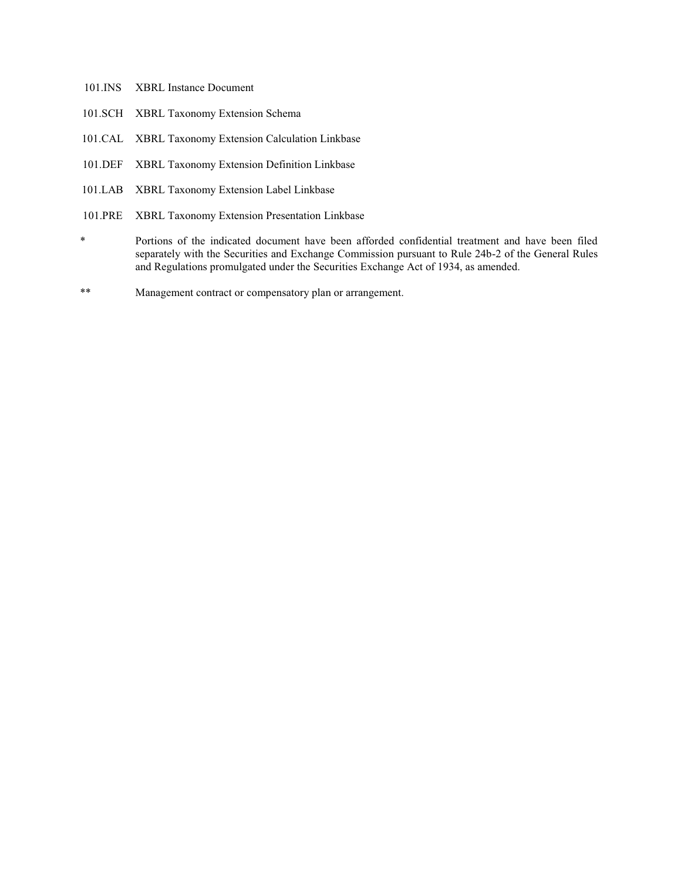| | |
|---|---|
| 101.INS | XBRL Instance Document |
| 101.SCH | XBRL Taxonomy Extension Schema |
| 101.CAL | XBRL Taxonomy Extension Calculation Linkbase |
| 101.DEF | XBRL Taxonomy Extension Definition Linkbase |
| 101.LAB | XBRL Taxonomy Extension Label Linkbase |
| 101.PRE | XBRL Taxonomy Extension Presentation Linkbase |

| | |
|---|---|
| * | Portions of the indicated document have been afforded confidential treatment and have been filed separately with the Securities and Exchange Commission pursuant to Rule 24b-2 of the General Rules and Regulations promulgated under the Securities Exchange Act of 1934, as amended. |
| ** | Management contract or compensatory plan or arrangement. |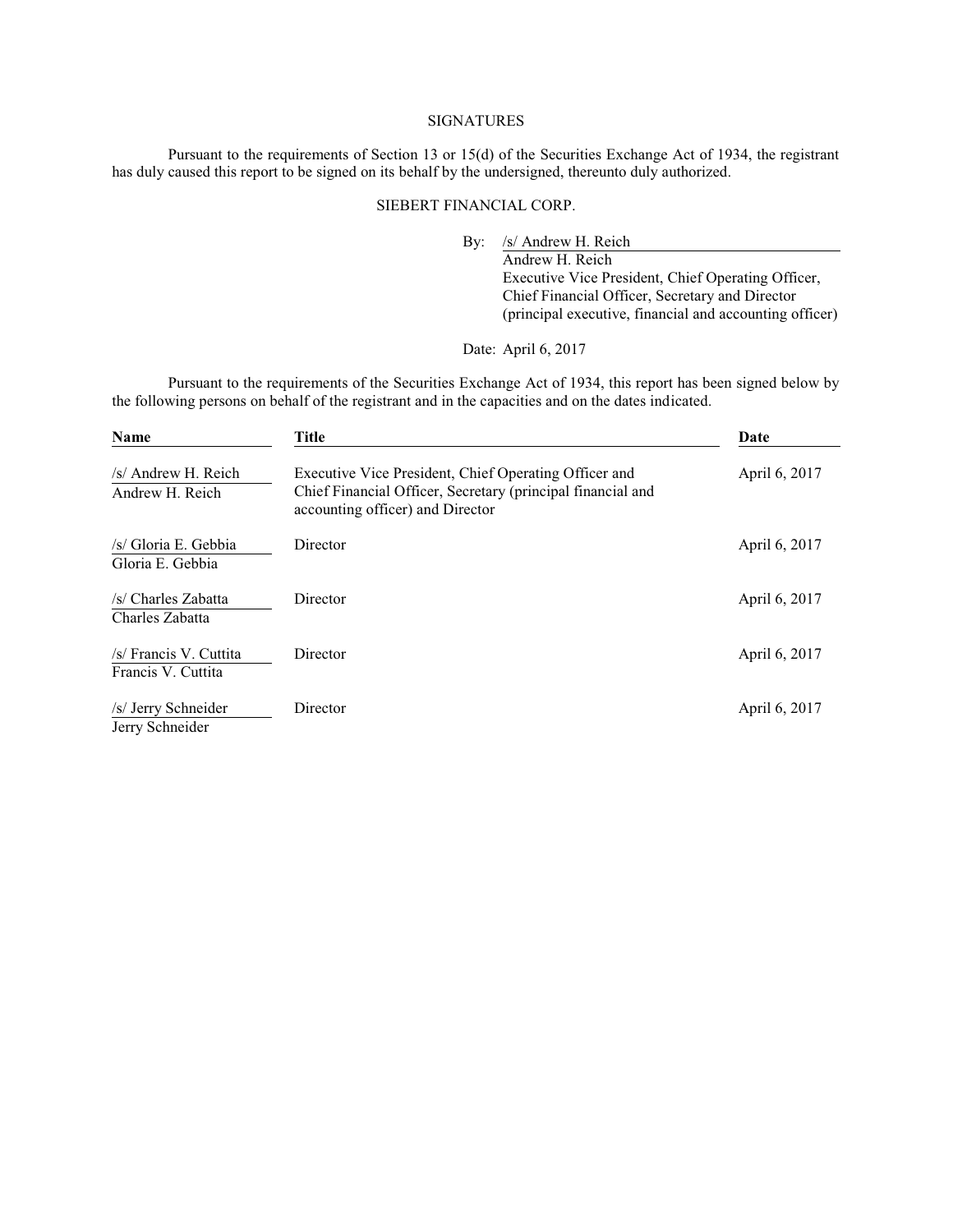SIGNATURES

Pursuant to the requirements of Section 13 or 15(d) of the Securities Exchange Act of 1934, the registrant has duly caused this report to be signed on its behalf by the undersigned, thereunto duly authorized.

SIEBERT FINANCIAL CORP.

By: /s/ Andrew H. Reich
Andrew H. Reich
Executive Vice President, Chief Operating Officer,
Chief Financial Officer, Secretary and Director
(principal executive, financial and accounting officer)

Date: April 6, 2017

Pursuant to the requirements of the Securities Exchange Act of 1934, this report has been signed below by the following persons on behalf of the registrant and in the capacities and on the dates indicated.

| Name | Title | Date |
|---|---|---|
| /s/ Andrew H. Reich<br>Andrew H. Reich | Executive Vice President, Chief Operating Officer and Chief Financial Officer, Secretary (principal financial and accounting officer) and Director | April 6, 2017 |
| /s/ Gloria E. Gebbia<br>Gloria E. Gebbia | Director | April 6, 2017 |
| /s/ Charles Zabatta<br>Charles Zabatta | Director | April 6, 2017 |
| /s/ Francis V. Cuttita<br>Francis V. Cuttita | Director | April 6, 2017 |
| /s/ Jerry Schneider<br>Jerry Schneider | Director | April 6, 2017 |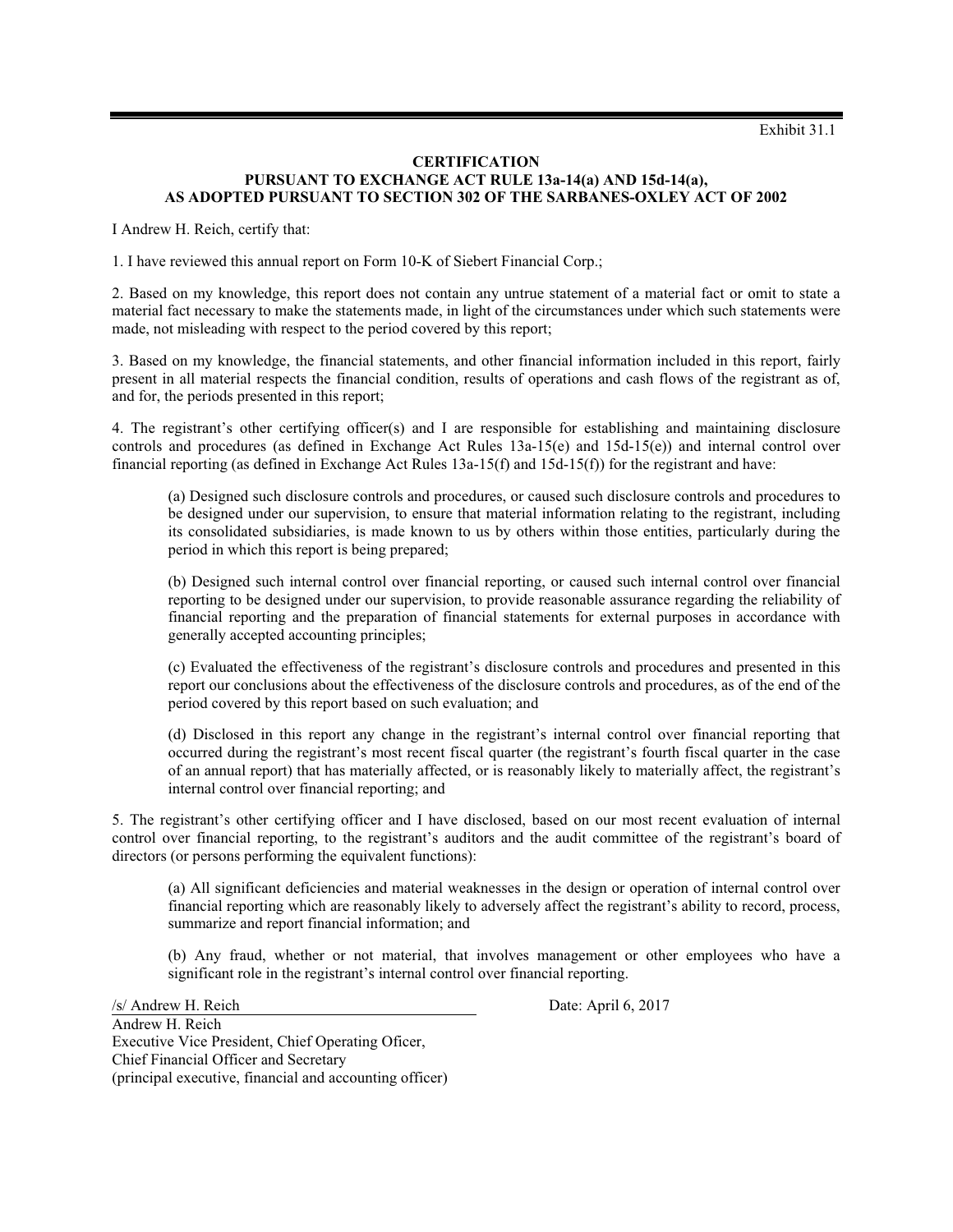Exhibit 31.1

**CERTIFICATION**
**PURSUANT TO EXCHANGE ACT RULE 13a-14(a) AND 15d-14(a),**
**AS ADOPTED PURSUANT TO SECTION 302 OF THE SARBANES-OXLEY ACT OF 2002**

I Andrew H. Reich, certify that:

1. I have reviewed this annual report on Form 10-K of Siebert Financial Corp.;

2. Based on my knowledge, this report does not contain any untrue statement of a material fact or omit to state a material fact necessary to make the statements made, in light of the circumstances under which such statements were made, not misleading with respect to the period covered by this report;

3. Based on my knowledge, the financial statements, and other financial information included in this report, fairly present in all material respects the financial condition, results of operations and cash flows of the registrant as of, and for, the periods presented in this report;

4. The registrant's other certifying officer(s) and I are responsible for establishing and maintaining disclosure controls and procedures (as defined in Exchange Act Rules 13a-15(e) and 15d-15(e)) and internal control over financial reporting (as defined in Exchange Act Rules 13a-15(f) and 15d-15(f)) for the registrant and have:

> (a) Designed such disclosure controls and procedures, or caused such disclosure controls and procedures to be designed under our supervision, to ensure that material information relating to the registrant, including its consolidated subsidiaries, is made known to us by others within those entities, particularly during the period in which this report is being prepared;
>
> (b) Designed such internal control over financial reporting, or caused such internal control over financial reporting to be designed under our supervision, to provide reasonable assurance regarding the reliability of financial reporting and the preparation of financial statements for external purposes in accordance with generally accepted accounting principles;
>
> (c) Evaluated the effectiveness of the registrant's disclosure controls and procedures and presented in this report our conclusions about the effectiveness of the disclosure controls and procedures, as of the end of the period covered by this report based on such evaluation; and
>
> (d) Disclosed in this report any change in the registrant's internal control over financial reporting that occurred during the registrant's most recent fiscal quarter (the registrant's fourth fiscal quarter in the case of an annual report) that has materially affected, or is reasonably likely to materially affect, the registrant's internal control over financial reporting; and

5. The registrant's other certifying officer and I have disclosed, based on our most recent evaluation of internal control over financial reporting, to the registrant's auditors and the audit committee of the registrant's board of directors (or persons performing the equivalent functions):

> (a) All significant deficiencies and material weaknesses in the design or operation of internal control over financial reporting which are reasonably likely to adversely affect the registrant's ability to record, process, summarize and report financial information; and
>
> (b) Any fraud, whether or not material, that involves management or other employees who have a significant role in the registrant's internal control over financial reporting.

/s/ Andrew H. Reich

Date: April 6, 2017

Andrew H. Reich
Executive Vice President, Chief Operating Oficer,
Chief Financial Officer and Secretary
(principal executive, financial and accounting officer)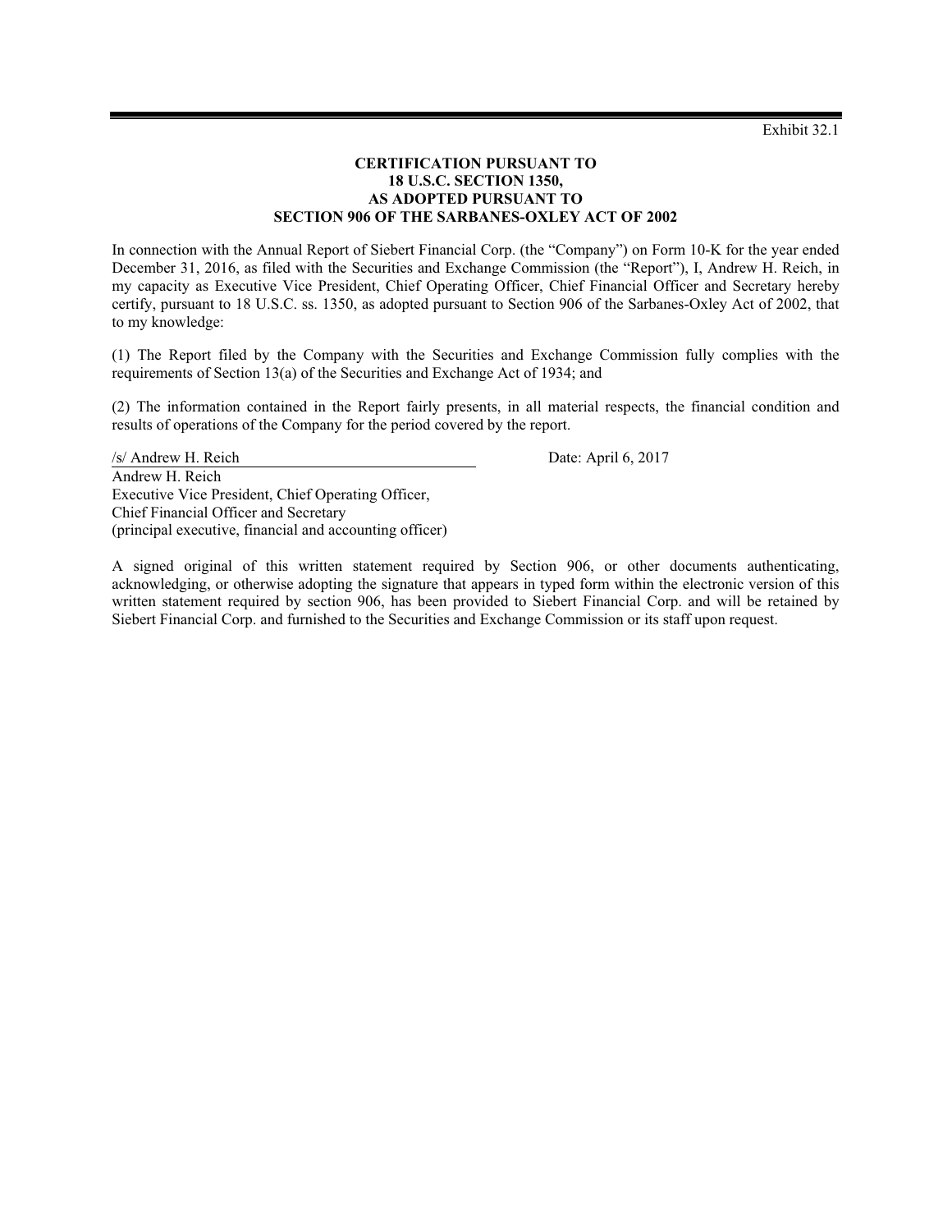Exhibit 32.1

**CERTIFICATION PURSUANT TO**
**18 U.S.C. SECTION 1350,**
**AS ADOPTED PURSUANT TO**
**SECTION 906 OF THE SARBANES-OXLEY ACT OF 2002**

In connection with the Annual Report of Siebert Financial Corp. (the "Company") on Form 10-K for the year ended December 31, 2016, as filed with the Securities and Exchange Commission (the "Report"), I, Andrew H. Reich, in my capacity as Executive Vice President, Chief Operating Officer, Chief Financial Officer and Secretary hereby certify, pursuant to 18 U.S.C. ss. 1350, as adopted pursuant to Section 906 of the Sarbanes-Oxley Act of 2002, that to my knowledge:

(1) The Report filed by the Company with the Securities and Exchange Commission fully complies with the requirements of Section 13(a) of the Securities and Exchange Act of 1934; and

(2) The information contained in the Report fairly presents, in all material respects, the financial condition and results of operations of the Company for the period covered by the report.

/s/ Andrew H. Reich
Andrew H. Reich
Executive Vice President, Chief Operating Officer,
Chief Financial Officer and Secretary
(principal executive, financial and accounting officer)

Date: April 6, 2017

A signed original of this written statement required by Section 906, or other documents authenticating, acknowledging, or otherwise adopting the signature that appears in typed form within the electronic version of this written statement required by section 906, has been provided to Siebert Financial Corp. and will be retained by Siebert Financial Corp. and furnished to the Securities and Exchange Commission or its staff upon request.